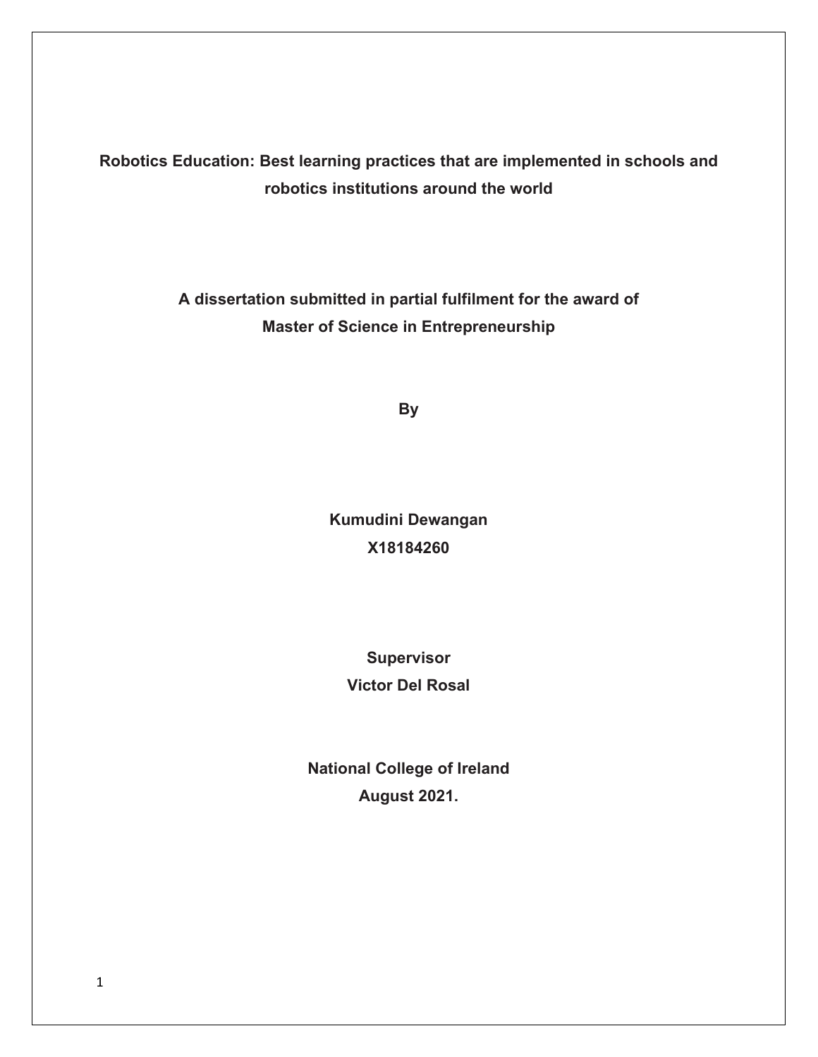# Robotics Education: Best learning practices that are implemented in schools and robotics institutions around the world

**A dissertation submitted in partial fulfilment for the award of Master of Science in Entrepreneurship**

**By**

**Kumudini Dewangan**
**X18184260**

**Supervisor**
**Victor Del Rosal**

**National College of Ireland**
**August 2021.**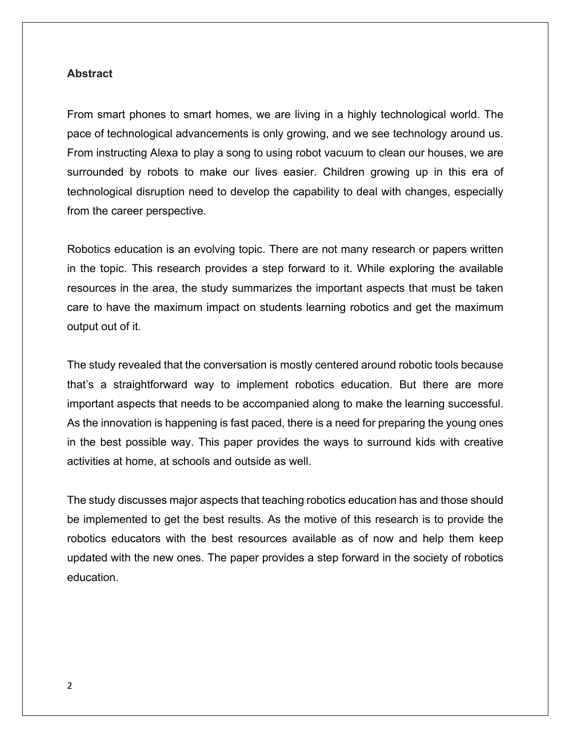**Abstract**

From smart phones to smart homes, we are living in a highly technological world. The pace of technological advancements is only growing, and we see technology around us. From instructing Alexa to play a song to using robot vacuum to clean our houses, we are surrounded by robots to make our lives easier. Children growing up in this era of technological disruption need to develop the capability to deal with changes, especially from the career perspective.

Robotics education is an evolving topic. There are not many research or papers written in the topic. This research provides a step forward to it. While exploring the available resources in the area, the study summarizes the important aspects that must be taken care to have the maximum impact on students learning robotics and get the maximum output out of it.

The study revealed that the conversation is mostly centered around robotic tools because that's a straightforward way to implement robotics education. But there are more important aspects that needs to be accompanied along to make the learning successful. As the innovation is happening is fast paced, there is a need for preparing the young ones in the best possible way. This paper provides the ways to surround kids with creative activities at home, at schools and outside as well.

The study discusses major aspects that teaching robotics education has and those should be implemented to get the best results. As the motive of this research is to provide the robotics educators with the best resources available as of now and help them keep updated with the new ones. The paper provides a step forward in the society of robotics education.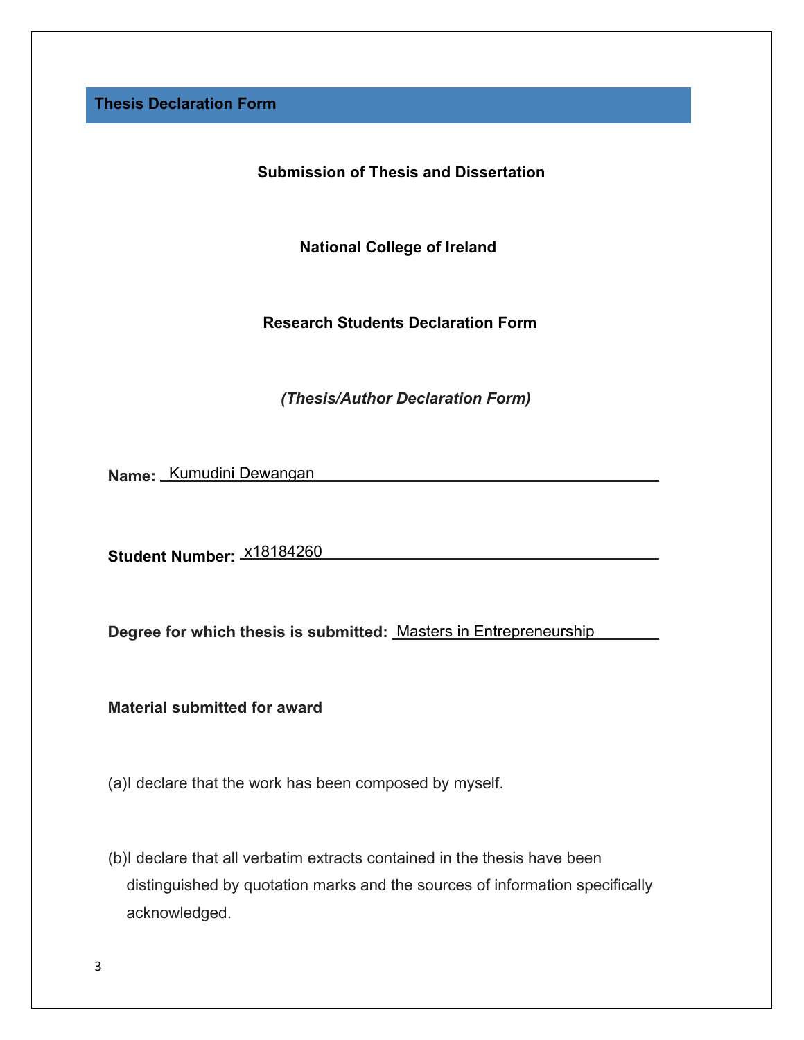## Thesis Declaration Form

**Submission of Thesis and Dissertation**

**National College of Ireland**

**Research Students Declaration Form**

***(Thesis/Author Declaration Form)***

**Name:** Kumudini Dewangan

**Student Number:** x18184260

**Degree for which thesis is submitted:** Masters in Entrepreneurship

**Material submitted for award**

(a)I declare that the work has been composed by myself.

(b)I declare that all verbatim extracts contained in the thesis have been distinguished by quotation marks and the sources of information specifically acknowledged.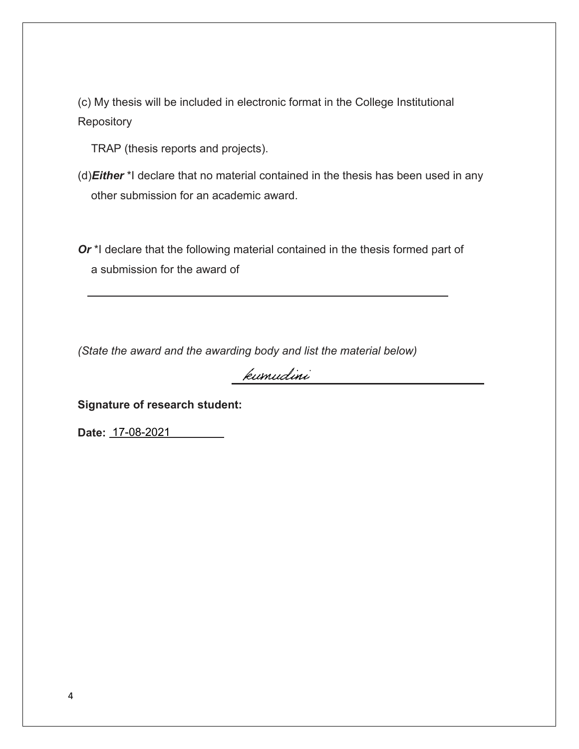(c) My thesis will be included in electronic format in the College Institutional Repository

TRAP (thesis reports and projects).

(d)***Either*** *I declare that no material contained in the thesis has been used in any other submission for an academic award.

***Or*** *I declare that the following material contained in the thesis formed part of a submission for the award of

_______________________________________________

*(State the award and the awarding body and list the material below)*

kumudini

**Signature of research student:**

**Date:** 17-08-2021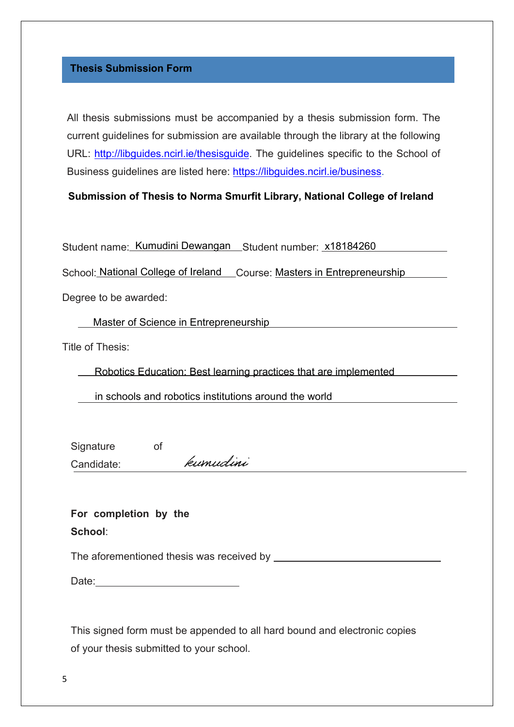## Thesis Submission Form

All thesis submissions must be accompanied by a thesis submission form. The current guidelines for submission are available through the library at the following URL: http://libguides.ncirl.ie/thesisguide. The guidelines specific to the School of Business guidelines are listed here: https://libguides.ncirl.ie/business.

**Submission of Thesis to Norma Smurfit Library, National College of Ireland**

Student name: Kumudini Dewangan Student number: x18184260

School: National College of Ireland Course: Masters in Entrepreneurship

Degree to be awarded:

Master of Science in Entrepreneurship

Title of Thesis:

Robotics Education: Best learning practices that are implemented in schools and robotics institutions around the world

Signature of Candidate: *kumudini*

**For completion by the School**:

The aforementioned thesis was received by ______________________

Date: ______________________

This signed form must be appended to all hard bound and electronic copies of your thesis submitted to your school.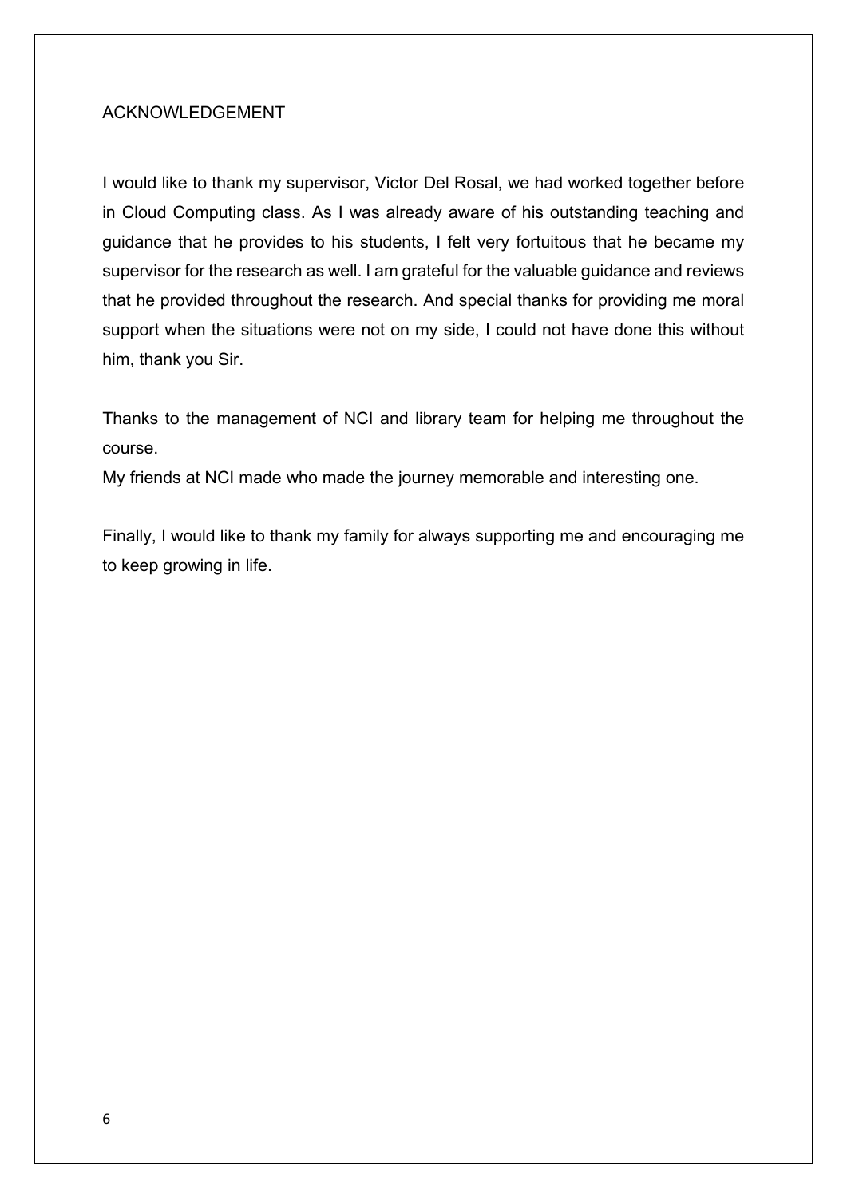# ACKNOWLEDGEMENT

I would like to thank my supervisor, Victor Del Rosal, we had worked together before in Cloud Computing class. As I was already aware of his outstanding teaching and guidance that he provides to his students, I felt very fortuitous that he became my supervisor for the research as well. I am grateful for the valuable guidance and reviews that he provided throughout the research. And special thanks for providing me moral support when the situations were not on my side, I could not have done this without him, thank you Sir.

Thanks to the management of NCI and library team for helping me throughout the course.
My friends at NCI made who made the journey memorable and interesting one.

Finally, I would like to thank my family for always supporting me and encouraging me to keep growing in life.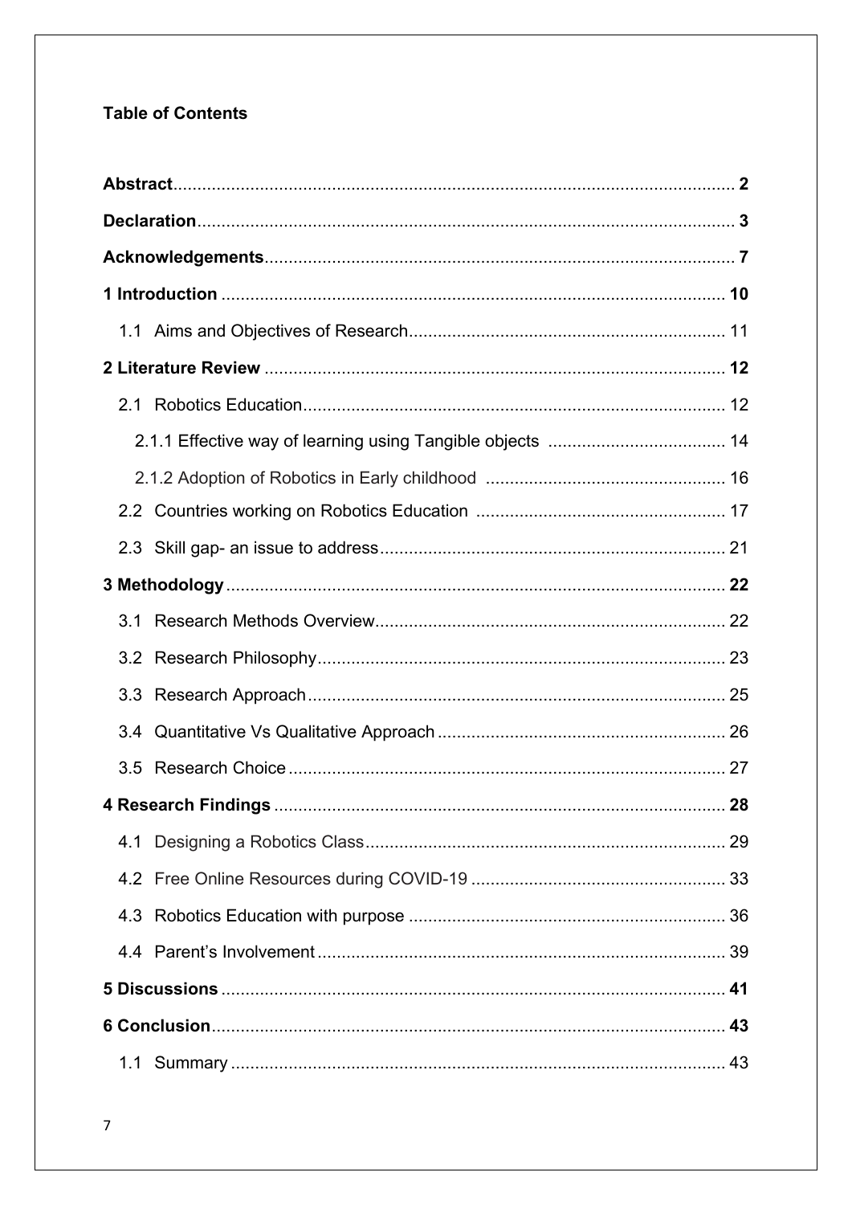**Table of Contents**

**Abstract** .......... **2**

**Declaration** .......... **3**

**Acknowledgements** .......... **7**

**1 Introduction** .......... **10**

1.1 Aims and Objectives of Research .......... 11

**2 Literature Review** .......... **12**

2.1 Robotics Education .......... 12

2.1.1 Effective way of learning using Tangible objects .......... 14

2.1.2 Adoption of Robotics in Early childhood .......... 16

2.2 Countries working on Robotics Education .......... 17

2.3 Skill gap- an issue to address .......... 21

**3 Methodology** .......... **22**

3.1 Research Methods Overview .......... 22

3.2 Research Philosophy .......... 23

3.3 Research Approach .......... 25

3.4 Quantitative Vs Qualitative Approach .......... 26

3.5 Research Choice .......... 27

**4 Research Findings** .......... **28**

4.1 Designing a Robotics Class .......... 29

4.2 Free Online Resources during COVID-19 .......... 33

4.3 Robotics Education with purpose .......... 36

4.4 Parent's Involvement .......... 39

**5 Discussions** .......... **41**

**6 Conclusion** .......... **43**

1.1 Summary .......... 43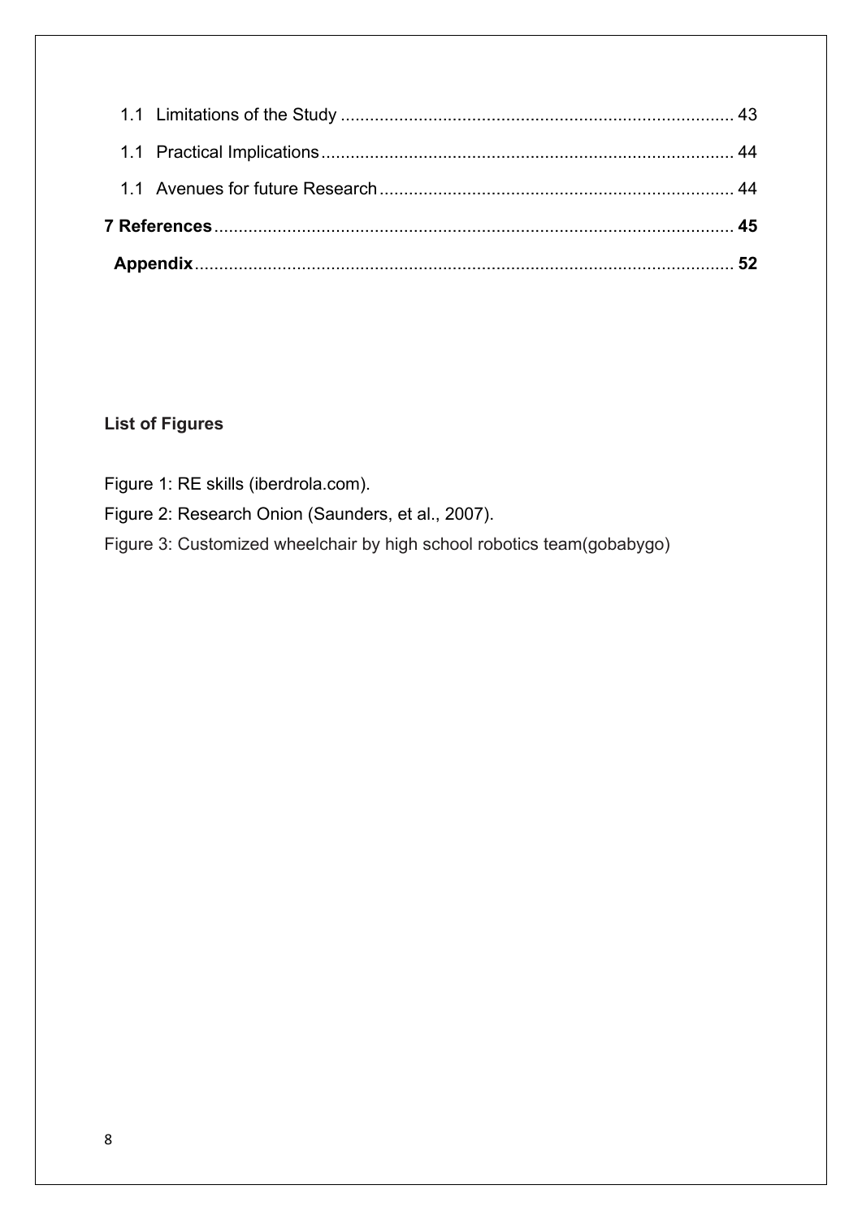1.1 Limitations of the Study ................................................................................ 43

1.1 Practical Implications ..................................................................................... 44

1.1 Avenues for future Research ......................................................................... 44

**7 References** .............................................................................................................. **45**

**Appendix** ................................................................................................................... **52**

**List of Figures**

Figure 1: RE skills (iberdrola.com).

Figure 2: Research Onion (Saunders, et al., 2007).

Figure 3: Customized wheelchair by high school robotics team(gobabygo)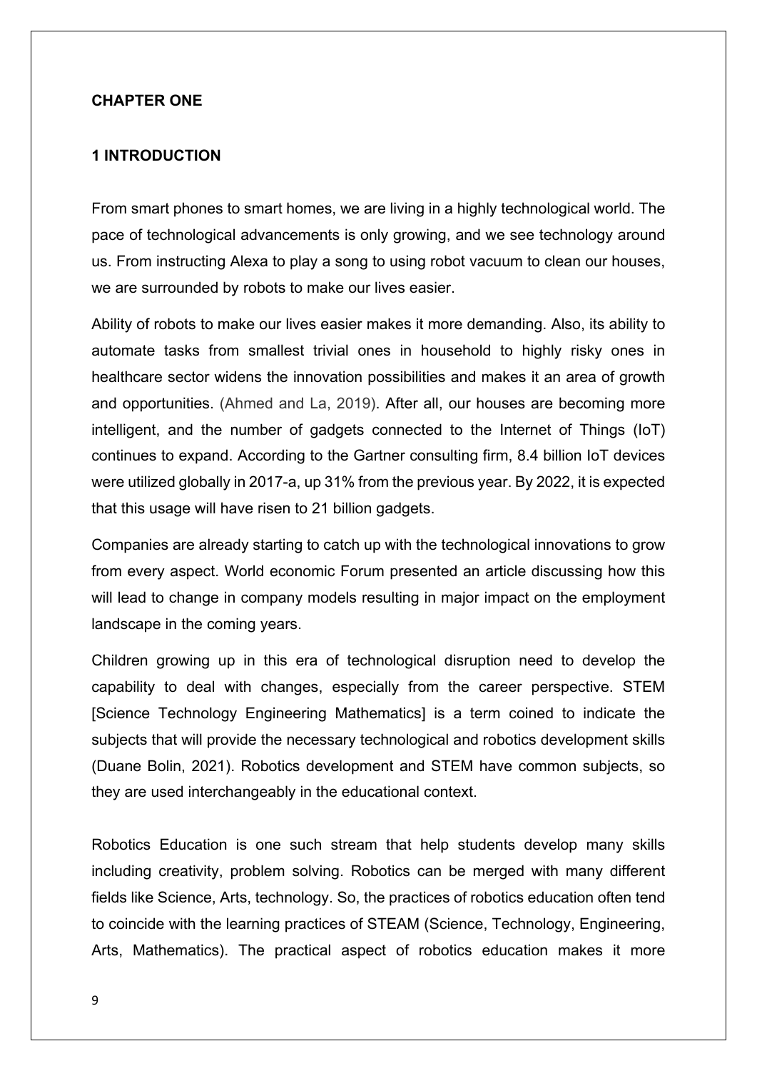**CHAPTER ONE**

# 1 INTRODUCTION

From smart phones to smart homes, we are living in a highly technological world. The pace of technological advancements is only growing, and we see technology around us. From instructing Alexa to play a song to using robot vacuum to clean our houses, we are surrounded by robots to make our lives easier.

Ability of robots to make our lives easier makes it more demanding. Also, its ability to automate tasks from smallest trivial ones in household to highly risky ones in healthcare sector widens the innovation possibilities and makes it an area of growth and opportunities. (Ahmed and La, 2019). After all, our houses are becoming more intelligent, and the number of gadgets connected to the Internet of Things (IoT) continues to expand. According to the Gartner consulting firm, 8.4 billion IoT devices were utilized globally in 2017-a, up 31% from the previous year. By 2022, it is expected that this usage will have risen to 21 billion gadgets.

Companies are already starting to catch up with the technological innovations to grow from every aspect. World economic Forum presented an article discussing how this will lead to change in company models resulting in major impact on the employment landscape in the coming years.

Children growing up in this era of technological disruption need to develop the capability to deal with changes, especially from the career perspective. STEM [Science Technology Engineering Mathematics] is a term coined to indicate the subjects that will provide the necessary technological and robotics development skills (Duane Bolin, 2021). Robotics development and STEM have common subjects, so they are used interchangeably in the educational context.

Robotics Education is one such stream that help students develop many skills including creativity, problem solving. Robotics can be merged with many different fields like Science, Arts, technology. So, the practices of robotics education often tend to coincide with the learning practices of STEAM (Science, Technology, Engineering, Arts, Mathematics). The practical aspect of robotics education makes it more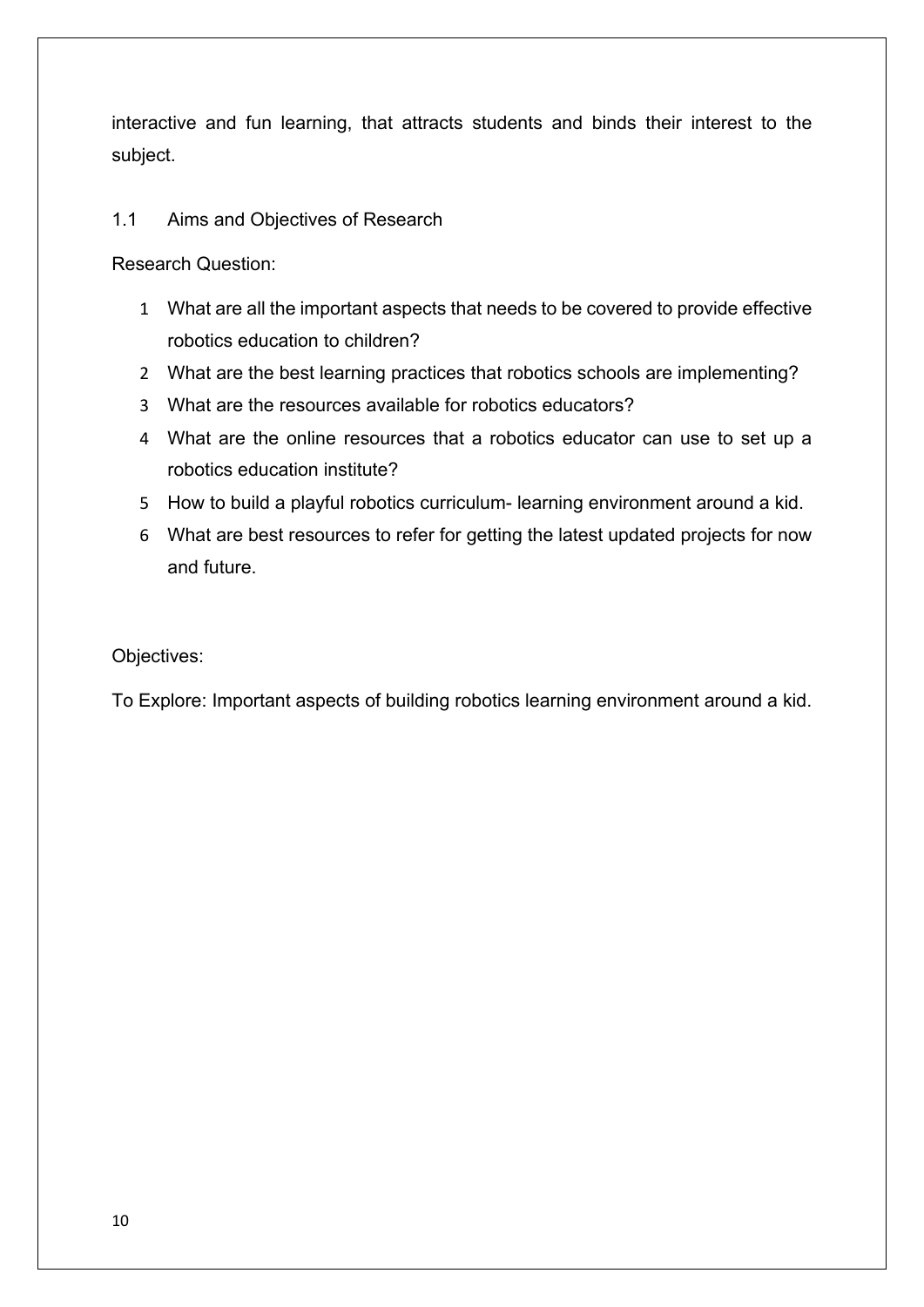interactive and fun learning, that attracts students and binds their interest to the subject.

## 1.1 Aims and Objectives of Research

Research Question:

1. What are all the important aspects that needs to be covered to provide effective robotics education to children?
2. What are the best learning practices that robotics schools are implementing?
3. What are the resources available for robotics educators?
4. What are the online resources that a robotics educator can use to set up a robotics education institute?
5. How to build a playful robotics curriculum- learning environment around a kid.
6. What are best resources to refer for getting the latest updated projects for now and future.

Objectives:

To Explore: Important aspects of building robotics learning environment around a kid.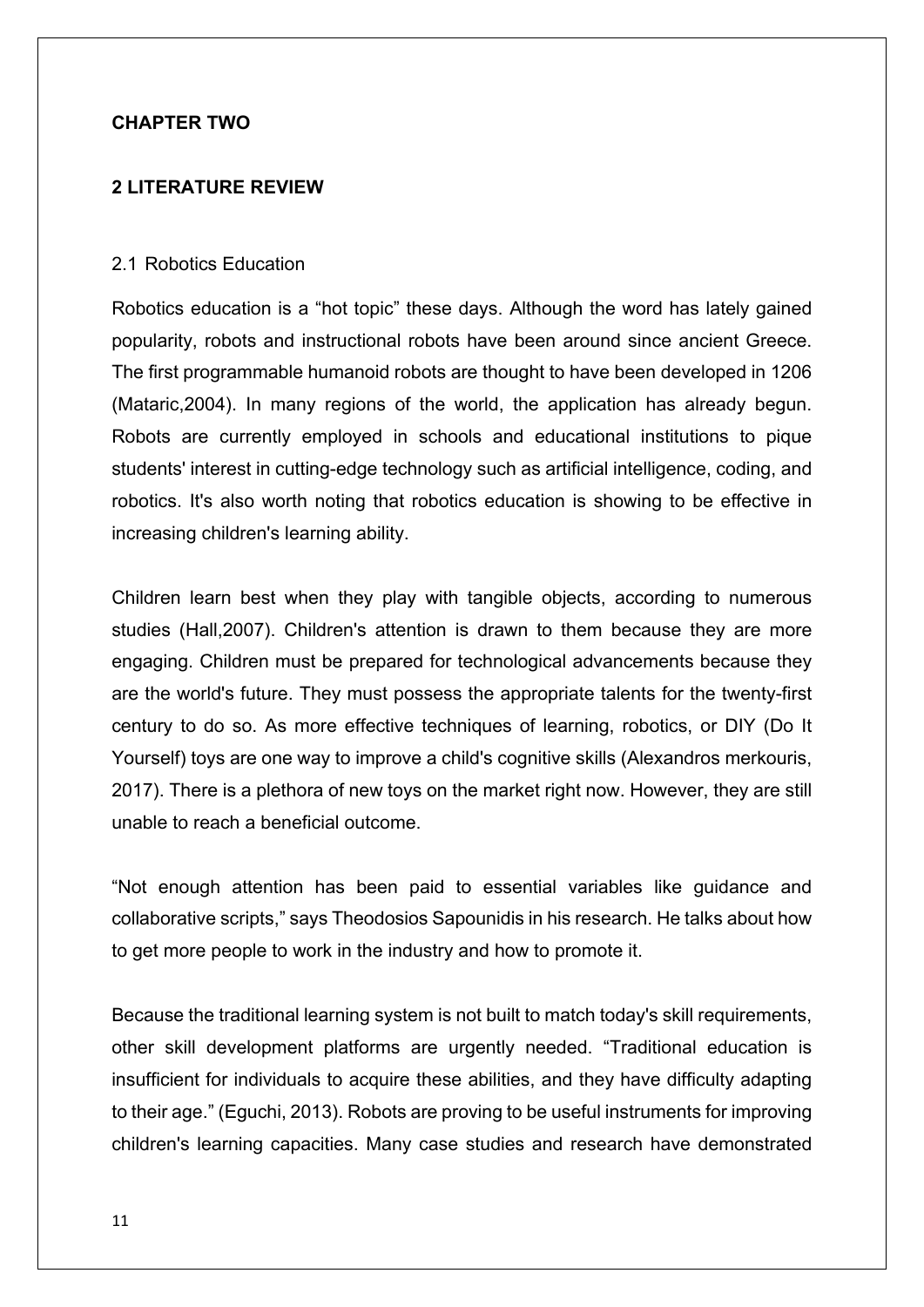## CHAPTER TWO

## 2 LITERATURE REVIEW

### 2.1 Robotics Education

Robotics education is a "hot topic" these days. Although the word has lately gained popularity, robots and instructional robots have been around since ancient Greece. The first programmable humanoid robots are thought to have been developed in 1206 (Mataric,2004). In many regions of the world, the application has already begun. Robots are currently employed in schools and educational institutions to pique students' interest in cutting-edge technology such as artificial intelligence, coding, and robotics. It's also worth noting that robotics education is showing to be effective in increasing children's learning ability.

Children learn best when they play with tangible objects, according to numerous studies (Hall,2007). Children's attention is drawn to them because they are more engaging. Children must be prepared for technological advancements because they are the world's future. They must possess the appropriate talents for the twenty-first century to do so. As more effective techniques of learning, robotics, or DIY (Do It Yourself) toys are one way to improve a child's cognitive skills (Alexandros merkouris, 2017). There is a plethora of new toys on the market right now. However, they are still unable to reach a beneficial outcome.

"Not enough attention has been paid to essential variables like guidance and collaborative scripts," says Theodosios Sapounidis in his research. He talks about how to get more people to work in the industry and how to promote it.

Because the traditional learning system is not built to match today's skill requirements, other skill development platforms are urgently needed. "Traditional education is insufficient for individuals to acquire these abilities, and they have difficulty adapting to their age." (Eguchi, 2013). Robots are proving to be useful instruments for improving children's learning capacities. Many case studies and research have demonstrated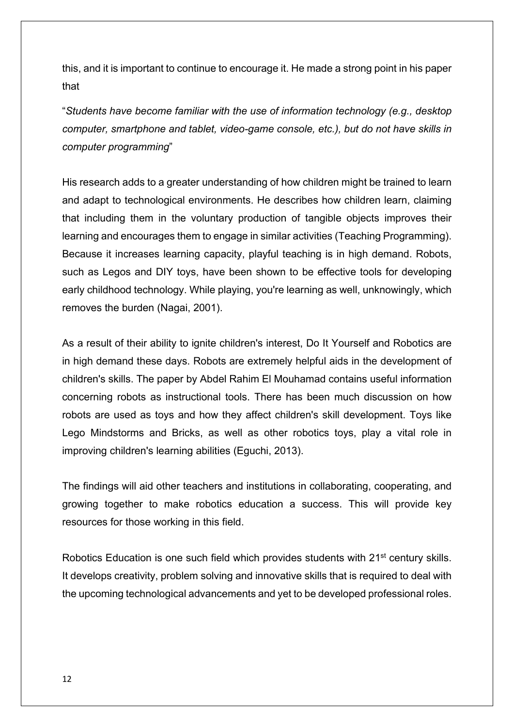this, and it is important to continue to encourage it. He made a strong point in his paper that

"*Students have become familiar with the use of information technology (e.g., desktop computer, smartphone and tablet, video-game console, etc.), but do not have skills in computer programming*"

His research adds to a greater understanding of how children might be trained to learn and adapt to technological environments. He describes how children learn, claiming that including them in the voluntary production of tangible objects improves their learning and encourages them to engage in similar activities (Teaching Programming). Because it increases learning capacity, playful teaching is in high demand. Robots, such as Legos and DIY toys, have been shown to be effective tools for developing early childhood technology. While playing, you're learning as well, unknowingly, which removes the burden (Nagai, 2001).

As a result of their ability to ignite children's interest, Do It Yourself and Robotics are in high demand these days. Robots are extremely helpful aids in the development of children's skills. The paper by Abdel Rahim El Mouhamad contains useful information concerning robots as instructional tools. There has been much discussion on how robots are used as toys and how they affect children's skill development. Toys like Lego Mindstorms and Bricks, as well as other robotics toys, play a vital role in improving children's learning abilities (Eguchi, 2013).

The findings will aid other teachers and institutions in collaborating, cooperating, and growing together to make robotics education a success. This will provide key resources for those working in this field.

Robotics Education is one such field which provides students with 21st century skills. It develops creativity, problem solving and innovative skills that is required to deal with the upcoming technological advancements and yet to be developed professional roles.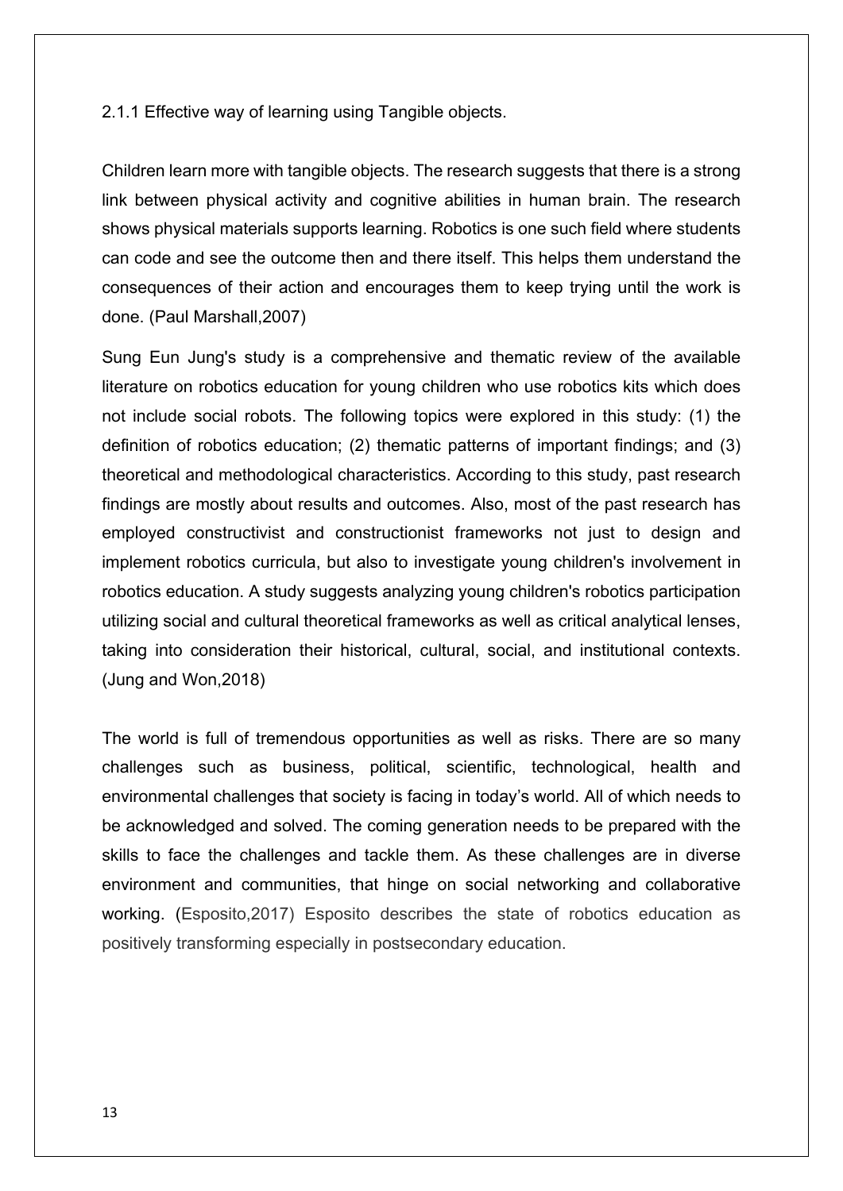### 2.1.1 Effective way of learning using Tangible objects.

Children learn more with tangible objects. The research suggests that there is a strong link between physical activity and cognitive abilities in human brain. The research shows physical materials supports learning. Robotics is one such field where students can code and see the outcome then and there itself. This helps them understand the consequences of their action and encourages them to keep trying until the work is done. (Paul Marshall,2007)

Sung Eun Jung's study is a comprehensive and thematic review of the available literature on robotics education for young children who use robotics kits which does not include social robots. The following topics were explored in this study: (1) the definition of robotics education; (2) thematic patterns of important findings; and (3) theoretical and methodological characteristics. According to this study, past research findings are mostly about results and outcomes. Also, most of the past research has employed constructivist and constructionist frameworks not just to design and implement robotics curricula, but also to investigate young children's involvement in robotics education. A study suggests analyzing young children's robotics participation utilizing social and cultural theoretical frameworks as well as critical analytical lenses, taking into consideration their historical, cultural, social, and institutional contexts. (Jung and Won,2018)

The world is full of tremendous opportunities as well as risks. There are so many challenges such as business, political, scientific, technological, health and environmental challenges that society is facing in today's world. All of which needs to be acknowledged and solved. The coming generation needs to be prepared with the skills to face the challenges and tackle them. As these challenges are in diverse environment and communities, that hinge on social networking and collaborative working. (Esposito,2017) Esposito describes the state of robotics education as positively transforming especially in postsecondary education.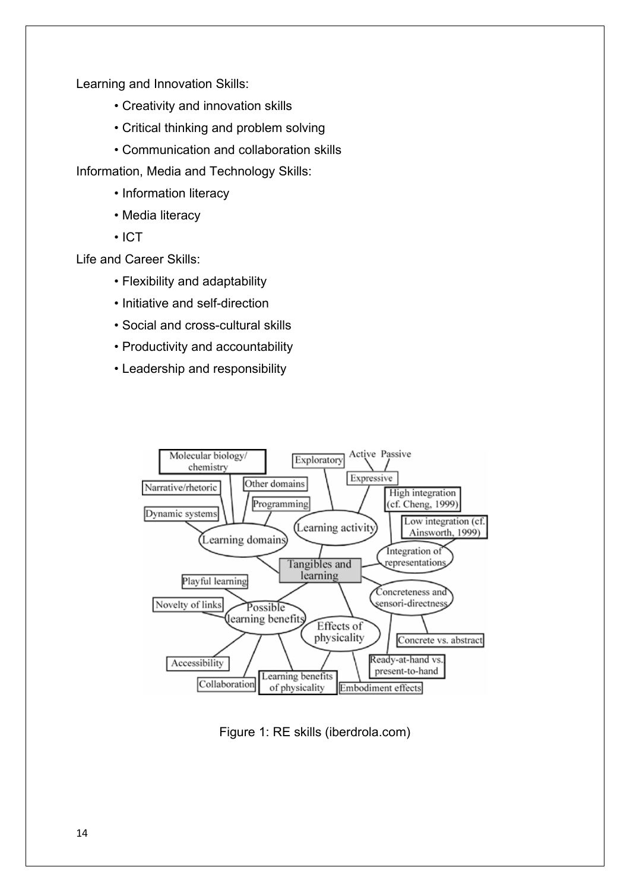Learning and Innovation Skills:

- Creativity and innovation skills
- Critical thinking and problem solving
- Communication and collaboration skills

Information, Media and Technology Skills:

- Information literacy
- Media literacy
- ICT

Life and Career Skills:

- Flexibility and adaptability
- Initiative and self-direction
- Social and cross-cultural skills
- Productivity and accountability
- Leadership and responsibility

Figure 1: RE skills (iberdrola.com)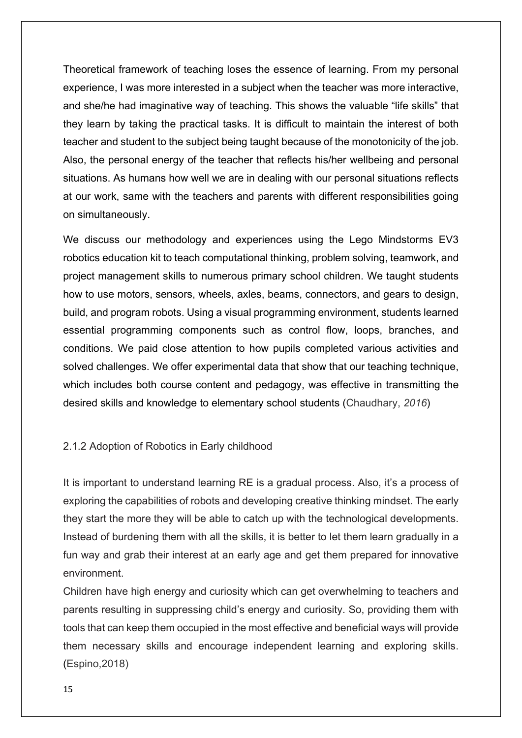Theoretical framework of teaching loses the essence of learning. From my personal experience, I was more interested in a subject when the teacher was more interactive, and she/he had imaginative way of teaching. This shows the valuable "life skills" that they learn by taking the practical tasks. It is difficult to maintain the interest of both teacher and student to the subject being taught because of the monotonicity of the job. Also, the personal energy of the teacher that reflects his/her wellbeing and personal situations. As humans how well we are in dealing with our personal situations reflects at our work, same with the teachers and parents with different responsibilities going on simultaneously.

We discuss our methodology and experiences using the Lego Mindstorms EV3 robotics education kit to teach computational thinking, problem solving, teamwork, and project management skills to numerous primary school children. We taught students how to use motors, sensors, wheels, axles, beams, connectors, and gears to design, build, and program robots. Using a visual programming environment, students learned essential programming components such as control flow, loops, branches, and conditions. We paid close attention to how pupils completed various activities and solved challenges. We offer experimental data that show that our teaching technique, which includes both course content and pedagogy, was effective in transmitting the desired skills and knowledge to elementary school students (Chaudhary, *2016*)

### 2.1.2 Adoption of Robotics in Early childhood

It is important to understand learning RE is a gradual process. Also, it's a process of exploring the capabilities of robots and developing creative thinking mindset. The early they start the more they will be able to catch up with the technological developments. Instead of burdening them with all the skills, it is better to let them learn gradually in a fun way and grab their interest at an early age and get them prepared for innovative environment.

Children have high energy and curiosity which can get overwhelming to teachers and parents resulting in suppressing child's energy and curiosity. So, providing them with tools that can keep them occupied in the most effective and beneficial ways will provide them necessary skills and encourage independent learning and exploring skills. (Espino,2018)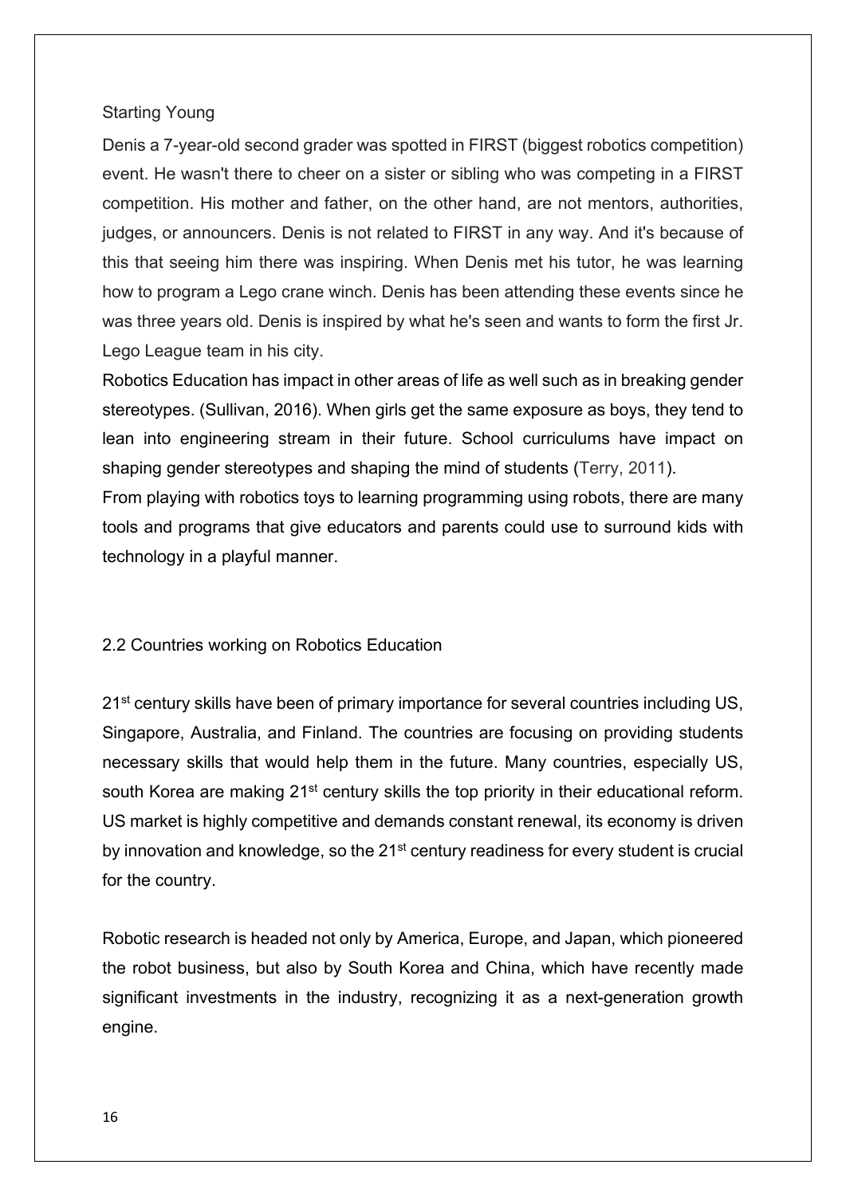### Starting Young

Denis a 7-year-old second grader was spotted in FIRST (biggest robotics competition) event. He wasn't there to cheer on a sister or sibling who was competing in a FIRST competition. His mother and father, on the other hand, are not mentors, authorities, judges, or announcers. Denis is not related to FIRST in any way. And it's because of this that seeing him there was inspiring. When Denis met his tutor, he was learning how to program a Lego crane winch. Denis has been attending these events since he was three years old. Denis is inspired by what he's seen and wants to form the first Jr. Lego League team in his city.

Robotics Education has impact in other areas of life as well such as in breaking gender stereotypes. (Sullivan, 2016). When girls get the same exposure as boys, they tend to lean into engineering stream in their future. School curriculums have impact on shaping gender stereotypes and shaping the mind of students (Terry, 2011).

From playing with robotics toys to learning programming using robots, there are many tools and programs that give educators and parents could use to surround kids with technology in a playful manner.

## 2.2 Countries working on Robotics Education

21st century skills have been of primary importance for several countries including US, Singapore, Australia, and Finland. The countries are focusing on providing students necessary skills that would help them in the future. Many countries, especially US, south Korea are making 21st century skills the top priority in their educational reform. US market is highly competitive and demands constant renewal, its economy is driven by innovation and knowledge, so the 21st century readiness for every student is crucial for the country.

Robotic research is headed not only by America, Europe, and Japan, which pioneered the robot business, but also by South Korea and China, which have recently made significant investments in the industry, recognizing it as a next-generation growth engine.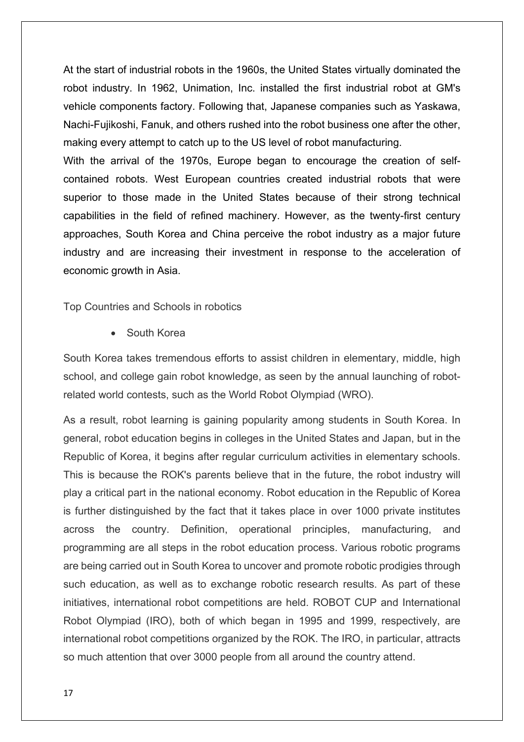At the start of industrial robots in the 1960s, the United States virtually dominated the robot industry. In 1962, Unimation, Inc. installed the first industrial robot at GM's vehicle components factory. Following that, Japanese companies such as Yaskawa, Nachi-Fujikoshi, Fanuk, and others rushed into the robot business one after the other, making every attempt to catch up to the US level of robot manufacturing.

With the arrival of the 1970s, Europe began to encourage the creation of self-contained robots. West European countries created industrial robots that were superior to those made in the United States because of their strong technical capabilities in the field of refined machinery. However, as the twenty-first century approaches, South Korea and China perceive the robot industry as a major future industry and are increasing their investment in response to the acceleration of economic growth in Asia.

Top Countries and Schools in robotics

- South Korea

South Korea takes tremendous efforts to assist children in elementary, middle, high school, and college gain robot knowledge, as seen by the annual launching of robot-related world contests, such as the World Robot Olympiad (WRO).

As a result, robot learning is gaining popularity among students in South Korea. In general, robot education begins in colleges in the United States and Japan, but in the Republic of Korea, it begins after regular curriculum activities in elementary schools. This is because the ROK's parents believe that in the future, the robot industry will play a critical part in the national economy. Robot education in the Republic of Korea is further distinguished by the fact that it takes place in over 1000 private institutes across the country. Definition, operational principles, manufacturing, and programming are all steps in the robot education process. Various robotic programs are being carried out in South Korea to uncover and promote robotic prodigies through such education, as well as to exchange robotic research results. As part of these initiatives, international robot competitions are held. ROBOT CUP and International Robot Olympiad (IRO), both of which began in 1995 and 1999, respectively, are international robot competitions organized by the ROK. The IRO, in particular, attracts so much attention that over 3000 people from all around the country attend.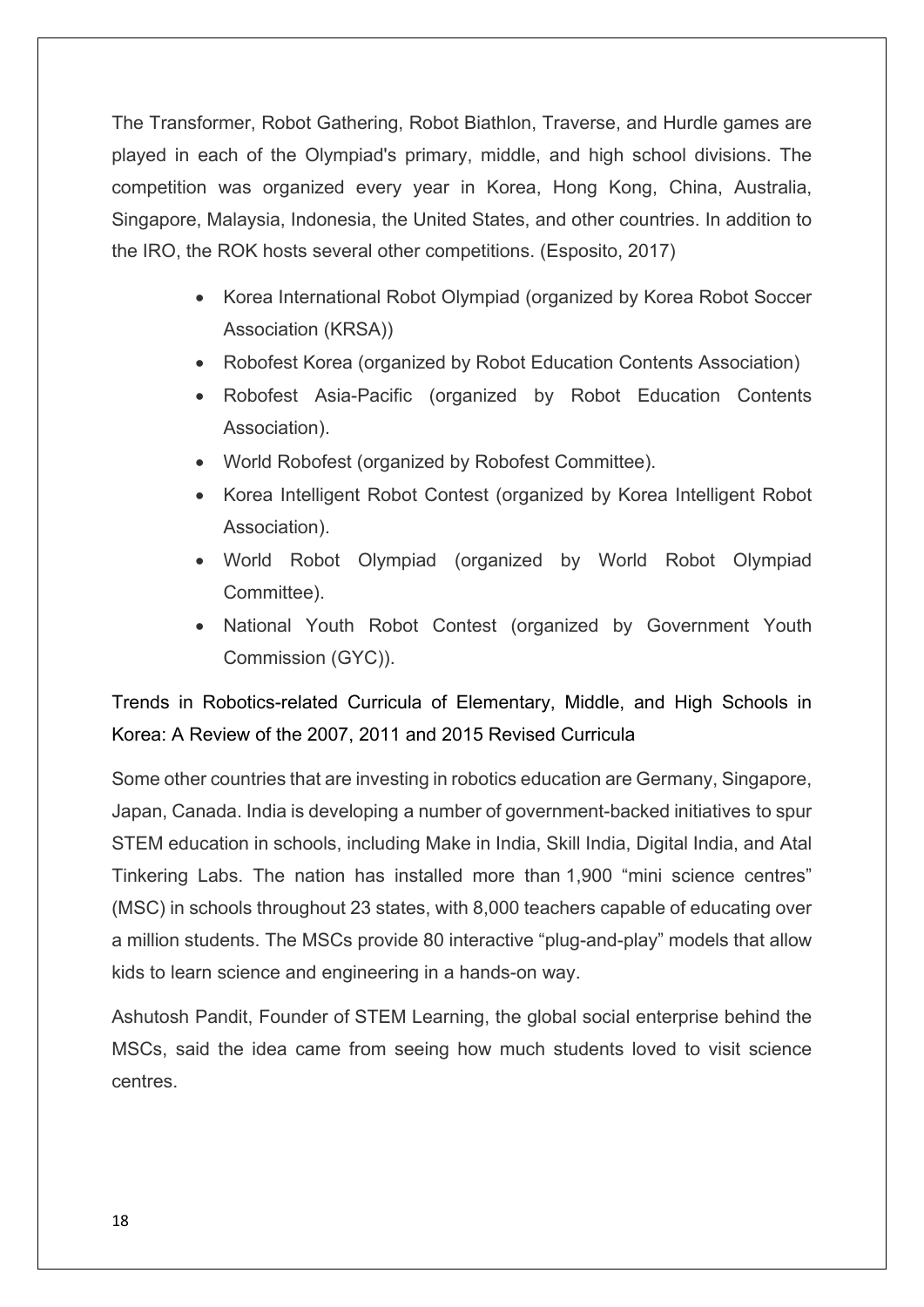The Transformer, Robot Gathering, Robot Biathlon, Traverse, and Hurdle games are played in each of the Olympiad's primary, middle, and high school divisions. The competition was organized every year in Korea, Hong Kong, China, Australia, Singapore, Malaysia, Indonesia, the United States, and other countries. In addition to the IRO, the ROK hosts several other competitions. (Esposito, 2017)

- Korea International Robot Olympiad (organized by Korea Robot Soccer Association (KRSA))
- Robofest Korea (organized by Robot Education Contents Association)
- Robofest Asia-Pacific (organized by Robot Education Contents Association).
- World Robofest (organized by Robofest Committee).
- Korea Intelligent Robot Contest (organized by Korea Intelligent Robot Association).
- World Robot Olympiad (organized by World Robot Olympiad Committee).
- National Youth Robot Contest (organized by Government Youth Commission (GYC)).

Trends in Robotics-related Curricula of Elementary, Middle, and High Schools in Korea: A Review of the 2007, 2011 and 2015 Revised Curricula

Some other countries that are investing in robotics education are Germany, Singapore, Japan, Canada. India is developing a number of government-backed initiatives to spur STEM education in schools, including Make in India, Skill India, Digital India, and Atal Tinkering Labs. The nation has installed more than 1,900 "mini science centres" (MSC) in schools throughout 23 states, with 8,000 teachers capable of educating over a million students. The MSCs provide 80 interactive "plug-and-play" models that allow kids to learn science and engineering in a hands-on way.

Ashutosh Pandit, Founder of STEM Learning, the global social enterprise behind the MSCs, said the idea came from seeing how much students loved to visit science centres.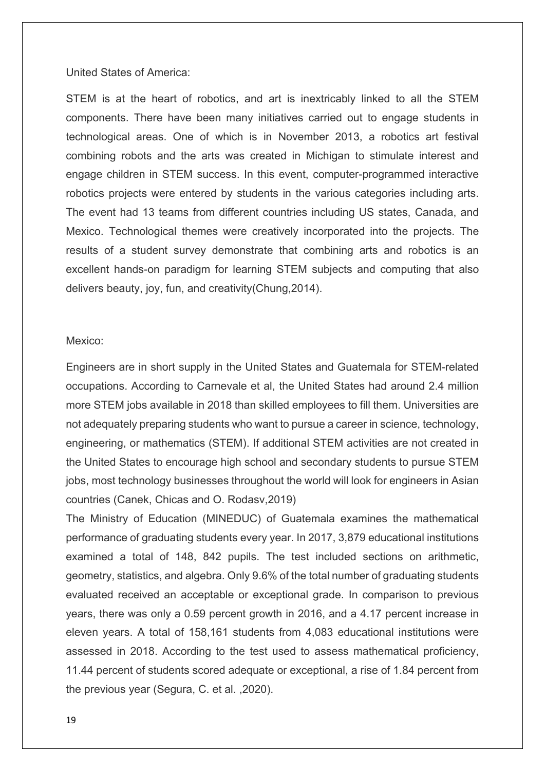United States of America:

STEM is at the heart of robotics, and art is inextricably linked to all the STEM components. There have been many initiatives carried out to engage students in technological areas. One of which is in November 2013, a robotics art festival combining robots and the arts was created in Michigan to stimulate interest and engage children in STEM success. In this event, computer-programmed interactive robotics projects were entered by students in the various categories including arts. The event had 13 teams from different countries including US states, Canada, and Mexico. Technological themes were creatively incorporated into the projects. The results of a student survey demonstrate that combining arts and robotics is an excellent hands-on paradigm for learning STEM subjects and computing that also delivers beauty, joy, fun, and creativity(Chung,2014).

Mexico:

Engineers are in short supply in the United States and Guatemala for STEM-related occupations. According to Carnevale et al, the United States had around 2.4 million more STEM jobs available in 2018 than skilled employees to fill them. Universities are not adequately preparing students who want to pursue a career in science, technology, engineering, or mathematics (STEM). If additional STEM activities are not created in the United States to encourage high school and secondary students to pursue STEM jobs, most technology businesses throughout the world will look for engineers in Asian countries (Canek, Chicas and O. Rodasv,2019)

The Ministry of Education (MINEDUC) of Guatemala examines the mathematical performance of graduating students every year. In 2017, 3,879 educational institutions examined a total of 148, 842 pupils. The test included sections on arithmetic, geometry, statistics, and algebra. Only 9.6% of the total number of graduating students evaluated received an acceptable or exceptional grade. In comparison to previous years, there was only a 0.59 percent growth in 2016, and a 4.17 percent increase in eleven years. A total of 158,161 students from 4,083 educational institutions were assessed in 2018. According to the test used to assess mathematical proficiency, 11.44 percent of students scored adequate or exceptional, a rise of 1.84 percent from the previous year (Segura, C. et al. ,2020).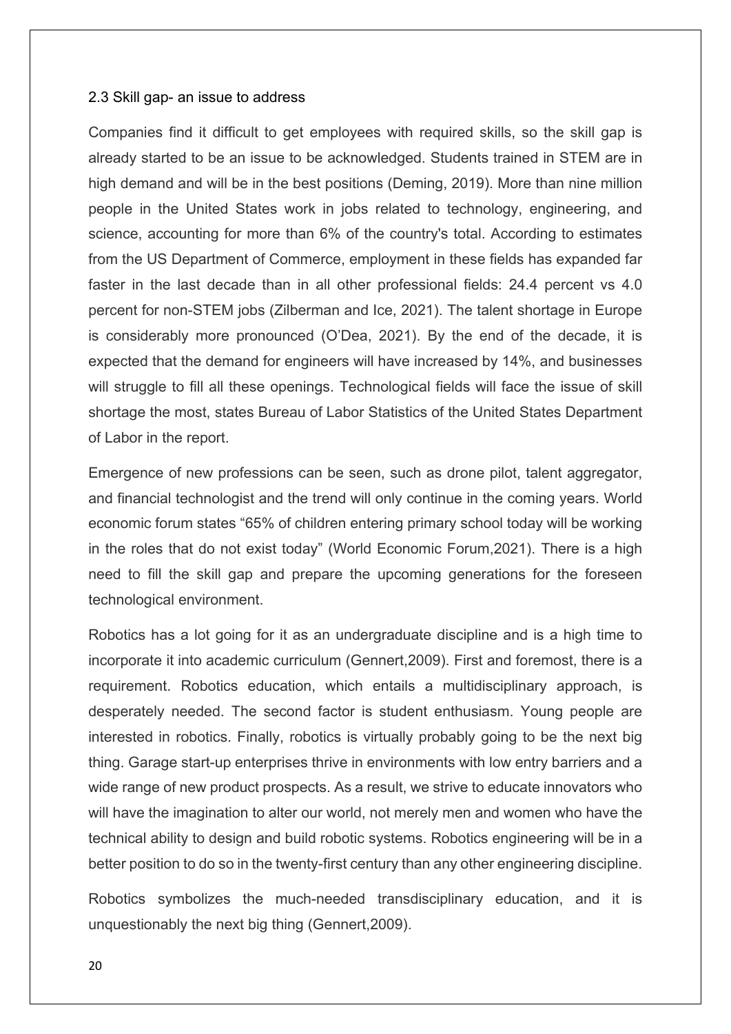### 2.3 Skill gap- an issue to address

Companies find it difficult to get employees with required skills, so the skill gap is already started to be an issue to be acknowledged. Students trained in STEM are in high demand and will be in the best positions (Deming, 2019). More than nine million people in the United States work in jobs related to technology, engineering, and science, accounting for more than 6% of the country's total. According to estimates from the US Department of Commerce, employment in these fields has expanded far faster in the last decade than in all other professional fields: 24.4 percent vs 4.0 percent for non-STEM jobs (Zilberman and Ice, 2021). The talent shortage in Europe is considerably more pronounced (O'Dea, 2021). By the end of the decade, it is expected that the demand for engineers will have increased by 14%, and businesses will struggle to fill all these openings. Technological fields will face the issue of skill shortage the most, states Bureau of Labor Statistics of the United States Department of Labor in the report.

Emergence of new professions can be seen, such as drone pilot, talent aggregator, and financial technologist and the trend will only continue in the coming years. World economic forum states "65% of children entering primary school today will be working in the roles that do not exist today" (World Economic Forum,2021). There is a high need to fill the skill gap and prepare the upcoming generations for the foreseen technological environment.

Robotics has a lot going for it as an undergraduate discipline and is a high time to incorporate it into academic curriculum (Gennert,2009). First and foremost, there is a requirement. Robotics education, which entails a multidisciplinary approach, is desperately needed. The second factor is student enthusiasm. Young people are interested in robotics. Finally, robotics is virtually probably going to be the next big thing. Garage start-up enterprises thrive in environments with low entry barriers and a wide range of new product prospects. As a result, we strive to educate innovators who will have the imagination to alter our world, not merely men and women who have the technical ability to design and build robotic systems. Robotics engineering will be in a better position to do so in the twenty-first century than any other engineering discipline.

Robotics symbolizes the much-needed transdisciplinary education, and it is unquestionably the next big thing (Gennert,2009).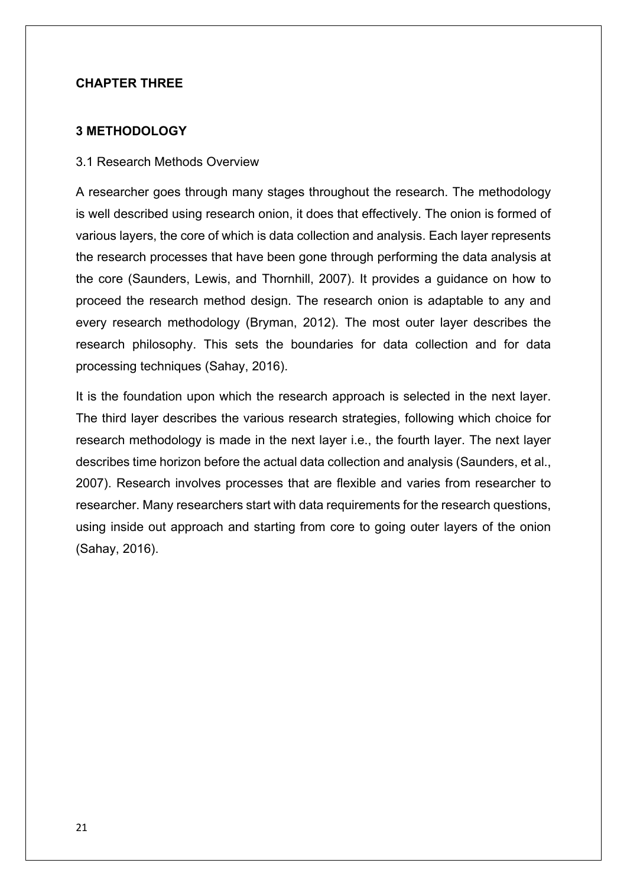**CHAPTER THREE**

# 3 METHODOLOGY

## 3.1 Research Methods Overview

A researcher goes through many stages throughout the research. The methodology is well described using research onion, it does that effectively. The onion is formed of various layers, the core of which is data collection and analysis. Each layer represents the research processes that have been gone through performing the data analysis at the core (Saunders, Lewis, and Thornhill, 2007). It provides a guidance on how to proceed the research method design. The research onion is adaptable to any and every research methodology (Bryman, 2012). The most outer layer describes the research philosophy. This sets the boundaries for data collection and for data processing techniques (Sahay, 2016).

It is the foundation upon which the research approach is selected in the next layer. The third layer describes the various research strategies, following which choice for research methodology is made in the next layer i.e., the fourth layer. The next layer describes time horizon before the actual data collection and analysis (Saunders, et al., 2007). Research involves processes that are flexible and varies from researcher to researcher. Many researchers start with data requirements for the research questions, using inside out approach and starting from core to going outer layers of the onion (Sahay, 2016).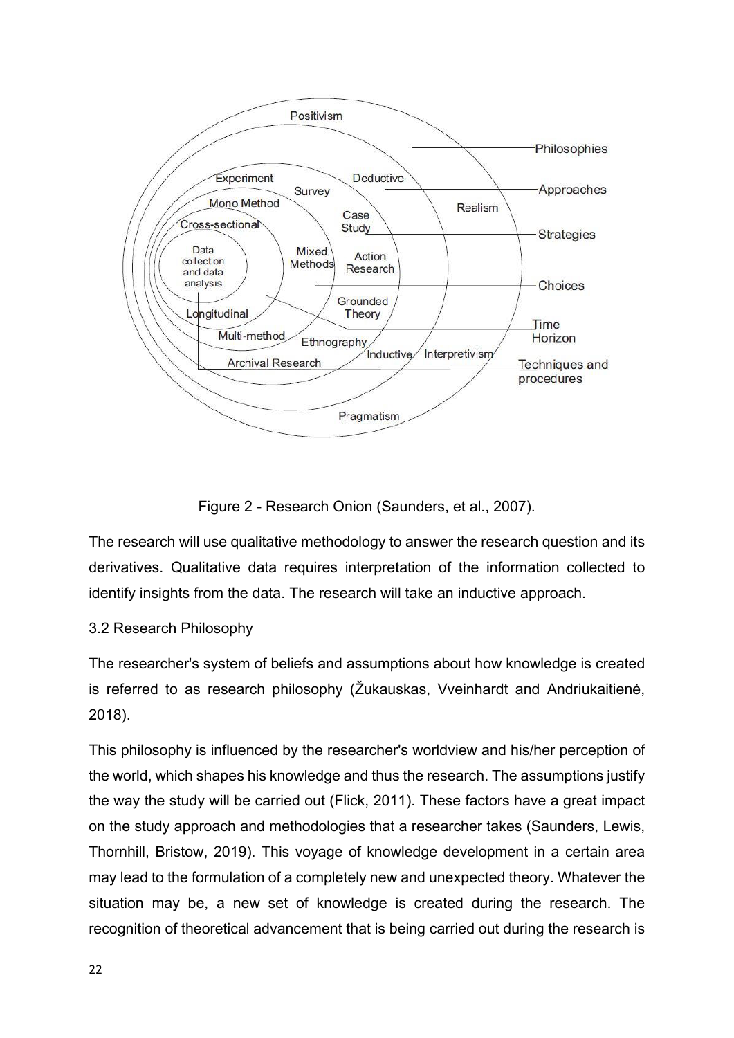Figure 2 - Research Onion (Saunders, et al., 2007).

The research will use qualitative methodology to answer the research question and its derivatives. Qualitative data requires interpretation of the information collected to identify insights from the data. The research will take an inductive approach.

### 3.2 Research Philosophy

The researcher's system of beliefs and assumptions about how knowledge is created is referred to as research philosophy (Žukauskas, Vveinhardt and Andriukaitienė, 2018).

This philosophy is influenced by the researcher's worldview and his/her perception of the world, which shapes his knowledge and thus the research. The assumptions justify the way the study will be carried out (Flick, 2011). These factors have a great impact on the study approach and methodologies that a researcher takes (Saunders, Lewis, Thornhill, Bristow, 2019). This voyage of knowledge development in a certain area may lead to the formulation of a completely new and unexpected theory. Whatever the situation may be, a new set of knowledge is created during the research. The recognition of theoretical advancement that is being carried out during the research is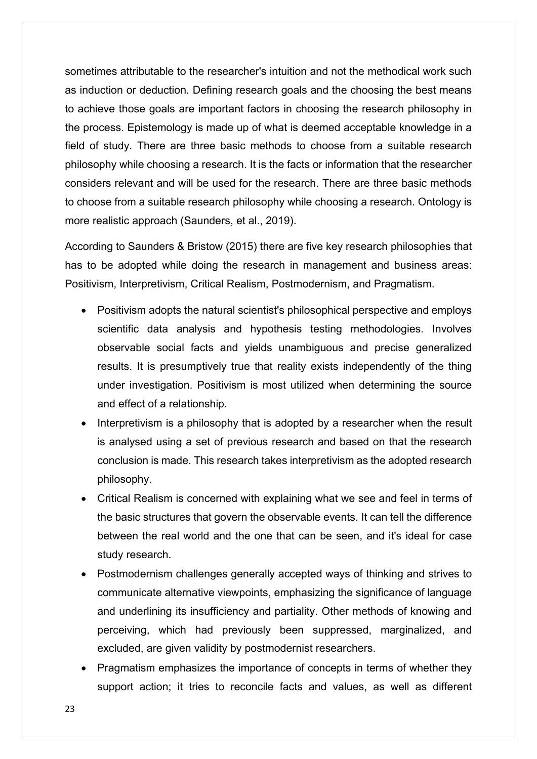sometimes attributable to the researcher's intuition and not the methodical work such as induction or deduction. Defining research goals and the choosing the best means to achieve those goals are important factors in choosing the research philosophy in the process. Epistemology is made up of what is deemed acceptable knowledge in a field of study. There are three basic methods to choose from a suitable research philosophy while choosing a research. It is the facts or information that the researcher considers relevant and will be used for the research. There are three basic methods to choose from a suitable research philosophy while choosing a research. Ontology is more realistic approach (Saunders, et al., 2019).

According to Saunders & Bristow (2015) there are five key research philosophies that has to be adopted while doing the research in management and business areas: Positivism, Interpretivism, Critical Realism, Postmodernism, and Pragmatism.

- Positivism adopts the natural scientist's philosophical perspective and employs scientific data analysis and hypothesis testing methodologies. Involves observable social facts and yields unambiguous and precise generalized results. It is presumptively true that reality exists independently of the thing under investigation. Positivism is most utilized when determining the source and effect of a relationship.
- Interpretivism is a philosophy that is adopted by a researcher when the result is analysed using a set of previous research and based on that the research conclusion is made. This research takes interpretivism as the adopted research philosophy.
- Critical Realism is concerned with explaining what we see and feel in terms of the basic structures that govern the observable events. It can tell the difference between the real world and the one that can be seen, and it's ideal for case study research.
- Postmodernism challenges generally accepted ways of thinking and strives to communicate alternative viewpoints, emphasizing the significance of language and underlining its insufficiency and partiality. Other methods of knowing and perceiving, which had previously been suppressed, marginalized, and excluded, are given validity by postmodernist researchers.
- Pragmatism emphasizes the importance of concepts in terms of whether they support action; it tries to reconcile facts and values, as well as different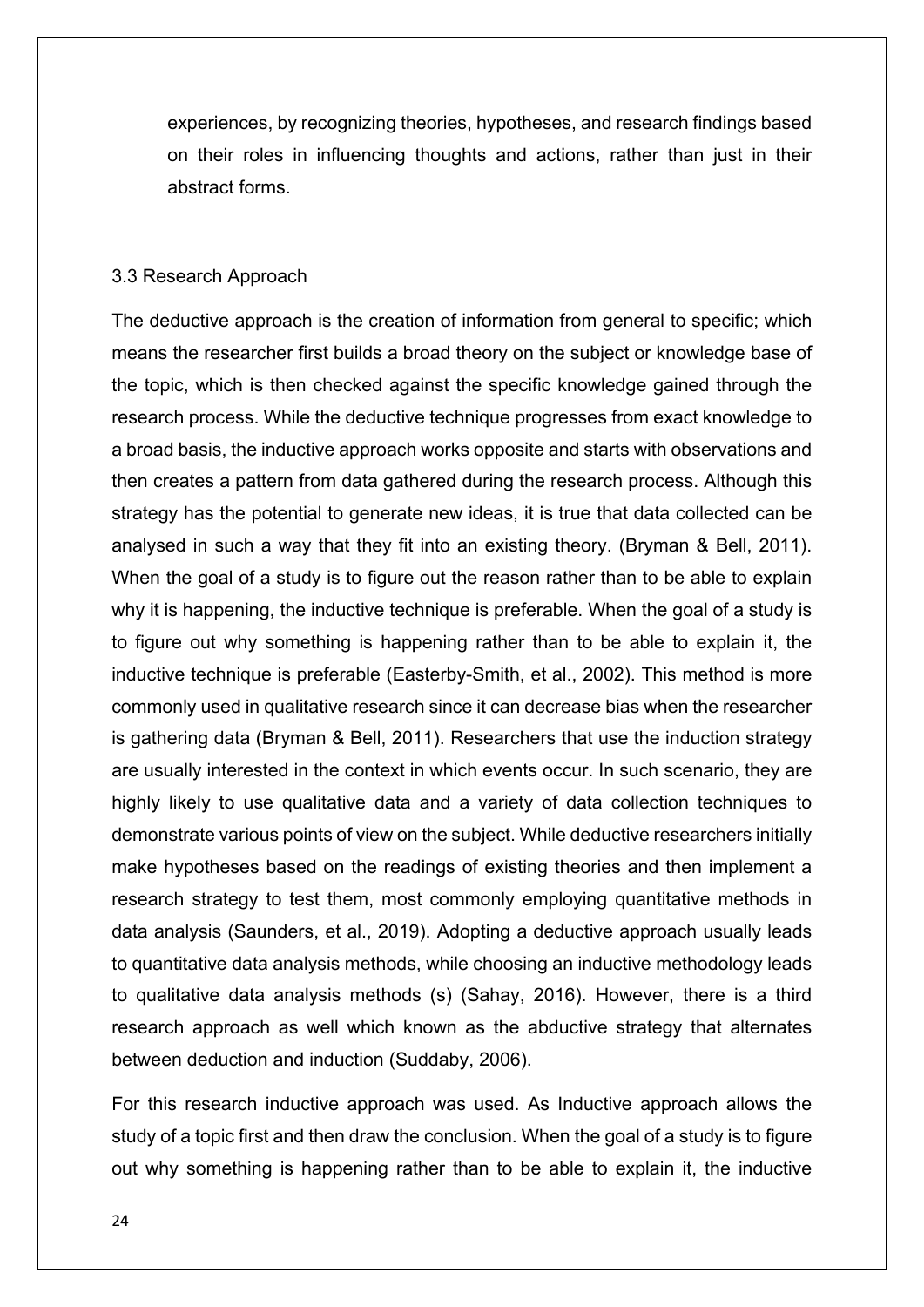experiences, by recognizing theories, hypotheses, and research findings based on their roles in influencing thoughts and actions, rather than just in their abstract forms.

## 3.3 Research Approach

The deductive approach is the creation of information from general to specific; which means the researcher first builds a broad theory on the subject or knowledge base of the topic, which is then checked against the specific knowledge gained through the research process. While the deductive technique progresses from exact knowledge to a broad basis, the inductive approach works opposite and starts with observations and then creates a pattern from data gathered during the research process. Although this strategy has the potential to generate new ideas, it is true that data collected can be analysed in such a way that they fit into an existing theory. (Bryman & Bell, 2011). When the goal of a study is to figure out the reason rather than to be able to explain why it is happening, the inductive technique is preferable. When the goal of a study is to figure out why something is happening rather than to be able to explain it, the inductive technique is preferable (Easterby-Smith, et al., 2002). This method is more commonly used in qualitative research since it can decrease bias when the researcher is gathering data (Bryman & Bell, 2011). Researchers that use the induction strategy are usually interested in the context in which events occur. In such scenario, they are highly likely to use qualitative data and a variety of data collection techniques to demonstrate various points of view on the subject. While deductive researchers initially make hypotheses based on the readings of existing theories and then implement a research strategy to test them, most commonly employing quantitative methods in data analysis (Saunders, et al., 2019). Adopting a deductive approach usually leads to quantitative data analysis methods, while choosing an inductive methodology leads to qualitative data analysis methods (s) (Sahay, 2016). However, there is a third research approach as well which known as the abductive strategy that alternates between deduction and induction (Suddaby, 2006).

For this research inductive approach was used. As Inductive approach allows the study of a topic first and then draw the conclusion. When the goal of a study is to figure out why something is happening rather than to be able to explain it, the inductive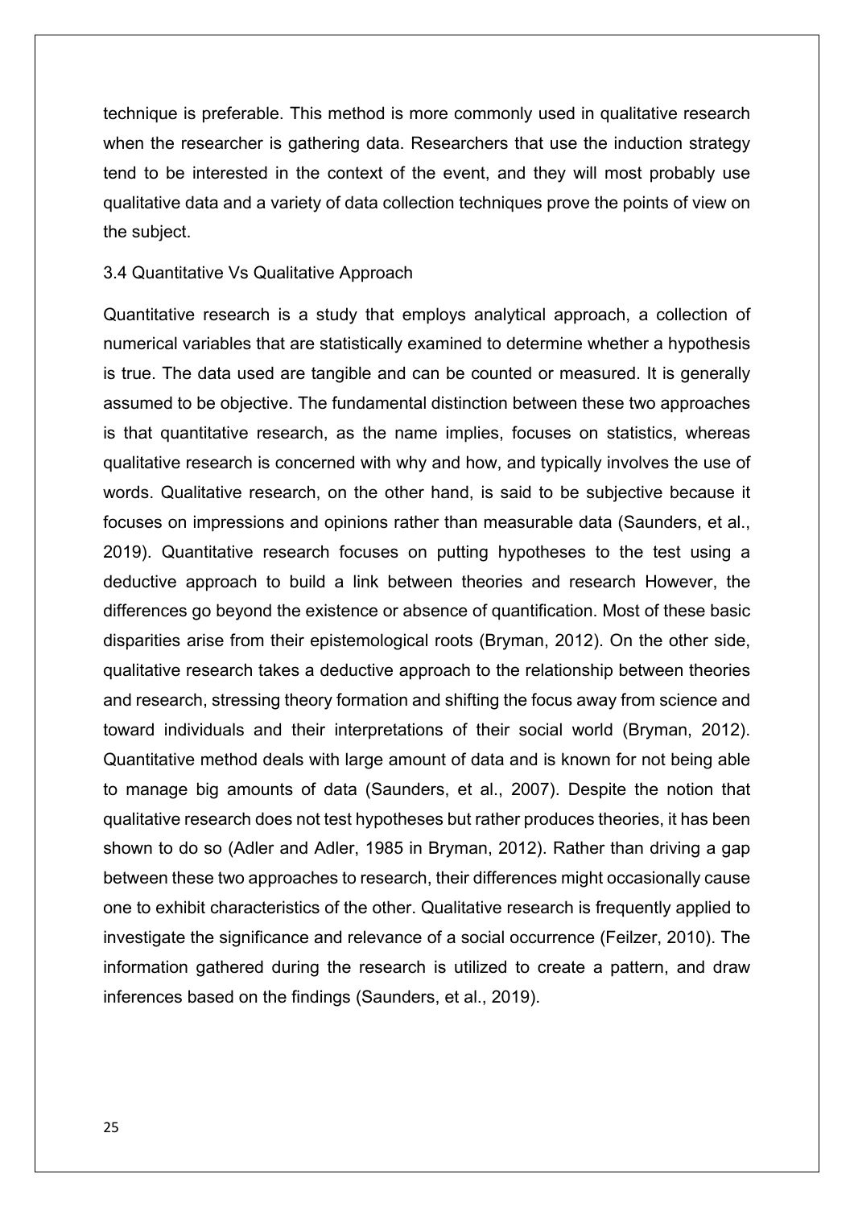technique is preferable. This method is more commonly used in qualitative research when the researcher is gathering data. Researchers that use the induction strategy tend to be interested in the context of the event, and they will most probably use qualitative data and a variety of data collection techniques prove the points of view on the subject.

### 3.4 Quantitative Vs Qualitative Approach

Quantitative research is a study that employs analytical approach, a collection of numerical variables that are statistically examined to determine whether a hypothesis is true. The data used are tangible and can be counted or measured. It is generally assumed to be objective. The fundamental distinction between these two approaches is that quantitative research, as the name implies, focuses on statistics, whereas qualitative research is concerned with why and how, and typically involves the use of words. Qualitative research, on the other hand, is said to be subjective because it focuses on impressions and opinions rather than measurable data (Saunders, et al., 2019). Quantitative research focuses on putting hypotheses to the test using a deductive approach to build a link between theories and research However, the differences go beyond the existence or absence of quantification. Most of these basic disparities arise from their epistemological roots (Bryman, 2012). On the other side, qualitative research takes a deductive approach to the relationship between theories and research, stressing theory formation and shifting the focus away from science and toward individuals and their interpretations of their social world (Bryman, 2012). Quantitative method deals with large amount of data and is known for not being able to manage big amounts of data (Saunders, et al., 2007). Despite the notion that qualitative research does not test hypotheses but rather produces theories, it has been shown to do so (Adler and Adler, 1985 in Bryman, 2012). Rather than driving a gap between these two approaches to research, their differences might occasionally cause one to exhibit characteristics of the other. Qualitative research is frequently applied to investigate the significance and relevance of a social occurrence (Feilzer, 2010). The information gathered during the research is utilized to create a pattern, and draw inferences based on the findings (Saunders, et al., 2019).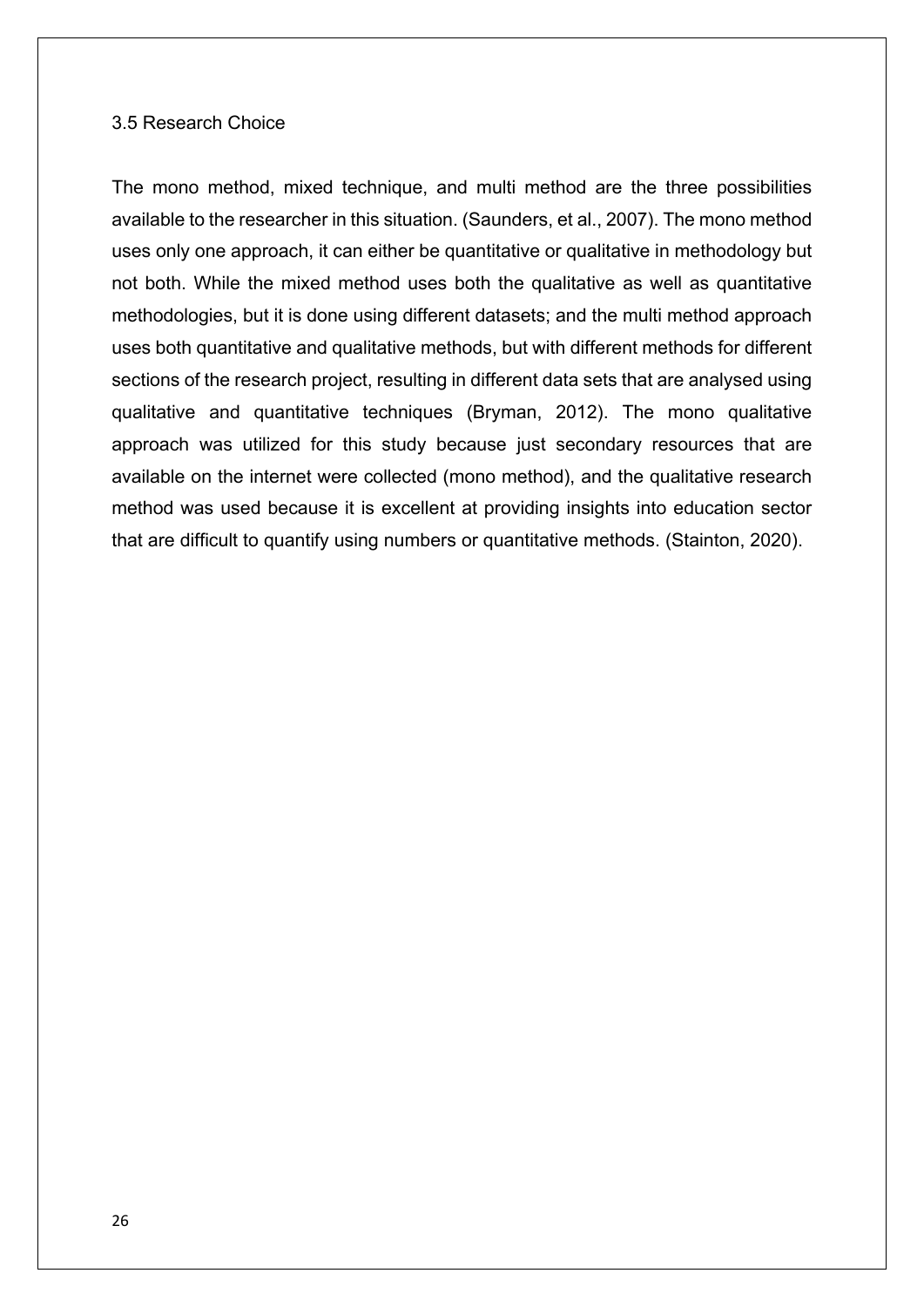## 3.5 Research Choice

The mono method, mixed technique, and multi method are the three possibilities available to the researcher in this situation. (Saunders, et al., 2007). The mono method uses only one approach, it can either be quantitative or qualitative in methodology but not both. While the mixed method uses both the qualitative as well as quantitative methodologies, but it is done using different datasets; and the multi method approach uses both quantitative and qualitative methods, but with different methods for different sections of the research project, resulting in different data sets that are analysed using qualitative and quantitative techniques (Bryman, 2012). The mono qualitative approach was utilized for this study because just secondary resources that are available on the internet were collected (mono method), and the qualitative research method was used because it is excellent at providing insights into education sector that are difficult to quantify using numbers or quantitative methods. (Stainton, 2020).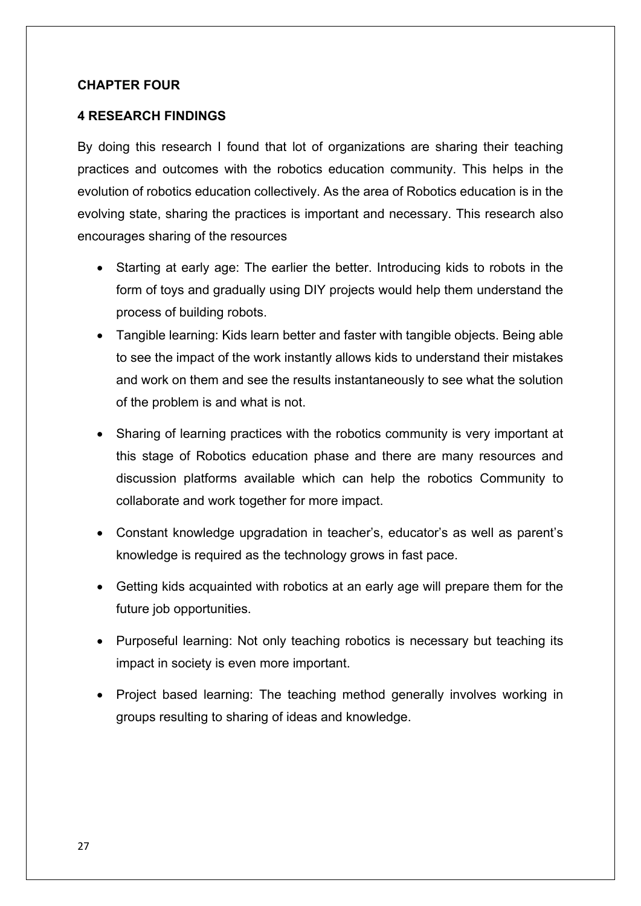## CHAPTER FOUR

## 4 RESEARCH FINDINGS

By doing this research I found that lot of organizations are sharing their teaching practices and outcomes with the robotics education community. This helps in the evolution of robotics education collectively. As the area of Robotics education is in the evolving state, sharing the practices is important and necessary. This research also encourages sharing of the resources

- Starting at early age: The earlier the better. Introducing kids to robots in the form of toys and gradually using DIY projects would help them understand the process of building robots.
- Tangible learning: Kids learn better and faster with tangible objects. Being able to see the impact of the work instantly allows kids to understand their mistakes and work on them and see the results instantaneously to see what the solution of the problem is and what is not.
- Sharing of learning practices with the robotics community is very important at this stage of Robotics education phase and there are many resources and discussion platforms available which can help the robotics Community to collaborate and work together for more impact.
- Constant knowledge upgradation in teacher's, educator's as well as parent's knowledge is required as the technology grows in fast pace.
- Getting kids acquainted with robotics at an early age will prepare them for the future job opportunities.
- Purposeful learning: Not only teaching robotics is necessary but teaching its impact in society is even more important.
- Project based learning: The teaching method generally involves working in groups resulting to sharing of ideas and knowledge.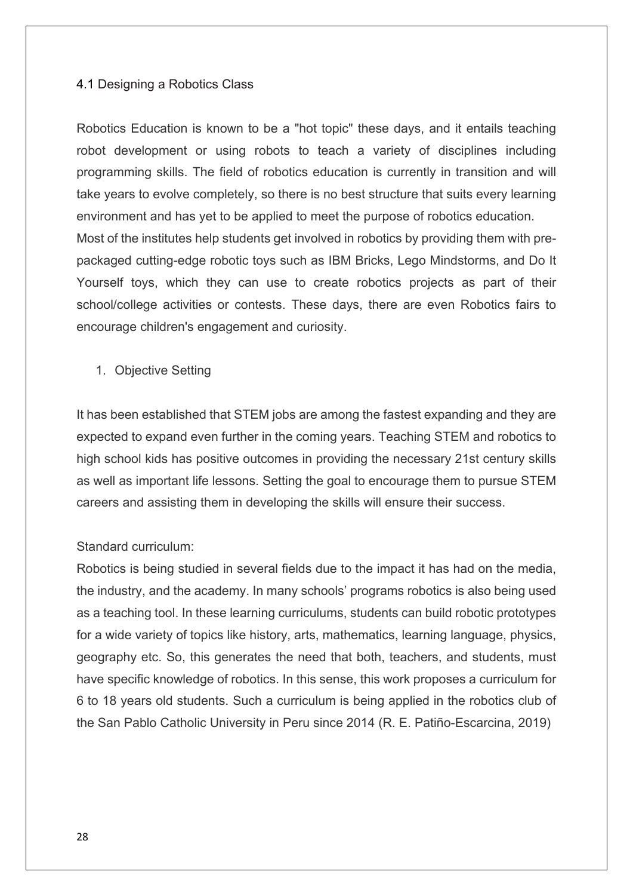## 4.1 Designing a Robotics Class

Robotics Education is known to be a "hot topic" these days, and it entails teaching robot development or using robots to teach a variety of disciplines including programming skills. The field of robotics education is currently in transition and will take years to evolve completely, so there is no best structure that suits every learning environment and has yet to be applied to meet the purpose of robotics education. Most of the institutes help students get involved in robotics by providing them with pre-packaged cutting-edge robotic toys such as IBM Bricks, Lego Mindstorms, and Do It Yourself toys, which they can use to create robotics projects as part of their school/college activities or contests. These days, there are even Robotics fairs to encourage children's engagement and curiosity.

1. Objective Setting

It has been established that STEM jobs are among the fastest expanding and they are expected to expand even further in the coming years. Teaching STEM and robotics to high school kids has positive outcomes in providing the necessary 21st century skills as well as important life lessons. Setting the goal to encourage them to pursue STEM careers and assisting them in developing the skills will ensure their success.

Standard curriculum:

Robotics is being studied in several fields due to the impact it has had on the media, the industry, and the academy. In many schools' programs robotics is also being used as a teaching tool. In these learning curriculums, students can build robotic prototypes for a wide variety of topics like history, arts, mathematics, learning language, physics, geography etc. So, this generates the need that both, teachers, and students, must have specific knowledge of robotics. In this sense, this work proposes a curriculum for 6 to 18 years old students. Such a curriculum is being applied in the robotics club of the San Pablo Catholic University in Peru since 2014 (R. E. Patiño-Escarcina, 2019)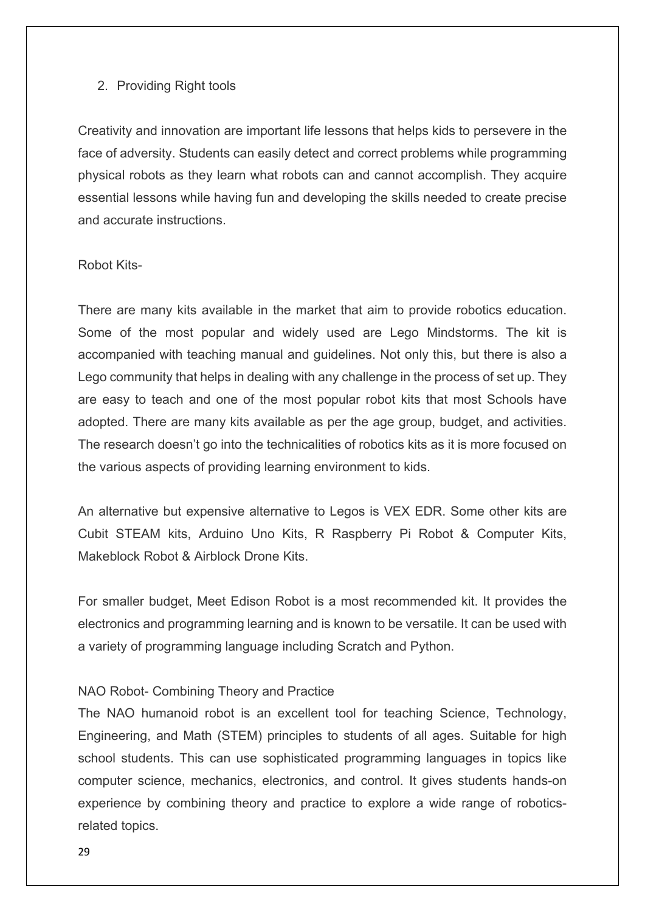2. Providing Right tools

Creativity and innovation are important life lessons that helps kids to persevere in the face of adversity. Students can easily detect and correct problems while programming physical robots as they learn what robots can and cannot accomplish. They acquire essential lessons while having fun and developing the skills needed to create precise and accurate instructions.

Robot Kits-

There are many kits available in the market that aim to provide robotics education. Some of the most popular and widely used are Lego Mindstorms. The kit is accompanied with teaching manual and guidelines. Not only this, but there is also a Lego community that helps in dealing with any challenge in the process of set up. They are easy to teach and one of the most popular robot kits that most Schools have adopted. There are many kits available as per the age group, budget, and activities. The research doesn't go into the technicalities of robotics kits as it is more focused on the various aspects of providing learning environment to kids.

An alternative but expensive alternative to Legos is VEX EDR. Some other kits are Cubit STEAM kits, Arduino Uno Kits, R Raspberry Pi Robot & Computer Kits, Makeblock Robot & Airblock Drone Kits.

For smaller budget, Meet Edison Robot is a most recommended kit. It provides the electronics and programming learning and is known to be versatile. It can be used with a variety of programming language including Scratch and Python.

NAO Robot- Combining Theory and Practice

The NAO humanoid robot is an excellent tool for teaching Science, Technology, Engineering, and Math (STEM) principles to students of all ages. Suitable for high school students. This can use sophisticated programming languages in topics like computer science, mechanics, electronics, and control. It gives students hands-on experience by combining theory and practice to explore a wide range of robotics-related topics.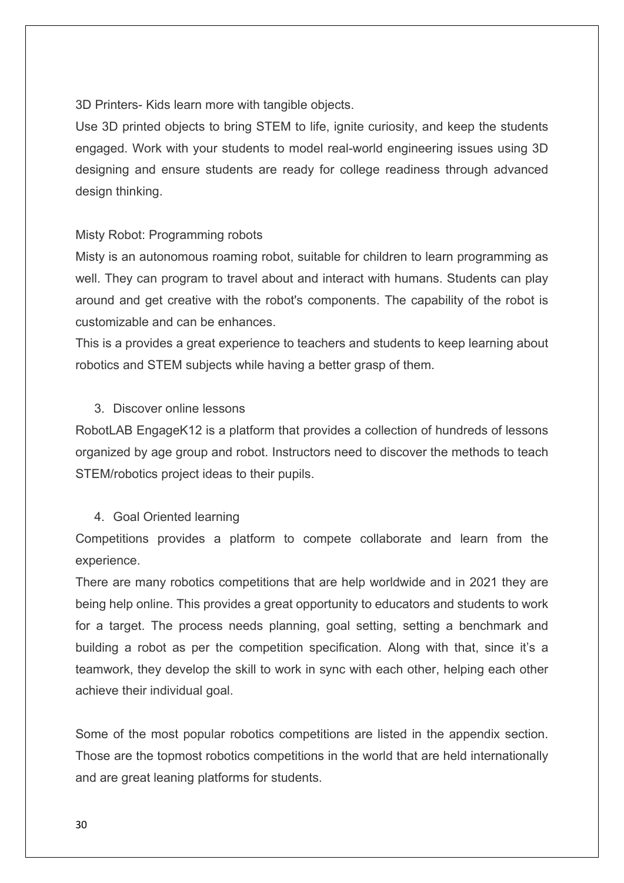3D Printers- Kids learn more with tangible objects.

Use 3D printed objects to bring STEM to life, ignite curiosity, and keep the students engaged. Work with your students to model real-world engineering issues using 3D designing and ensure students are ready for college readiness through advanced design thinking.

Misty Robot: Programming robots

Misty is an autonomous roaming robot, suitable for children to learn programming as well. They can program to travel about and interact with humans. Students can play around and get creative with the robot's components. The capability of the robot is customizable and can be enhances.

This is a provides a great experience to teachers and students to keep learning about robotics and STEM subjects while having a better grasp of them.

3. Discover online lessons

RobotLAB EngageK12 is a platform that provides a collection of hundreds of lessons organized by age group and robot. Instructors need to discover the methods to teach STEM/robotics project ideas to their pupils.

4. Goal Oriented learning

Competitions provides a platform to compete collaborate and learn from the experience.

There are many robotics competitions that are help worldwide and in 2021 they are being help online. This provides a great opportunity to educators and students to work for a target. The process needs planning, goal setting, setting a benchmark and building a robot as per the competition specification. Along with that, since it's a teamwork, they develop the skill to work in sync with each other, helping each other achieve their individual goal.

Some of the most popular robotics competitions are listed in the appendix section. Those are the topmost robotics competitions in the world that are held internationally and are great leaning platforms for students.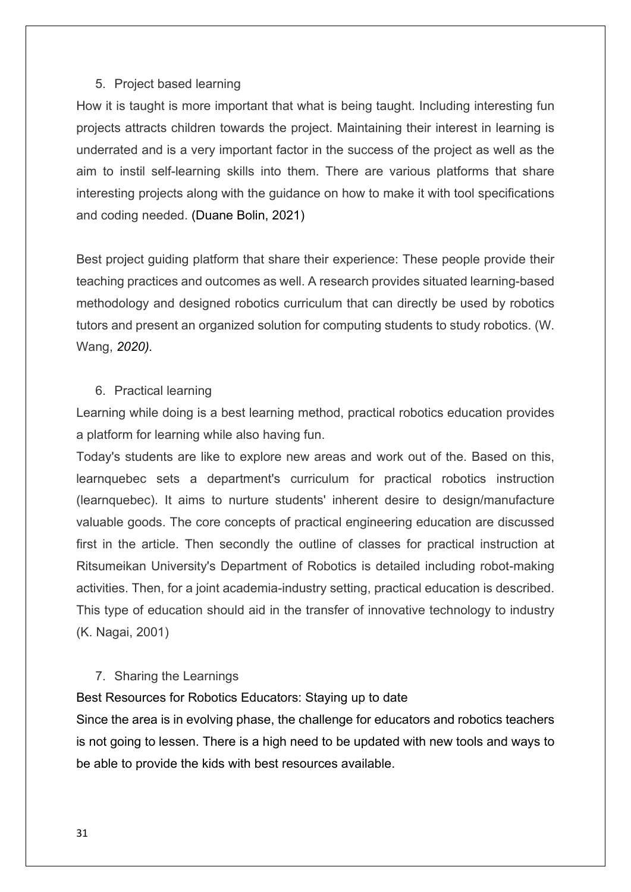5. Project based learning

How it is taught is more important that what is being taught. Including interesting fun projects attracts children towards the project. Maintaining their interest in learning is underrated and is a very important factor in the success of the project as well as the aim to instil self-learning skills into them. There are various platforms that share interesting projects along with the guidance on how to make it with tool specifications and coding needed. (Duane Bolin, 2021)

Best project guiding platform that share their experience: These people provide their teaching practices and outcomes as well. A research provides situated learning-based methodology and designed robotics curriculum that can directly be used by robotics tutors and present an organized solution for computing students to study robotics. (W. Wang, *2020).*

6. Practical learning

Learning while doing is a best learning method, practical robotics education provides a platform for learning while also having fun.

Today's students are like to explore new areas and work out of the. Based on this, learnquebec sets a department's curriculum for practical robotics instruction (learnquebec). It aims to nurture students' inherent desire to design/manufacture valuable goods. The core concepts of practical engineering education are discussed first in the article. Then secondly the outline of classes for practical instruction at Ritsumeikan University's Department of Robotics is detailed including robot-making activities. Then, for a joint academia-industry setting, practical education is described. This type of education should aid in the transfer of innovative technology to industry (K. Nagai, 2001)

7. Sharing the Learnings

Best Resources for Robotics Educators: Staying up to date

Since the area is in evolving phase, the challenge for educators and robotics teachers is not going to lessen. There is a high need to be updated with new tools and ways to be able to provide the kids with best resources available.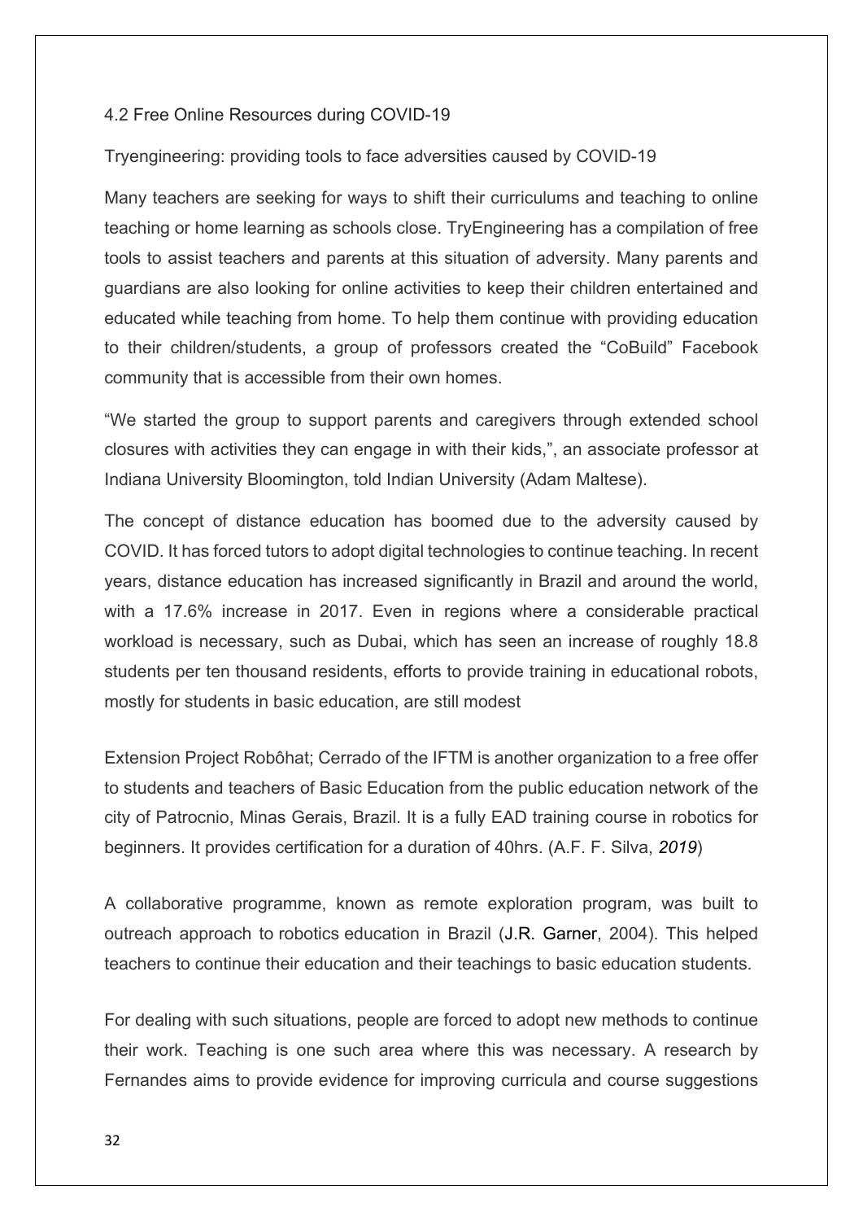## 4.2 Free Online Resources during COVID-19

Tryengineering: providing tools to face adversities caused by COVID-19

Many teachers are seeking for ways to shift their curriculums and teaching to online teaching or home learning as schools close. TryEngineering has a compilation of free tools to assist teachers and parents at this situation of adversity. Many parents and guardians are also looking for online activities to keep their children entertained and educated while teaching from home. To help them continue with providing education to their children/students, a group of professors created the "CoBuild" Facebook community that is accessible from their own homes.

"We started the group to support parents and caregivers through extended school closures with activities they can engage in with their kids,", an associate professor at Indiana University Bloomington, told Indian University (Adam Maltese).

The concept of distance education has boomed due to the adversity caused by COVID. It has forced tutors to adopt digital technologies to continue teaching. In recent years, distance education has increased significantly in Brazil and around the world, with a 17.6% increase in 2017. Even in regions where a considerable practical workload is necessary, such as Dubai, which has seen an increase of roughly 18.8 students per ten thousand residents, efforts to provide training in educational robots, mostly for students in basic education, are still modest

Extension Project Robôhat; Cerrado of the IFTM is another organization to a free offer to students and teachers of Basic Education from the public education network of the city of Patrocnio, Minas Gerais, Brazil. It is a fully EAD training course in robotics for beginners. It provides certification for a duration of 40hrs. (A.F. F. Silva, *2019*)

A collaborative programme, known as remote exploration program, was built to outreach approach to robotics education in Brazil (J.R. Garner, 2004). This helped teachers to continue their education and their teachings to basic education students.

For dealing with such situations, people are forced to adopt new methods to continue their work. Teaching is one such area where this was necessary. A research by Fernandes aims to provide evidence for improving curricula and course suggestions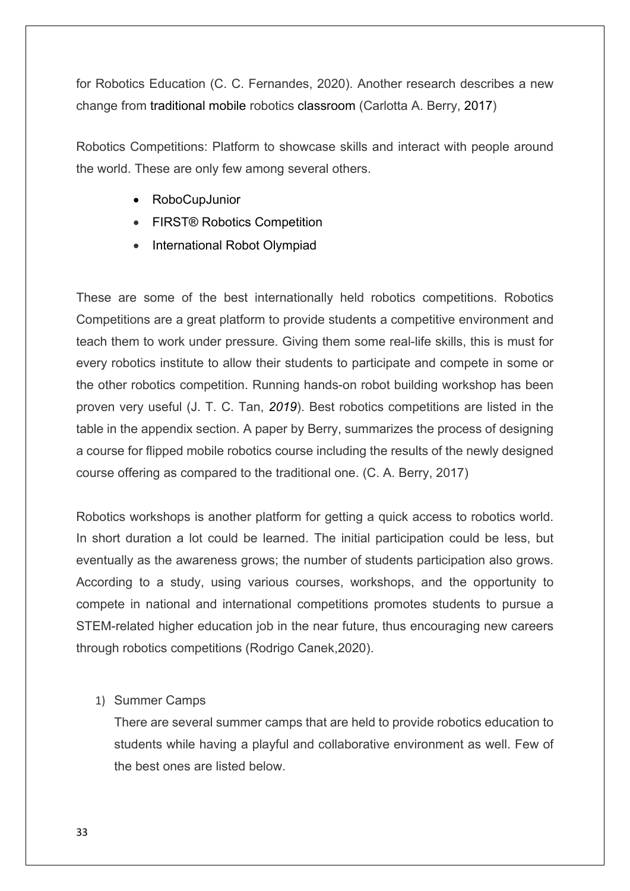for Robotics Education (C. C. Fernandes, 2020). Another research describes a new change from traditional mobile robotics classroom (Carlotta A. Berry, 2017)

Robotics Competitions: Platform to showcase skills and interact with people around the world. These are only few among several others.

- RoboCupJunior
- FIRST® Robotics Competition
- International Robot Olympiad

These are some of the best internationally held robotics competitions. Robotics Competitions are a great platform to provide students a competitive environment and teach them to work under pressure. Giving them some real-life skills, this is must for every robotics institute to allow their students to participate and compete in some or the other robotics competition. Running hands-on robot building workshop has been proven very useful (J. T. C. Tan, *2019*). Best robotics competitions are listed in the table in the appendix section. A paper by Berry, summarizes the process of designing a course for flipped mobile robotics course including the results of the newly designed course offering as compared to the traditional one. (C. A. Berry, 2017)

Robotics workshops is another platform for getting a quick access to robotics world. In short duration a lot could be learned. The initial participation could be less, but eventually as the awareness grows; the number of students participation also grows. According to a study, using various courses, workshops, and the opportunity to compete in national and international competitions promotes students to pursue a STEM-related higher education job in the near future, thus encouraging new careers through robotics competitions (Rodrigo Canek,2020).

1) Summer Camps

   There are several summer camps that are held to provide robotics education to students while having a playful and collaborative environment as well. Few of the best ones are listed below.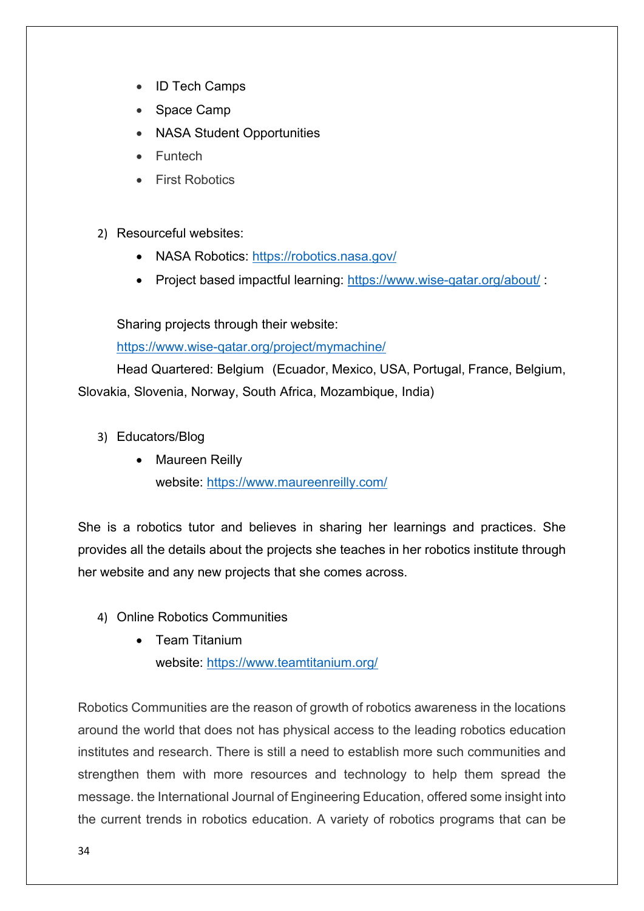- ID Tech Camps
- Space Camp
- NASA Student Opportunities
- Funtech
- First Robotics

2) Resourceful websites:
    - NASA Robotics: https://robotics.nasa.gov/
    - Project based impactful learning: https://www.wise-qatar.org/about/ :

Sharing projects through their website:
https://www.wise-qatar.org/project/mymachine/
Head Quartered: Belgium (Ecuador, Mexico, USA, Portugal, France, Belgium, Slovakia, Slovenia, Norway, South Africa, Mozambique, India)

3) Educators/Blog
    - Maureen Reilly
      website: https://www.maureenreilly.com/

She is a robotics tutor and believes in sharing her learnings and practices. She provides all the details about the projects she teaches in her robotics institute through her website and any new projects that she comes across.

4) Online Robotics Communities
    - Team Titanium
      website: https://www.teamtitanium.org/

Robotics Communities are the reason of growth of robotics awareness in the locations around the world that does not has physical access to the leading robotics education institutes and research. There is still a need to establish more such communities and strengthen them with more resources and technology to help them spread the message. the International Journal of Engineering Education, offered some insight into the current trends in robotics education. A variety of robotics programs that can be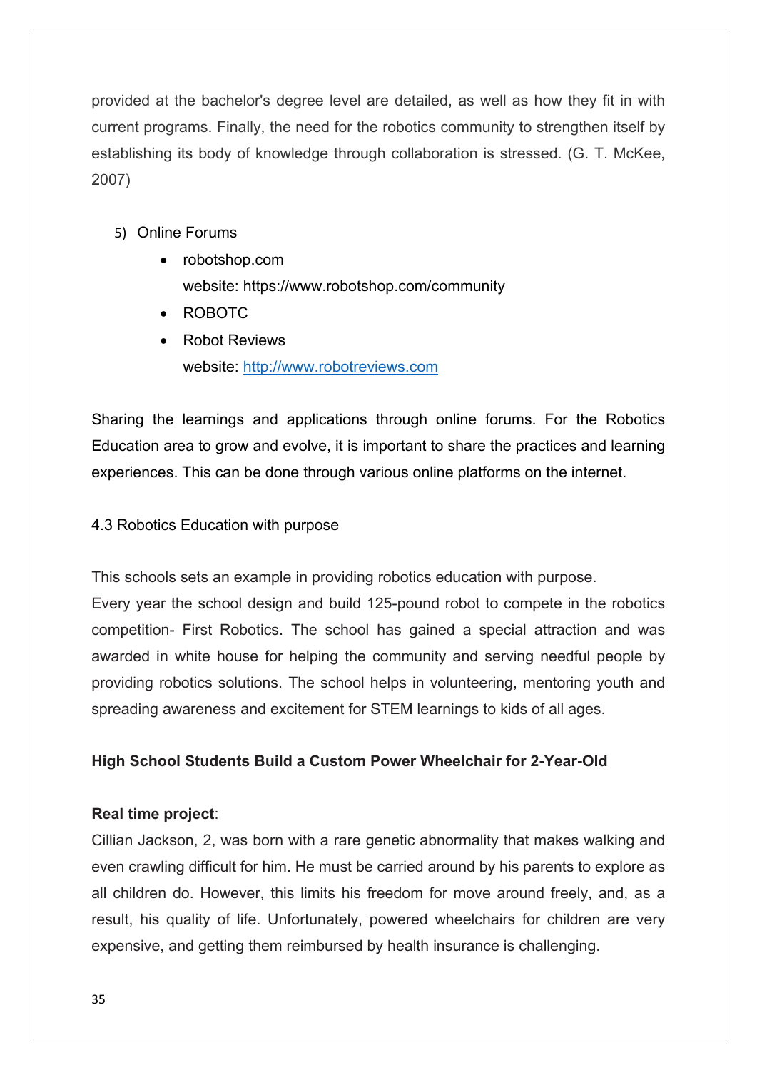provided at the bachelor's degree level are detailed, as well as how they fit in with current programs. Finally, the need for the robotics community to strengthen itself by establishing its body of knowledge through collaboration is stressed. (G. T. McKee, 2007)

5) Online Forums
   - robotshop.com
     website: https://www.robotshop.com/community
   - ROBOTC
   - Robot Reviews
     website: http://www.robotreviews.com

Sharing the learnings and applications through online forums. For the Robotics Education area to grow and evolve, it is important to share the practices and learning experiences. This can be done through various online platforms on the internet.

4.3 Robotics Education with purpose

This schools sets an example in providing robotics education with purpose.
Every year the school design and build 125-pound robot to compete in the robotics competition- First Robotics. The school has gained a special attraction and was awarded in white house for helping the community and serving needful people by providing robotics solutions. The school helps in volunteering, mentoring youth and spreading awareness and excitement for STEM learnings to kids of all ages.

**High School Students Build a Custom Power Wheelchair for 2-Year-Old**

**Real time project**:
Cillian Jackson, 2, was born with a rare genetic abnormality that makes walking and even crawling difficult for him. He must be carried around by his parents to explore as all children do. However, this limits his freedom for move around freely, and, as a result, his quality of life. Unfortunately, powered wheelchairs for children are very expensive, and getting them reimbursed by health insurance is challenging.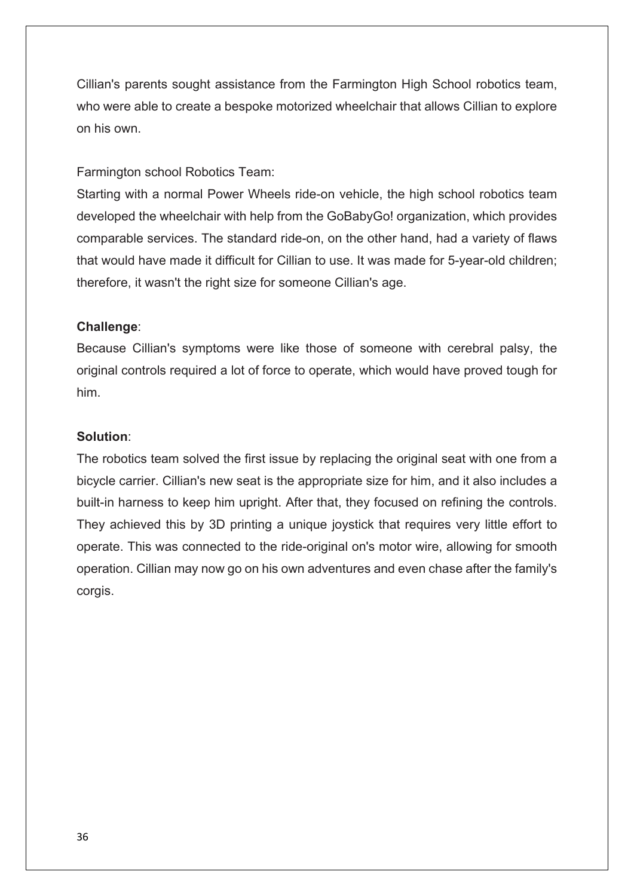Cillian's parents sought assistance from the Farmington High School robotics team, who were able to create a bespoke motorized wheelchair that allows Cillian to explore on his own.

Farmington school Robotics Team:

Starting with a normal Power Wheels ride-on vehicle, the high school robotics team developed the wheelchair with help from the GoBabyGo! organization, which provides comparable services. The standard ride-on, on the other hand, had a variety of flaws that would have made it difficult for Cillian to use. It was made for 5-year-old children; therefore, it wasn't the right size for someone Cillian's age.

**Challenge**:

Because Cillian's symptoms were like those of someone with cerebral palsy, the original controls required a lot of force to operate, which would have proved tough for him.

**Solution**:

The robotics team solved the first issue by replacing the original seat with one from a bicycle carrier. Cillian's new seat is the appropriate size for him, and it also includes a built-in harness to keep him upright. After that, they focused on refining the controls. They achieved this by 3D printing a unique joystick that requires very little effort to operate. This was connected to the ride-original on's motor wire, allowing for smooth operation. Cillian may now go on his own adventures and even chase after the family's corgis.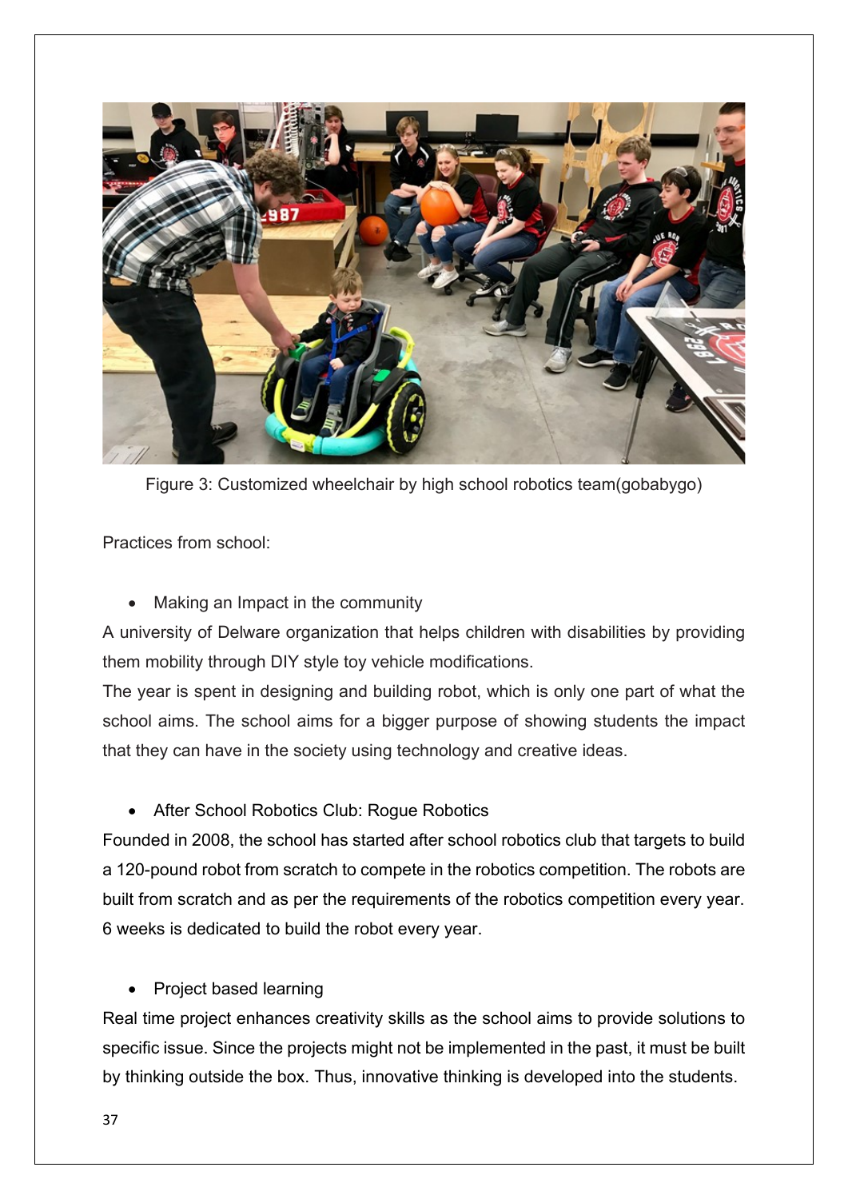Figure 3: Customized wheelchair by high school robotics team(gobabygo)

Practices from school:

- Making an Impact in the community

A university of Delware organization that helps children with disabilities by providing them mobility through DIY style toy vehicle modifications.

The year is spent in designing and building robot, which is only one part of what the school aims. The school aims for a bigger purpose of showing students the impact that they can have in the society using technology and creative ideas.

- After School Robotics Club: Rogue Robotics

Founded in 2008, the school has started after school robotics club that targets to build a 120-pound robot from scratch to compete in the robotics competition. The robots are built from scratch and as per the requirements of the robotics competition every year. 6 weeks is dedicated to build the robot every year.

- Project based learning

Real time project enhances creativity skills as the school aims to provide solutions to specific issue. Since the projects might not be implemented in the past, it must be built by thinking outside the box. Thus, innovative thinking is developed into the students.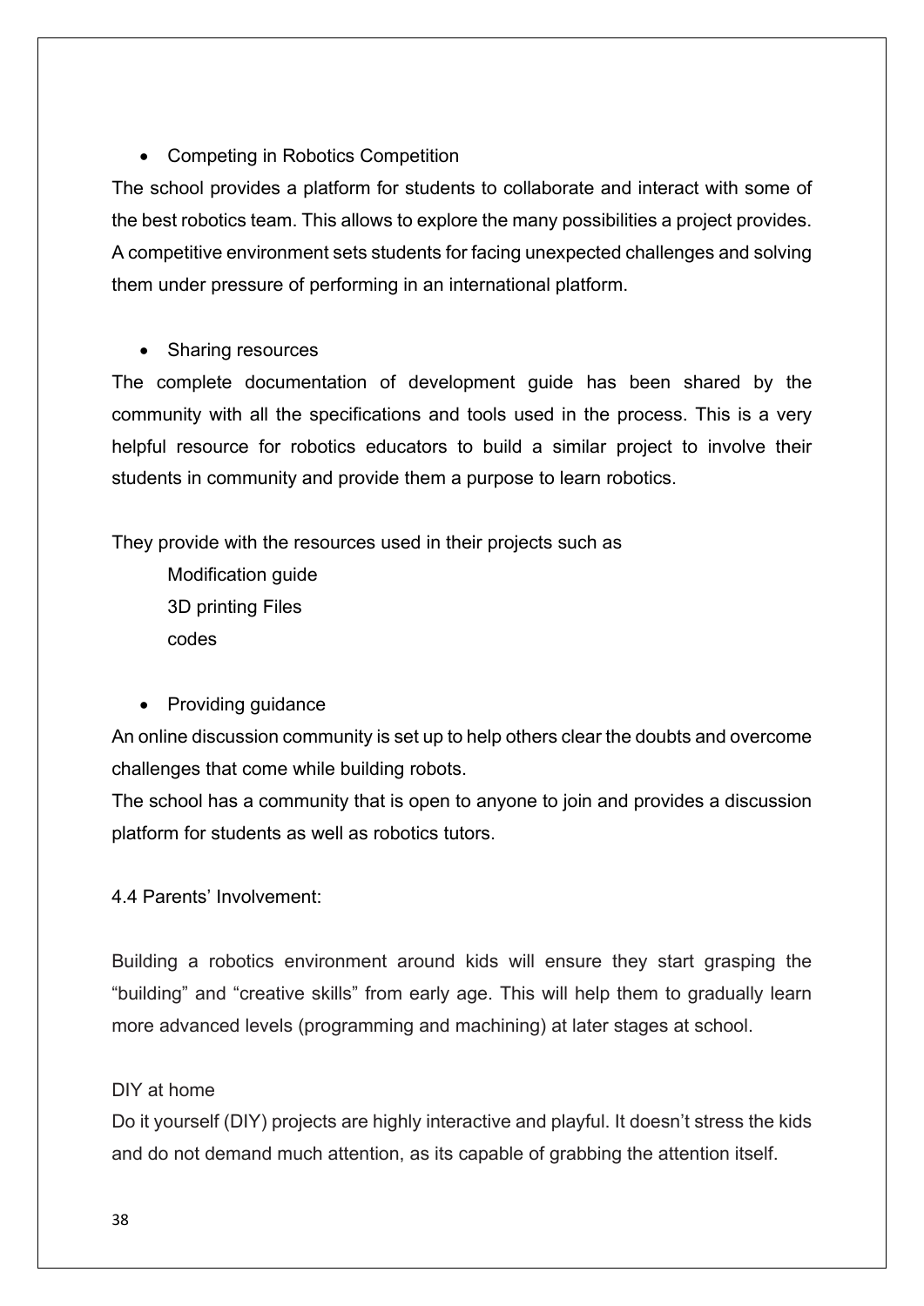- Competing in Robotics Competition

The school provides a platform for students to collaborate and interact with some of the best robotics team. This allows to explore the many possibilities a project provides. A competitive environment sets students for facing unexpected challenges and solving them under pressure of performing in an international platform.

- Sharing resources

The complete documentation of development guide has been shared by the community with all the specifications and tools used in the process. This is a very helpful resource for robotics educators to build a similar project to involve their students in community and provide them a purpose to learn robotics.

They provide with the resources used in their projects such as

Modification guide
3D printing Files
codes

- Providing guidance

An online discussion community is set up to help others clear the doubts and overcome challenges that come while building robots.
The school has a community that is open to anyone to join and provides a discussion platform for students as well as robotics tutors.

4.4 Parents' Involvement:

Building a robotics environment around kids will ensure they start grasping the "building" and "creative skills" from early age. This will help them to gradually learn more advanced levels (programming and machining) at later stages at school.

DIY at home

Do it yourself (DIY) projects are highly interactive and playful. It doesn't stress the kids and do not demand much attention, as its capable of grabbing the attention itself.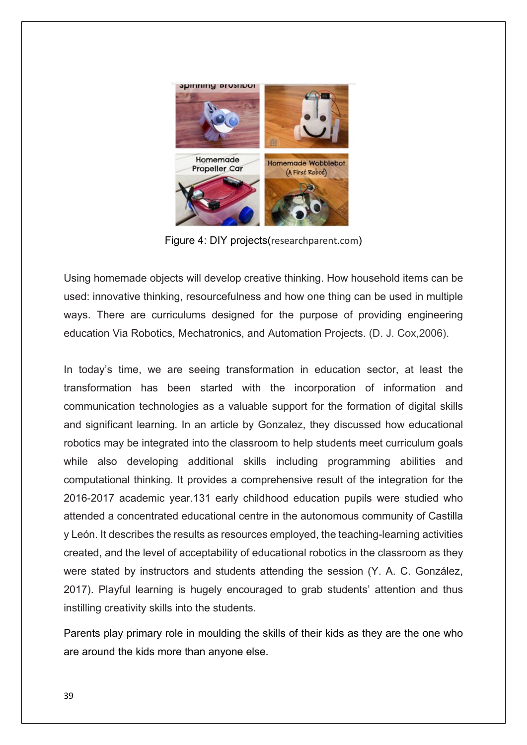Figure 4: DIY projects(researchparent.com)

Using homemade objects will develop creative thinking. How household items can be used: innovative thinking, resourcefulness and how one thing can be used in multiple ways. There are curriculums designed for the purpose of providing engineering education Via Robotics, Mechatronics, and Automation Projects. (D. J. Cox,2006).

In today's time, we are seeing transformation in education sector, at least the transformation has been started with the incorporation of information and communication technologies as a valuable support for the formation of digital skills and significant learning. In an article by Gonzalez, they discussed how educational robotics may be integrated into the classroom to help students meet curriculum goals while also developing additional skills including programming abilities and computational thinking. It provides a comprehensive result of the integration for the 2016-2017 academic year.131 early childhood education pupils were studied who attended a concentrated educational centre in the autonomous community of Castilla y León. It describes the results as resources employed, the teaching-learning activities created, and the level of acceptability of educational robotics in the classroom as they were stated by instructors and students attending the session (Y. A. C. González, 2017). Playful learning is hugely encouraged to grab students' attention and thus instilling creativity skills into the students.

Parents play primary role in moulding the skills of their kids as they are the one who are around the kids more than anyone else.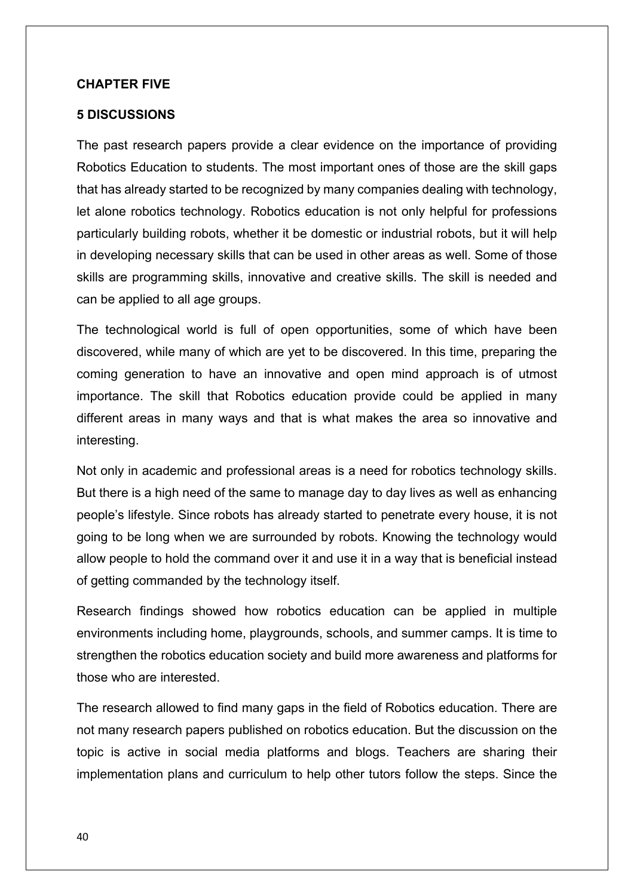**CHAPTER FIVE**

# 5 DISCUSSIONS

The past research papers provide a clear evidence on the importance of providing Robotics Education to students. The most important ones of those are the skill gaps that has already started to be recognized by many companies dealing with technology, let alone robotics technology. Robotics education is not only helpful for professions particularly building robots, whether it be domestic or industrial robots, but it will help in developing necessary skills that can be used in other areas as well. Some of those skills are programming skills, innovative and creative skills. The skill is needed and can be applied to all age groups.

The technological world is full of open opportunities, some of which have been discovered, while many of which are yet to be discovered. In this time, preparing the coming generation to have an innovative and open mind approach is of utmost importance. The skill that Robotics education provide could be applied in many different areas in many ways and that is what makes the area so innovative and interesting.

Not only in academic and professional areas is a need for robotics technology skills. But there is a high need of the same to manage day to day lives as well as enhancing people's lifestyle. Since robots has already started to penetrate every house, it is not going to be long when we are surrounded by robots. Knowing the technology would allow people to hold the command over it and use it in a way that is beneficial instead of getting commanded by the technology itself.

Research findings showed how robotics education can be applied in multiple environments including home, playgrounds, schools, and summer camps. It is time to strengthen the robotics education society and build more awareness and platforms for those who are interested.

The research allowed to find many gaps in the field of Robotics education. There are not many research papers published on robotics education. But the discussion on the topic is active in social media platforms and blogs. Teachers are sharing their implementation plans and curriculum to help other tutors follow the steps. Since the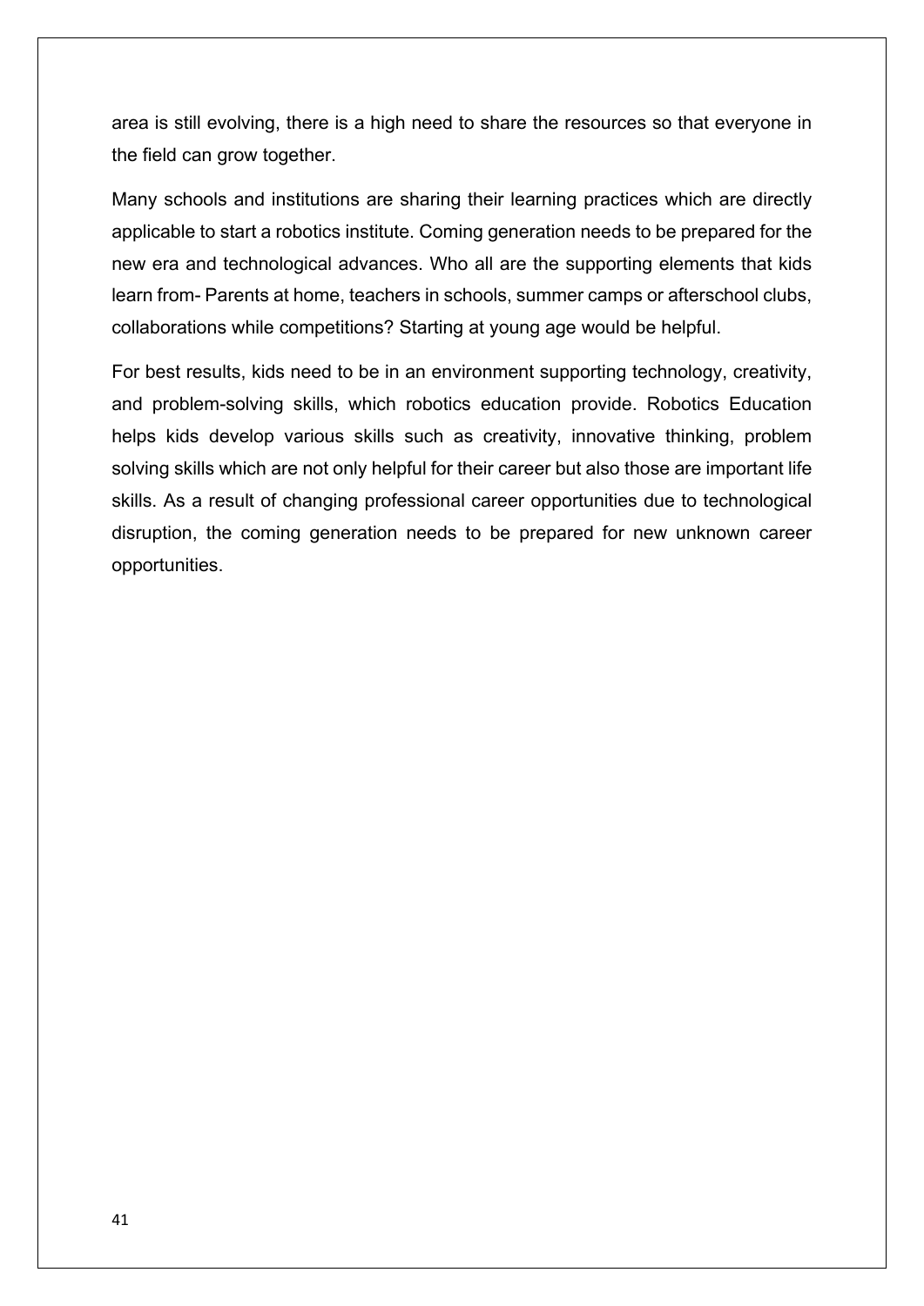area is still evolving, there is a high need to share the resources so that everyone in the field can grow together.

Many schools and institutions are sharing their learning practices which are directly applicable to start a robotics institute. Coming generation needs to be prepared for the new era and technological advances. Who all are the supporting elements that kids learn from- Parents at home, teachers in schools, summer camps or afterschool clubs, collaborations while competitions? Starting at young age would be helpful.

For best results, kids need to be in an environment supporting technology, creativity, and problem-solving skills, which robotics education provide. Robotics Education helps kids develop various skills such as creativity, innovative thinking, problem solving skills which are not only helpful for their career but also those are important life skills. As a result of changing professional career opportunities due to technological disruption, the coming generation needs to be prepared for new unknown career opportunities.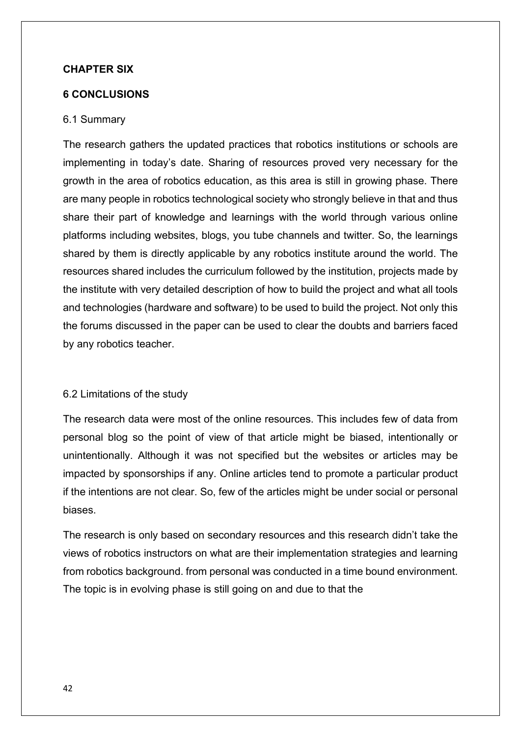## CHAPTER SIX

## 6 CONCLUSIONS

### 6.1 Summary

The research gathers the updated practices that robotics institutions or schools are implementing in today's date. Sharing of resources proved very necessary for the growth in the area of robotics education, as this area is still in growing phase. There are many people in robotics technological society who strongly believe in that and thus share their part of knowledge and learnings with the world through various online platforms including websites, blogs, you tube channels and twitter. So, the learnings shared by them is directly applicable by any robotics institute around the world. The resources shared includes the curriculum followed by the institution, projects made by the institute with very detailed description of how to build the project and what all tools and technologies (hardware and software) to be used to build the project. Not only this the forums discussed in the paper can be used to clear the doubts and barriers faced by any robotics teacher.

### 6.2 Limitations of the study

The research data were most of the online resources. This includes few of data from personal blog so the point of view of that article might be biased, intentionally or unintentionally. Although it was not specified but the websites or articles may be impacted by sponsorships if any. Online articles tend to promote a particular product if the intentions are not clear. So, few of the articles might be under social or personal biases.

The research is only based on secondary resources and this research didn't take the views of robotics instructors on what are their implementation strategies and learning from robotics background. from personal was conducted in a time bound environment. The topic is in evolving phase is still going on and due to that the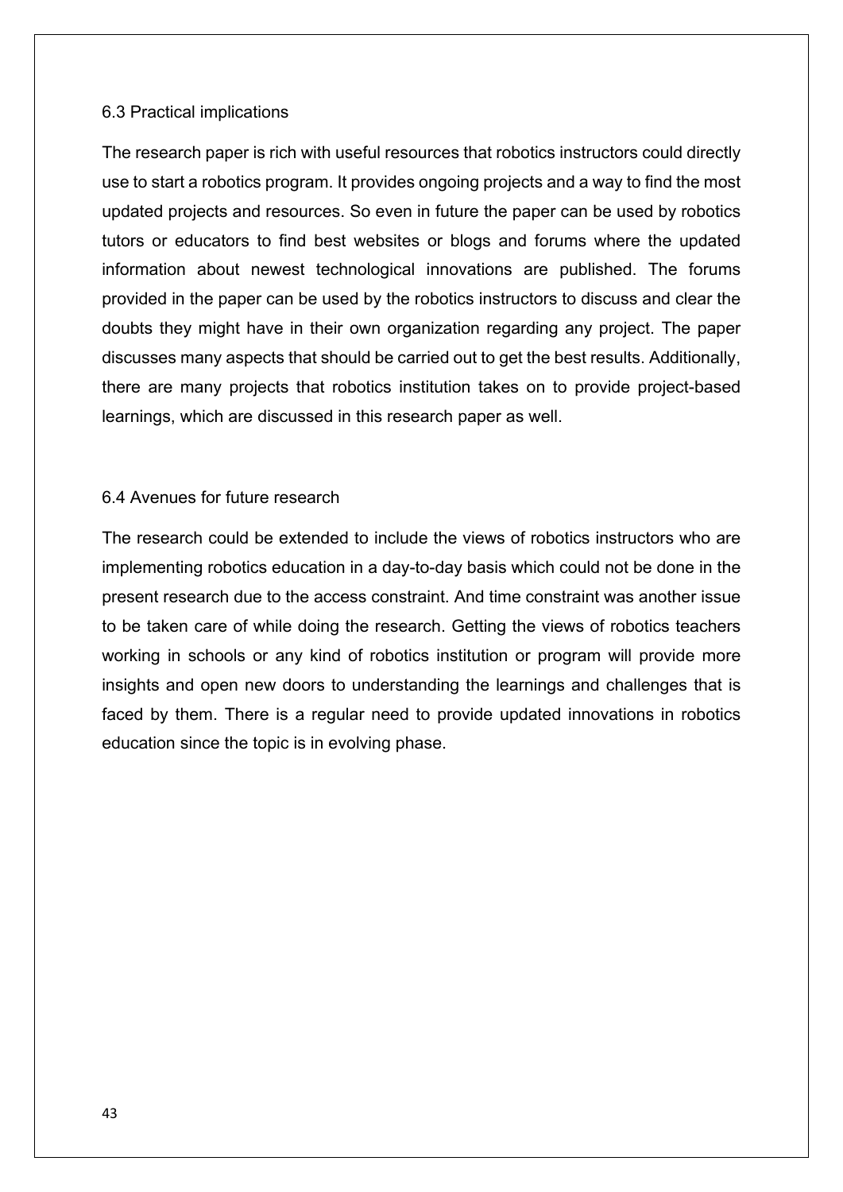### 6.3 Practical implications

The research paper is rich with useful resources that robotics instructors could directly use to start a robotics program. It provides ongoing projects and a way to find the most updated projects and resources. So even in future the paper can be used by robotics tutors or educators to find best websites or blogs and forums where the updated information about newest technological innovations are published. The forums provided in the paper can be used by the robotics instructors to discuss and clear the doubts they might have in their own organization regarding any project. The paper discusses many aspects that should be carried out to get the best results. Additionally, there are many projects that robotics institution takes on to provide project-based learnings, which are discussed in this research paper as well.

### 6.4 Avenues for future research

The research could be extended to include the views of robotics instructors who are implementing robotics education in a day-to-day basis which could not be done in the present research due to the access constraint. And time constraint was another issue to be taken care of while doing the research. Getting the views of robotics teachers working in schools or any kind of robotics institution or program will provide more insights and open new doors to understanding the learnings and challenges that is faced by them. There is a regular need to provide updated innovations in robotics education since the topic is in evolving phase.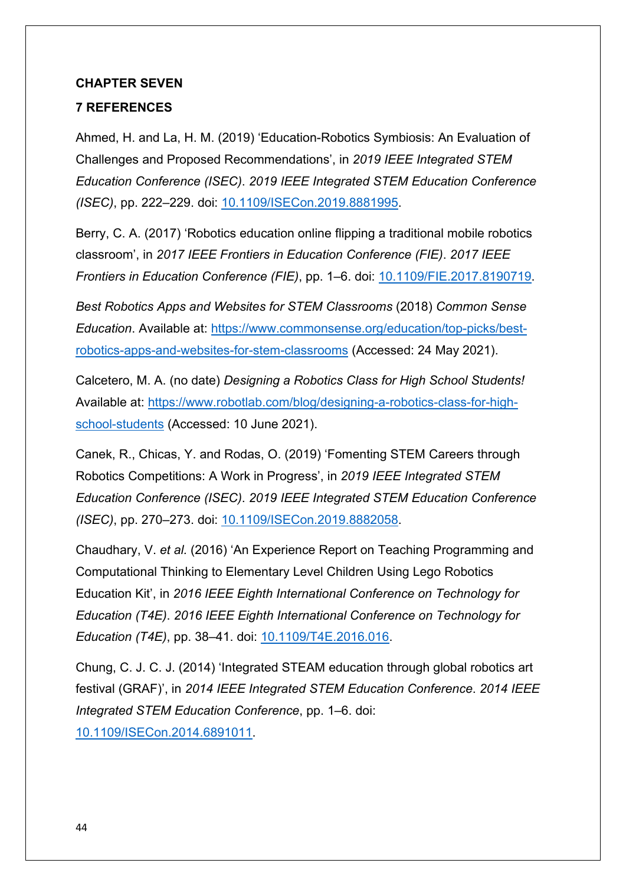**CHAPTER SEVEN**

# 7 REFERENCES

Ahmed, H. and La, H. M. (2019) 'Education-Robotics Symbiosis: An Evaluation of Challenges and Proposed Recommendations', in *2019 IEEE Integrated STEM Education Conference (ISEC)*. *2019 IEEE Integrated STEM Education Conference (ISEC)*, pp. 222–229. doi: 10.1109/ISECon.2019.8881995.

Berry, C. A. (2017) 'Robotics education online flipping a traditional mobile robotics classroom', in *2017 IEEE Frontiers in Education Conference (FIE)*. *2017 IEEE Frontiers in Education Conference (FIE)*, pp. 1–6. doi: 10.1109/FIE.2017.8190719.

*Best Robotics Apps and Websites for STEM Classrooms* (2018) *Common Sense Education*. Available at: https://www.commonsense.org/education/top-picks/best-robotics-apps-and-websites-for-stem-classrooms (Accessed: 24 May 2021).

Calcetero, M. A. (no date) *Designing a Robotics Class for High School Students!* Available at: https://www.robotlab.com/blog/designing-a-robotics-class-for-high-school-students (Accessed: 10 June 2021).

Canek, R., Chicas, Y. and Rodas, O. (2019) 'Fomenting STEM Careers through Robotics Competitions: A Work in Progress', in *2019 IEEE Integrated STEM Education Conference (ISEC)*. *2019 IEEE Integrated STEM Education Conference (ISEC)*, pp. 270–273. doi: 10.1109/ISECon.2019.8882058.

Chaudhary, V. *et al.* (2016) 'An Experience Report on Teaching Programming and Computational Thinking to Elementary Level Children Using Lego Robotics Education Kit', in *2016 IEEE Eighth International Conference on Technology for Education (T4E)*. *2016 IEEE Eighth International Conference on Technology for Education (T4E)*, pp. 38–41. doi: 10.1109/T4E.2016.016.

Chung, C. J. C. J. (2014) 'Integrated STEAM education through global robotics art festival (GRAF)', in *2014 IEEE Integrated STEM Education Conference*. *2014 IEEE Integrated STEM Education Conference*, pp. 1–6. doi: 10.1109/ISECon.2014.6891011.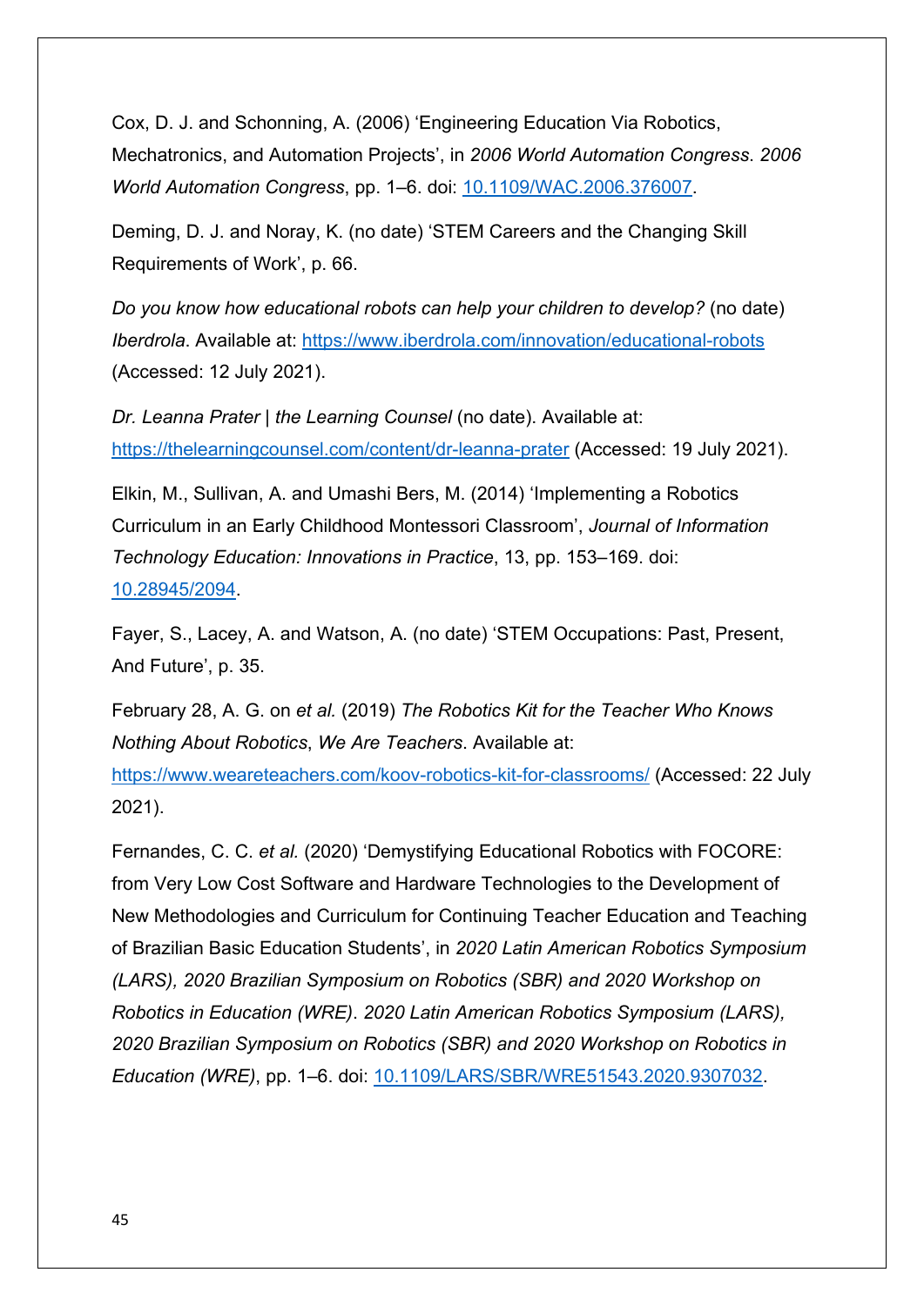Cox, D. J. and Schonning, A. (2006) ‘Engineering Education Via Robotics, Mechatronics, and Automation Projects’, in *2006 World Automation Congress*. *2006 World Automation Congress*, pp. 1–6. doi: [10.1109/WAC.2006.376007](https://doi.org/10.1109/WAC.2006.376007).

Deming, D. J. and Noray, K. (no date) ‘STEM Careers and the Changing Skill Requirements of Work’, p. 66.

*Do you know how educational robots can help your children to develop?* (no date) *Iberdrola*. Available at: [https://www.iberdrola.com/innovation/educational-robots](https://www.iberdrola.com/innovation/educational-robots) (Accessed: 12 July 2021).

*Dr. Leanna Prater | the Learning Counsel* (no date). Available at: [https://thelearningcounsel.com/content/dr-leanna-prater](https://thelearningcounsel.com/content/dr-leanna-prater) (Accessed: 19 July 2021).

Elkin, M., Sullivan, A. and Umashi Bers, M. (2014) ‘Implementing a Robotics Curriculum in an Early Childhood Montessori Classroom’, *Journal of Information Technology Education: Innovations in Practice*, 13, pp. 153–169. doi: [10.28945/2094](https://doi.org/10.28945/2094).

Fayer, S., Lacey, A. and Watson, A. (no date) ‘STEM Occupations: Past, Present, And Future’, p. 35.

February 28, A. G. on *et al.* (2019) *The Robotics Kit for the Teacher Who Knows Nothing About Robotics*, *We Are Teachers*. Available at: [https://www.weareteachers.com/koov-robotics-kit-for-classrooms/](https://www.weareteachers.com/koov-robotics-kit-for-classrooms/) (Accessed: 22 July 2021).

Fernandes, C. C. *et al.* (2020) ‘Demystifying Educational Robotics with FOCORE: from Very Low Cost Software and Hardware Technologies to the Development of New Methodologies and Curriculum for Continuing Teacher Education and Teaching of Brazilian Basic Education Students’, in *2020 Latin American Robotics Symposium (LARS), 2020 Brazilian Symposium on Robotics (SBR) and 2020 Workshop on Robotics in Education (WRE)*. *2020 Latin American Robotics Symposium (LARS), 2020 Brazilian Symposium on Robotics (SBR) and 2020 Workshop on Robotics in Education (WRE)*, pp. 1–6. doi: [10.1109/LARS/SBR/WRE51543.2020.9307032](https://doi.org/10.1109/LARS/SBR/WRE51543.2020.9307032).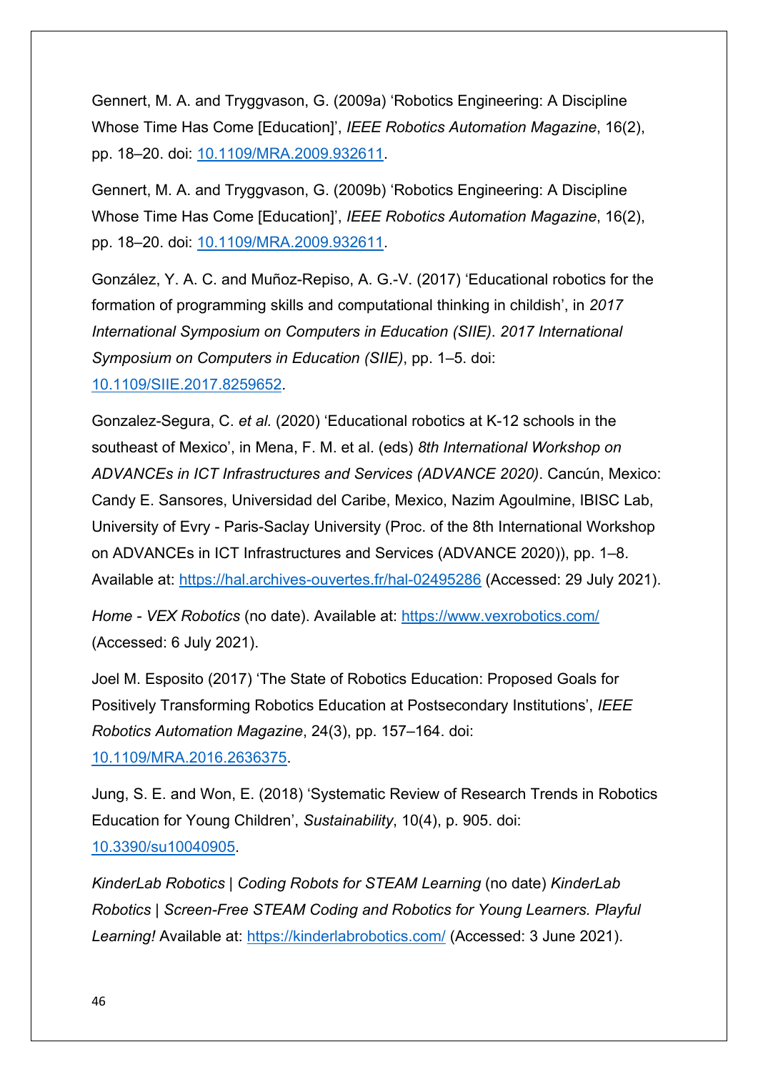Gennert, M. A. and Tryggvason, G. (2009a) 'Robotics Engineering: A Discipline Whose Time Has Come [Education]', *IEEE Robotics Automation Magazine*, 16(2), pp. 18–20. doi: [10.1109/MRA.2009.932611](https://doi.org/10.1109/MRA.2009.932611).

Gennert, M. A. and Tryggvason, G. (2009b) 'Robotics Engineering: A Discipline Whose Time Has Come [Education]', *IEEE Robotics Automation Magazine*, 16(2), pp. 18–20. doi: [10.1109/MRA.2009.932611](https://doi.org/10.1109/MRA.2009.932611).

González, Y. A. C. and Muñoz-Repiso, A. G.-V. (2017) 'Educational robotics for the formation of programming skills and computational thinking in childish', in *2017 International Symposium on Computers in Education (SIIE)*. *2017 International Symposium on Computers in Education (SIIE)*, pp. 1–5. doi: [10.1109/SIIE.2017.8259652](https://doi.org/10.1109/SIIE.2017.8259652).

Gonzalez-Segura, C. *et al.* (2020) 'Educational robotics at K-12 schools in the southeast of Mexico', in Mena, F. M. et al. (eds) *8th International Workshop on ADVANCEs in ICT Infrastructures and Services (ADVANCE 2020)*. Cancún, Mexico: Candy E. Sansores, Universidad del Caribe, Mexico, Nazim Agoulmine, IBISC Lab, University of Evry - Paris-Saclay University (Proc. of the 8th International Workshop on ADVANCEs in ICT Infrastructures and Services (ADVANCE 2020)), pp. 1–8. Available at: [https://hal.archives-ouvertes.fr/hal-02495286](https://hal.archives-ouvertes.fr/hal-02495286) (Accessed: 29 July 2021).

*Home - VEX Robotics* (no date). Available at: [https://www.vexrobotics.com/](https://www.vexrobotics.com/) (Accessed: 6 July 2021).

Joel M. Esposito (2017) 'The State of Robotics Education: Proposed Goals for Positively Transforming Robotics Education at Postsecondary Institutions', *IEEE Robotics Automation Magazine*, 24(3), pp. 157–164. doi: [10.1109/MRA.2016.2636375](https://doi.org/10.1109/MRA.2016.2636375).

Jung, S. E. and Won, E. (2018) 'Systematic Review of Research Trends in Robotics Education for Young Children', *Sustainability*, 10(4), p. 905. doi: [10.3390/su10040905](https://doi.org/10.3390/su10040905).

*KinderLab Robotics | Coding Robots for STEAM Learning* (no date) *KinderLab Robotics | Screen-Free STEAM Coding and Robotics for Young Learners. Playful Learning!* Available at: [https://kinderlabrobotics.com/](https://kinderlabrobotics.com/) (Accessed: 3 June 2021).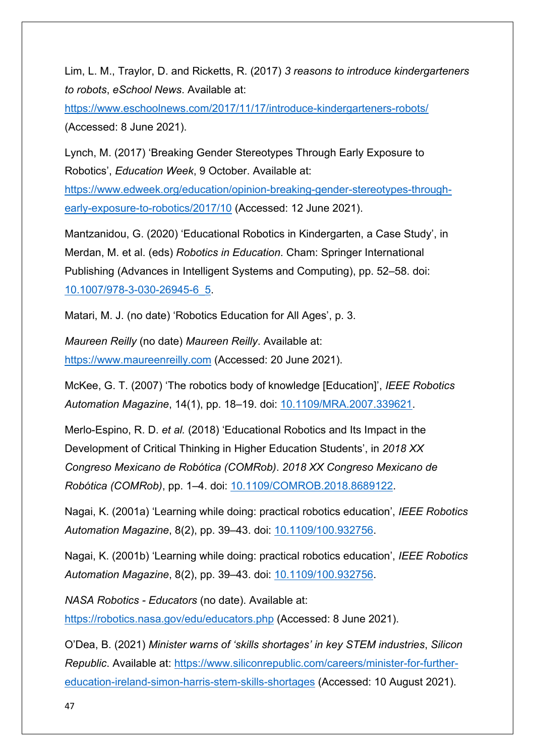Lim, L. M., Traylor, D. and Ricketts, R. (2017) *3 reasons to introduce kindergarteners to robots*, *eSchool News*. Available at: https://www.eschoolnews.com/2017/11/17/introduce-kindergarteners-robots/ (Accessed: 8 June 2021).

Lynch, M. (2017) 'Breaking Gender Stereotypes Through Early Exposure to Robotics', *Education Week*, 9 October. Available at: https://www.edweek.org/education/opinion-breaking-gender-stereotypes-through-early-exposure-to-robotics/2017/10 (Accessed: 12 June 2021).

Mantzanidou, G. (2020) 'Educational Robotics in Kindergarten, a Case Study', in Merdan, M. et al. (eds) *Robotics in Education*. Cham: Springer International Publishing (Advances in Intelligent Systems and Computing), pp. 52–58. doi: 10.1007/978-3-030-26945-6_5.

Matari, M. J. (no date) 'Robotics Education for All Ages', p. 3.

*Maureen Reilly* (no date) *Maureen Reilly*. Available at: https://www.maureenreilly.com (Accessed: 20 June 2021).

McKee, G. T. (2007) 'The robotics body of knowledge [Education]', *IEEE Robotics Automation Magazine*, 14(1), pp. 18–19. doi: 10.1109/MRA.2007.339621.

Merlo-Espino, R. D. *et al.* (2018) 'Educational Robotics and Its Impact in the Development of Critical Thinking in Higher Education Students', in *2018 XX Congreso Mexicano de Robótica (COMRob)*. *2018 XX Congreso Mexicano de Robótica (COMRob)*, pp. 1–4. doi: 10.1109/COMROB.2018.8689122.

Nagai, K. (2001a) 'Learning while doing: practical robotics education', *IEEE Robotics Automation Magazine*, 8(2), pp. 39–43. doi: 10.1109/100.932756.

Nagai, K. (2001b) 'Learning while doing: practical robotics education', *IEEE Robotics Automation Magazine*, 8(2), pp. 39–43. doi: 10.1109/100.932756.

*NASA Robotics - Educators* (no date). Available at: https://robotics.nasa.gov/edu/educators.php (Accessed: 8 June 2021).

O'Dea, B. (2021) *Minister warns of 'skills shortages' in key STEM industries*, *Silicon Republic*. Available at: https://www.siliconrepublic.com/careers/minister-for-further-education-ireland-simon-harris-stem-skills-shortages (Accessed: 10 August 2021).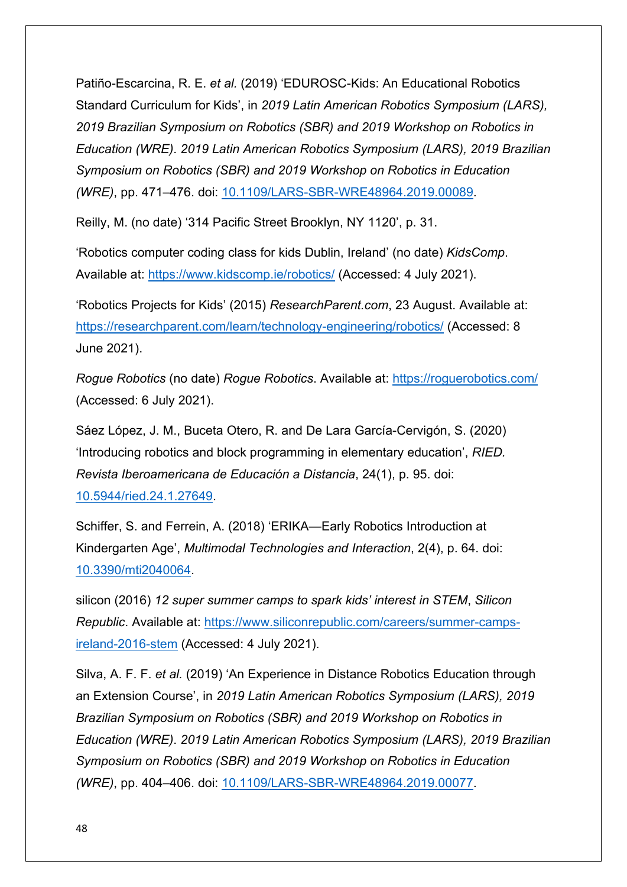Patiño-Escarcina, R. E. *et al.* (2019) 'EDUROSC-Kids: An Educational Robotics Standard Curriculum for Kids', in *2019 Latin American Robotics Symposium (LARS), 2019 Brazilian Symposium on Robotics (SBR) and 2019 Workshop on Robotics in Education (WRE)*. *2019 Latin American Robotics Symposium (LARS), 2019 Brazilian Symposium on Robotics (SBR) and 2019 Workshop on Robotics in Education (WRE)*, pp. 471–476. doi: [10.1109/LARS-SBR-WRE48964.2019.00089](https://doi.org/10.1109/LARS-SBR-WRE48964.2019.00089).

Reilly, M. (no date) '314 Pacific Street Brooklyn, NY 1120', p. 31.

'Robotics computer coding class for kids Dublin, Ireland' (no date) *KidsComp*. Available at: [https://www.kidscomp.ie/robotics/](https://www.kidscomp.ie/robotics/) (Accessed: 4 July 2021).

'Robotics Projects for Kids' (2015) *ResearchParent.com*, 23 August. Available at: [https://researchparent.com/learn/technology-engineering/robotics/](https://researchparent.com/learn/technology-engineering/robotics/) (Accessed: 8 June 2021).

*Rogue Robotics* (no date) *Rogue Robotics*. Available at: [https://roguerobotics.com/](https://roguerobotics.com/) (Accessed: 6 July 2021).

Sáez López, J. M., Buceta Otero, R. and De Lara García-Cervigón, S. (2020) 'Introducing robotics and block programming in elementary education', *RIED. Revista Iberoamericana de Educación a Distancia*, 24(1), p. 95. doi: [10.5944/ried.24.1.27649](https://doi.org/10.5944/ried.24.1.27649).

Schiffer, S. and Ferrein, A. (2018) 'ERIKA—Early Robotics Introduction at Kindergarten Age', *Multimodal Technologies and Interaction*, 2(4), p. 64. doi: [10.3390/mti2040064](https://doi.org/10.3390/mti2040064).

silicon (2016) *12 super summer camps to spark kids' interest in STEM*, *Silicon Republic*. Available at: [https://www.siliconrepublic.com/careers/summer-camps-ireland-2016-stem](https://www.siliconrepublic.com/careers/summer-camps-ireland-2016-stem) (Accessed: 4 July 2021).

Silva, A. F. F. *et al.* (2019) 'An Experience in Distance Robotics Education through an Extension Course', in *2019 Latin American Robotics Symposium (LARS), 2019 Brazilian Symposium on Robotics (SBR) and 2019 Workshop on Robotics in Education (WRE)*. *2019 Latin American Robotics Symposium (LARS), 2019 Brazilian Symposium on Robotics (SBR) and 2019 Workshop on Robotics in Education (WRE)*, pp. 404–406. doi: [10.1109/LARS-SBR-WRE48964.2019.00077](https://doi.org/10.1109/LARS-SBR-WRE48964.2019.00077).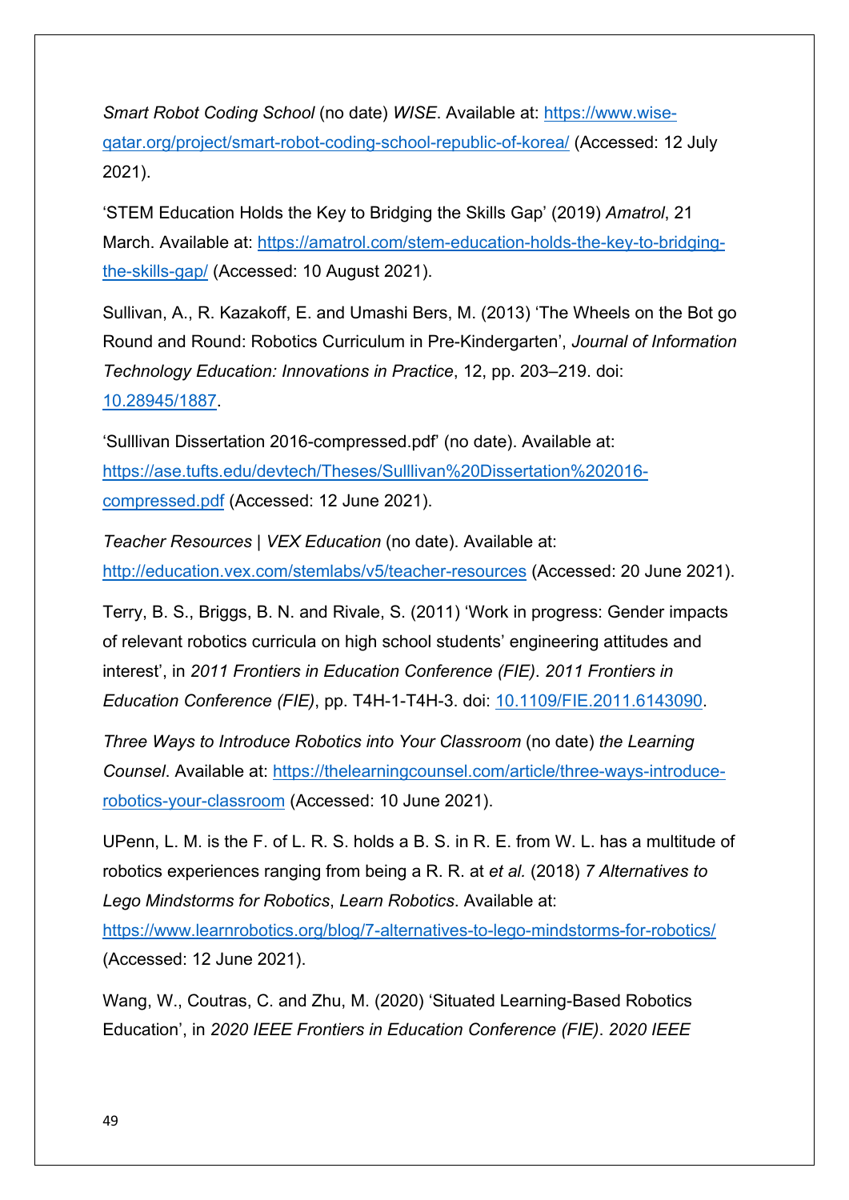*Smart Robot Coding School* (no date) *WISE*. Available at: https://www.wise-qatar.org/project/smart-robot-coding-school-republic-of-korea/ (Accessed: 12 July 2021).

'STEM Education Holds the Key to Bridging the Skills Gap' (2019) *Amatrol*, 21 March. Available at: https://amatrol.com/stem-education-holds-the-key-to-bridging-the-skills-gap/ (Accessed: 10 August 2021).

Sullivan, A., R. Kazakoff, E. and Umashi Bers, M. (2013) 'The Wheels on the Bot go Round and Round: Robotics Curriculum in Pre-Kindergarten', *Journal of Information Technology Education: Innovations in Practice*, 12, pp. 203–219. doi: 10.28945/1887.

'Sulllivan Dissertation 2016-compressed.pdf' (no date). Available at: https://ase.tufts.edu/devtech/Theses/Sulllivan%20Dissertation%202016-compressed.pdf (Accessed: 12 June 2021).

*Teacher Resources | VEX Education* (no date). Available at: http://education.vex.com/stemlabs/v5/teacher-resources (Accessed: 20 June 2021).

Terry, B. S., Briggs, B. N. and Rivale, S. (2011) 'Work in progress: Gender impacts of relevant robotics curricula on high school students' engineering attitudes and interest', in *2011 Frontiers in Education Conference (FIE)*. *2011 Frontiers in Education Conference (FIE)*, pp. T4H-1-T4H-3. doi: 10.1109/FIE.2011.6143090.

*Three Ways to Introduce Robotics into Your Classroom* (no date) *the Learning Counsel*. Available at: https://thelearningcounsel.com/article/three-ways-introduce-robotics-your-classroom (Accessed: 10 June 2021).

UPenn, L. M. is the F. of L. R. S. holds a B. S. in R. E. from W. L. has a multitude of robotics experiences ranging from being a R. R. at *et al.* (2018) *7 Alternatives to Lego Mindstorms for Robotics*, *Learn Robotics*. Available at: https://www.learnrobotics.org/blog/7-alternatives-to-lego-mindstorms-for-robotics/ (Accessed: 12 June 2021).

Wang, W., Coutras, C. and Zhu, M. (2020) 'Situated Learning-Based Robotics Education', in *2020 IEEE Frontiers in Education Conference (FIE)*. *2020 IEEE*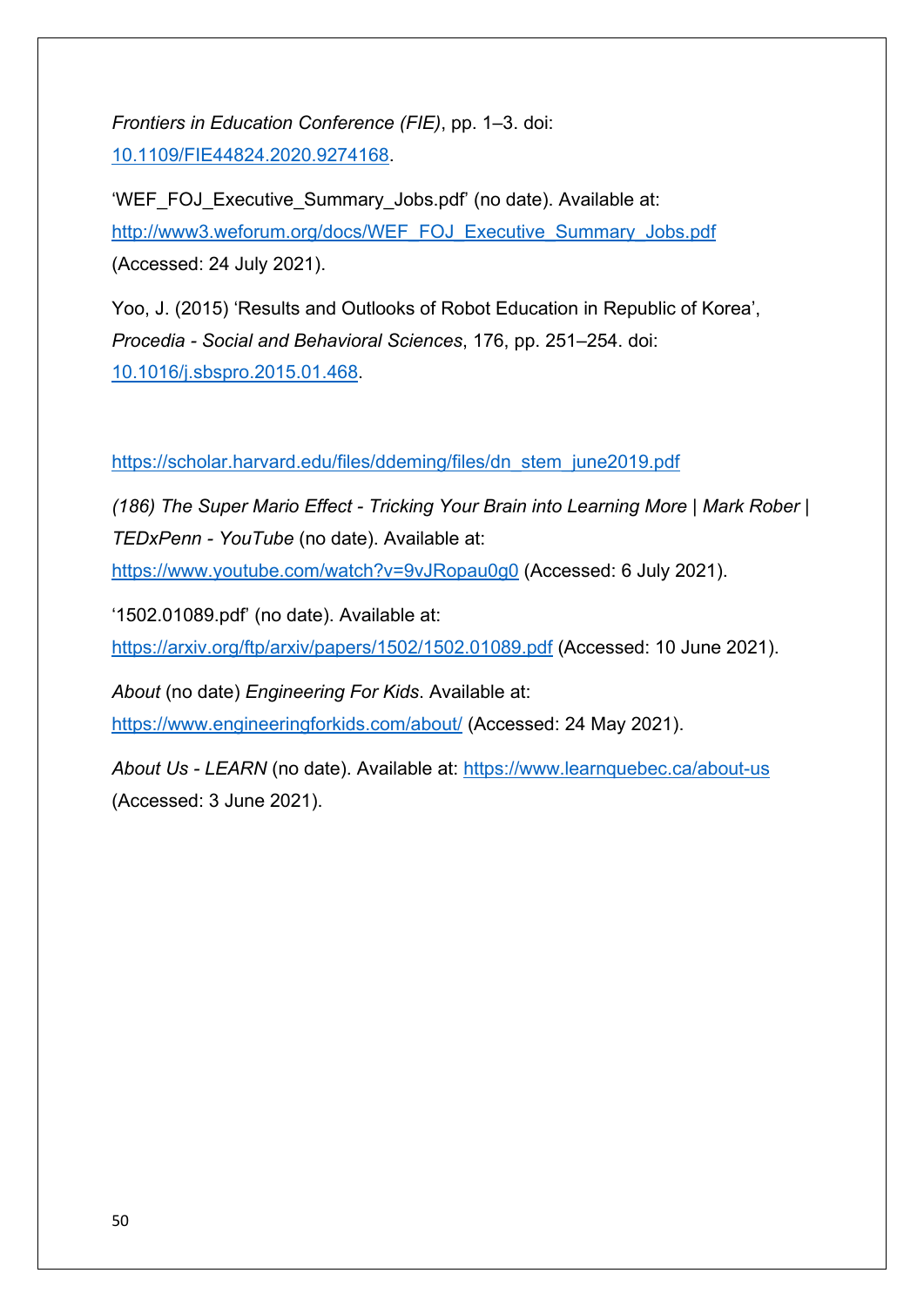*Frontiers in Education Conference (FIE)*, pp. 1–3. doi: 10.1109/FIE44824.2020.9274168.

'WEF_FOJ_Executive_Summary_Jobs.pdf' (no date). Available at: http://www3.weforum.org/docs/WEF_FOJ_Executive_Summary_Jobs.pdf (Accessed: 24 July 2021).

Yoo, J. (2015) 'Results and Outlooks of Robot Education in Republic of Korea', *Procedia - Social and Behavioral Sciences*, 176, pp. 251–254. doi: 10.1016/j.sbspro.2015.01.468.

https://scholar.harvard.edu/files/ddeming/files/dn_stem_june2019.pdf

*(186) The Super Mario Effect - Tricking Your Brain into Learning More | Mark Rober | TEDxPenn - YouTube* (no date). Available at: https://www.youtube.com/watch?v=9vJRopau0g0 (Accessed: 6 July 2021).

'1502.01089.pdf' (no date). Available at: https://arxiv.org/ftp/arxiv/papers/1502/1502.01089.pdf (Accessed: 10 June 2021).

*About* (no date) *Engineering For Kids*. Available at: https://www.engineeringforkids.com/about/ (Accessed: 24 May 2021).

*About Us - LEARN* (no date). Available at: https://www.learnquebec.ca/about-us (Accessed: 3 June 2021).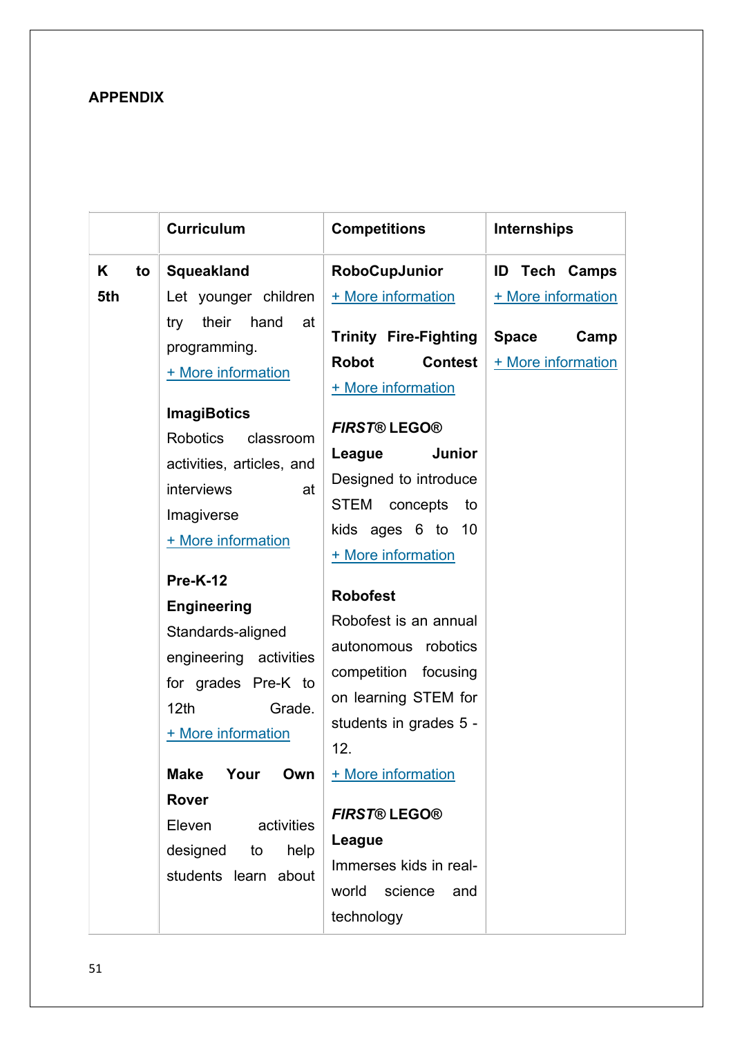**APPENDIX**

| | Curriculum | Competitions | Internships |
|---|---|---|---|
| K to 5th | **Squeakland**<br>Let younger children try their hand at programming.<br>+ More information<br><br>**ImagiBotics**<br>Robotics classroom activities, articles, and interviews at Imagiverse<br>+ More information<br><br>**Pre-K-12 Engineering**<br>Standards-aligned engineering activities for grades Pre-K to 12th Grade.<br>+ More information<br><br>**Make Your Own Rover**<br>Eleven activities designed to help students learn about | **RoboCupJunior**<br>+ More information<br><br>**Trinity Fire-Fighting Robot Contest**<br>+ More information<br><br>***FIRST*® LEGO® League Junior**<br>Designed to introduce STEM concepts to kids ages 6 to 10<br>+ More information<br><br>**Robofest**<br>Robofest is an annual autonomous robotics competition focusing on learning STEM for students in grades 5 - 12.<br>+ More information<br><br>***FIRST*® LEGO® League**<br>Immerses kids in real-world science and technology | **ID Tech Camps**<br>+ More information<br><br>**Space Camp**<br>+ More information |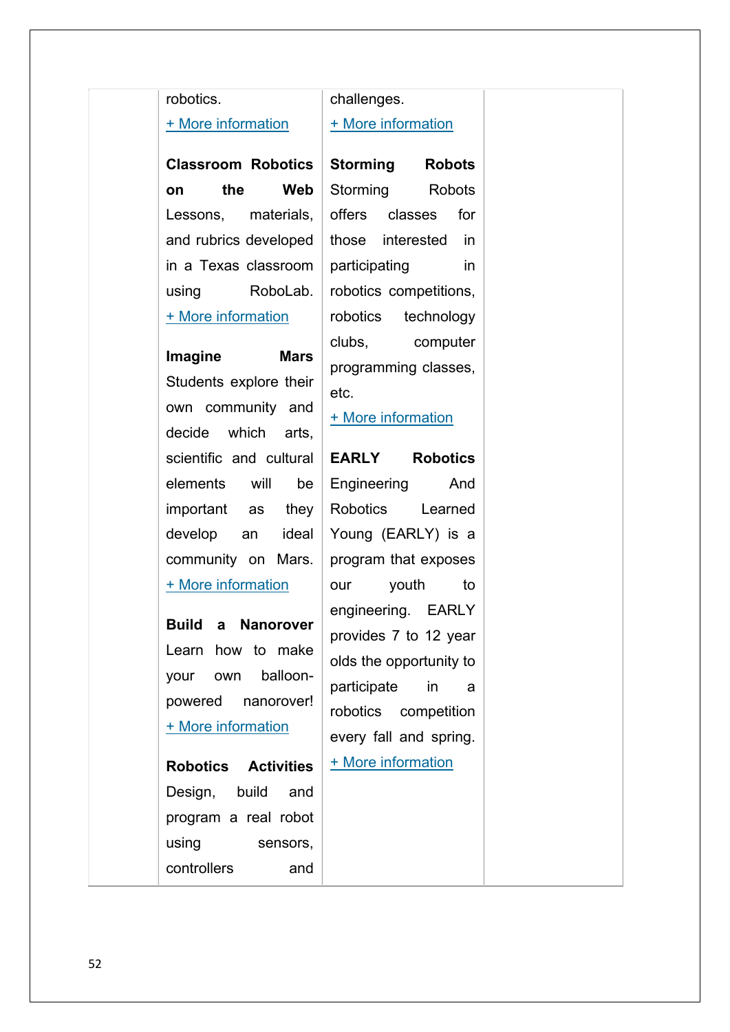| | | | |
|---|---|---|---|
| | robotics.<br>+ More information<br><br>**Classroom Robotics on the Web** Lessons, materials, and rubrics developed in a Texas classroom using RoboLab.<br>+ More information<br><br>**Imagine Mars** Students explore their own community and decide which arts, scientific and cultural elements will be important as they develop an ideal community on Mars.<br>+ More information<br><br>**Build a Nanorover** Learn how to make your own balloon-powered nanorover!<br>+ More information<br><br>**Robotics Activities** Design, build and program a real robot using sensors, controllers and | challenges.<br>+ More information<br><br>**Storming Robots** Storming Robots offers classes for those interested in participating in robotics competitions, robotics technology clubs, computer programming classes, etc.<br>+ More information<br><br>**EARLY Robotics** Engineering And Robotics Learned Young (EARLY) is a program that exposes our youth to engineering. EARLY provides 7 to 12 year olds the opportunity to participate in a robotics competition every fall and spring.<br>+ More information | |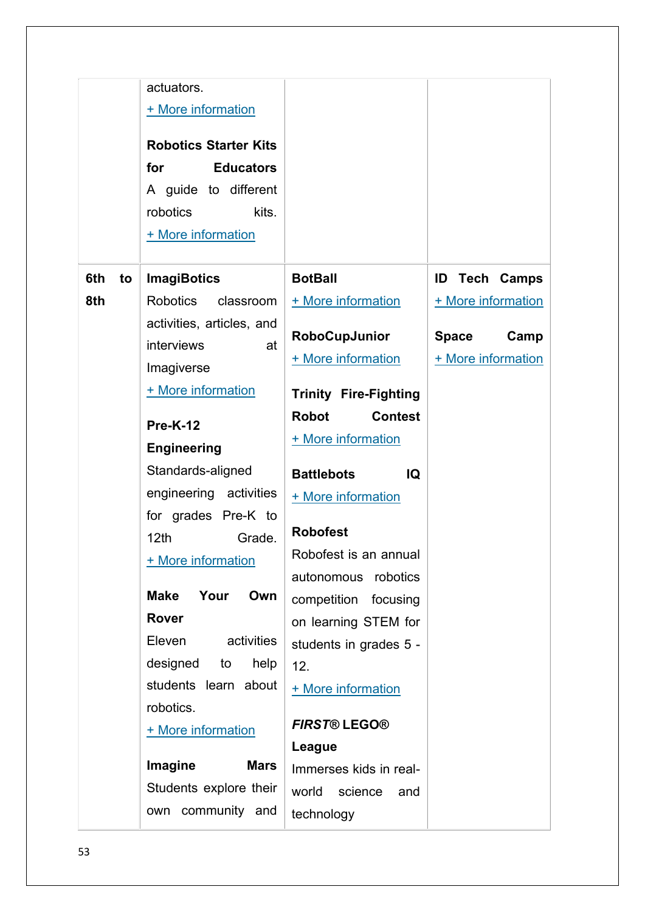| | | | |
|---|---|---|---|
| | actuators.<br>+ More information<br><br>**Robotics Starter Kits for Educators**<br>A guide to different robotics kits.<br>+ More information | | |
| **6th to 8th** | **ImagiBotics**<br>Robotics classroom activities, articles, and interviews at Imagiverse<br>+ More information<br><br>**Pre-K-12 Engineering**<br>Standards-aligned engineering activities for grades Pre-K to 12th Grade.<br>+ More information<br><br>**Make Your Own Rover**<br>Eleven activities designed to help students learn about robotics.<br>+ More information<br><br>**Imagine Mars**<br>Students explore their own community and | **BotBall**<br>+ More information<br><br>**RoboCupJunior**<br>+ More information<br><br>**Trinity Fire-Fighting Robot Contest**<br>+ More information<br><br>**Battlebots IQ**<br>+ More information<br><br>**Robofest**<br>Robofest is an annual autonomous robotics competition focusing on learning STEM for students in grades 5 - 12.<br>+ More information<br><br>***FIRST*® LEGO® League**<br>Immerses kids in real-world science and technology | **ID Tech Camps**<br>+ More information<br><br>**Space Camp**<br>+ More information |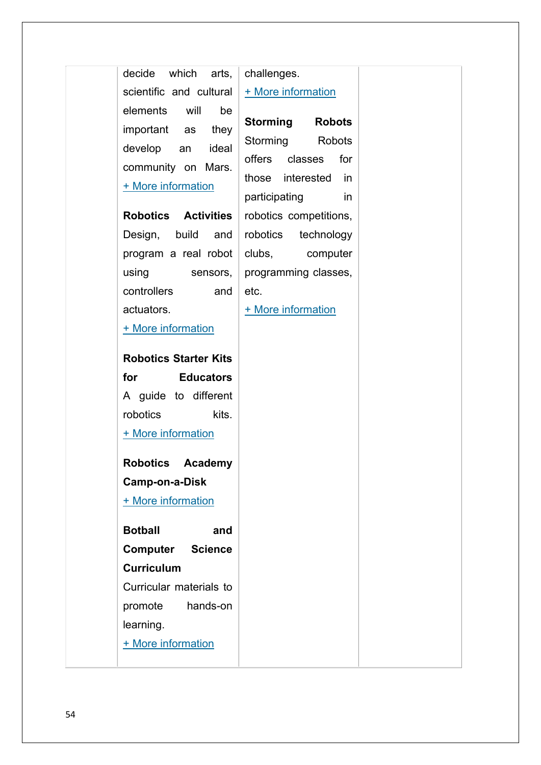decide which arts, scientific and cultural elements will be important as they develop an ideal community on Mars.
+ More information

**Robotics Activities**
Design, build and program a real robot using sensors, controllers and actuators.
+ More information

**Robotics Starter Kits for Educators**
A guide to different robotics kits.
+ More information

**Robotics Academy Camp-on-a-Disk**
+ More information

**Botball and Computer Science Curriculum**
Curricular materials to promote hands-on learning.
+ More information

challenges.
+ More information

**Storming Robots**
Storming Robots offers classes for those interested in participating in robotics competitions, robotics technology clubs, computer programming classes, etc.
+ More information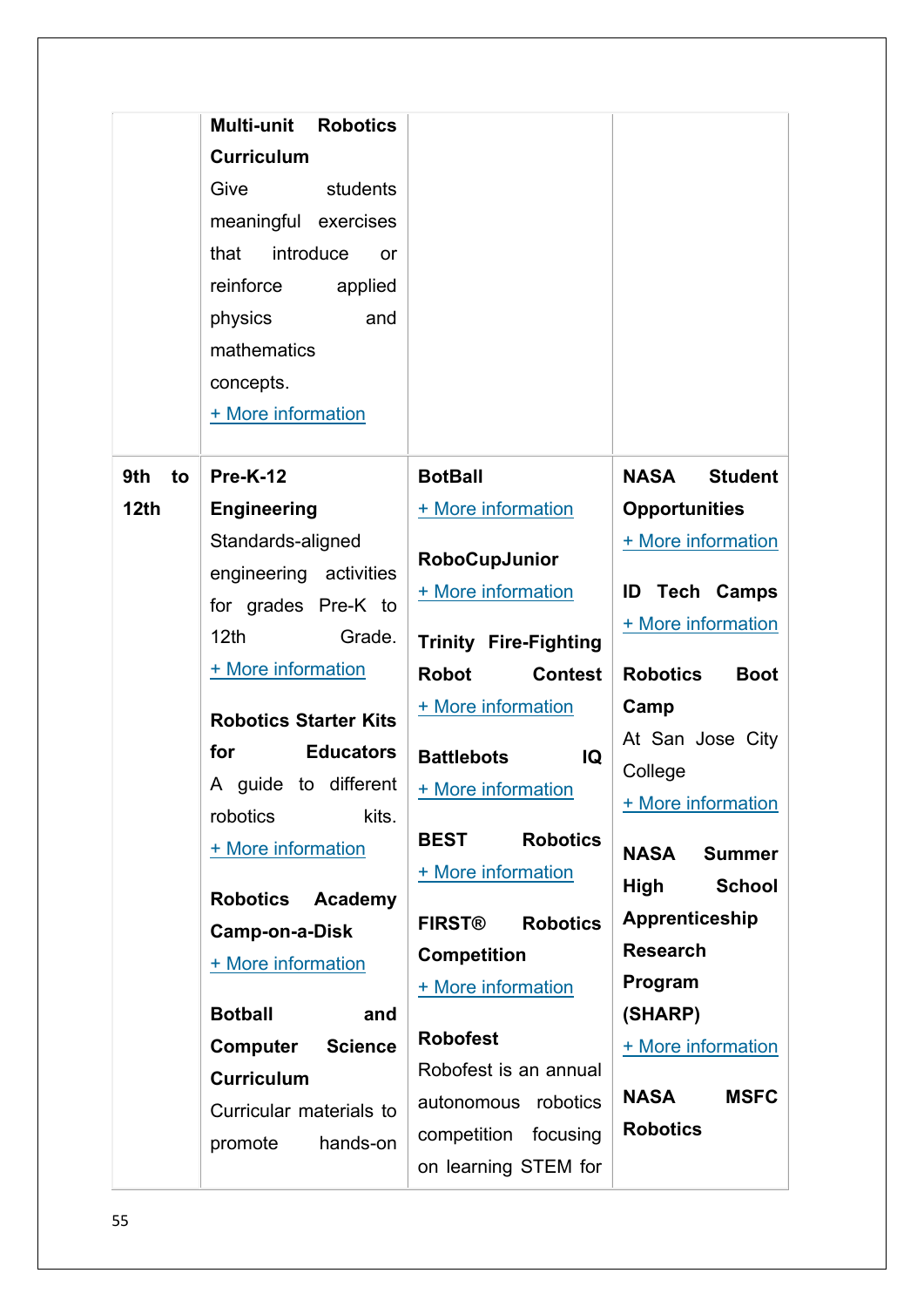| | | | |
|---|---|---|---|
| | **Multi-unit Robotics Curriculum**<br>Give students meaningful exercises that introduce or reinforce applied physics and mathematics concepts.<br>+ More information | | |
| 9th to 12th | **Pre-K-12 Engineering**<br>Standards-aligned engineering activities for grades Pre-K to 12th Grade.<br>+ More information<br><br>**Robotics Starter Kits for Educators**<br>A guide to different robotics kits.<br>+ More information<br><br>**Robotics Academy Camp-on-a-Disk**<br>+ More information<br><br>**Botball and Computer Science Curriculum**<br>Curricular materials to promote hands-on | **BotBall**<br>+ More information<br><br>**RoboCupJunior**<br>+ More information<br><br>**Trinity Fire-Fighting Robot Contest**<br>+ More information<br><br>**Battlebots IQ**<br>+ More information<br><br>**BEST Robotics**<br>+ More information<br><br>**FIRST® Robotics Competition**<br>+ More information<br><br>**Robofest**<br>Robofest is an annual autonomous robotics competition focusing on learning STEM for | **NASA Student Opportunities**<br>+ More information<br><br>**ID Tech Camps**<br>+ More information<br><br>**Robotics Boot Camp**<br>At San Jose City College<br>+ More information<br><br>**NASA Summer High School Apprenticeship Research Program (SHARP)**<br>+ More information<br><br>**NASA MSFC Robotics** |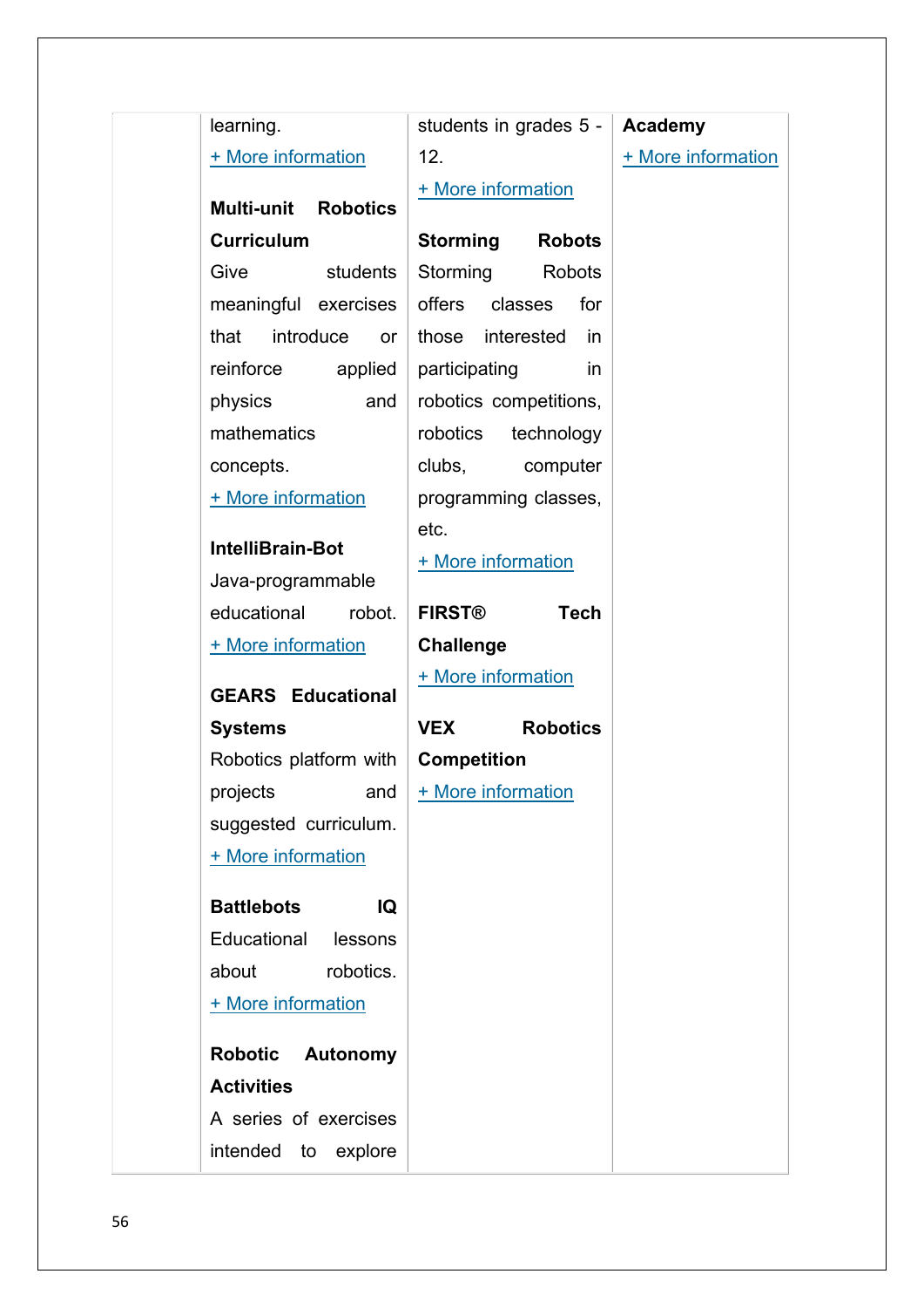| | | | |
|---|---|---|---|
| | learning.<br>+ More information<br><br>**Multi-unit Robotics Curriculum**<br>Give students meaningful exercises that introduce or reinforce applied physics and mathematics concepts.<br>+ More information<br><br>**IntelliBrain-Bot**<br>Java-programmable educational robot.<br>+ More information<br><br>**GEARS Educational Systems**<br>Robotics platform with projects and suggested curriculum.<br>+ More information<br><br>**Battlebots IQ**<br>Educational lessons about robotics.<br>+ More information<br><br>**Robotic Autonomy Activities**<br>A series of exercises intended to explore | students in grades 5 - 12.<br>+ More information<br><br>**Storming Robots**<br>Storming Robots offers classes for those interested in participating in robotics competitions, robotics technology clubs, computer programming classes, etc.<br>+ More information<br><br>**FIRST® Tech Challenge**<br>+ More information<br><br>**VEX Robotics Competition**<br>+ More information | **Academy**<br>+ More information |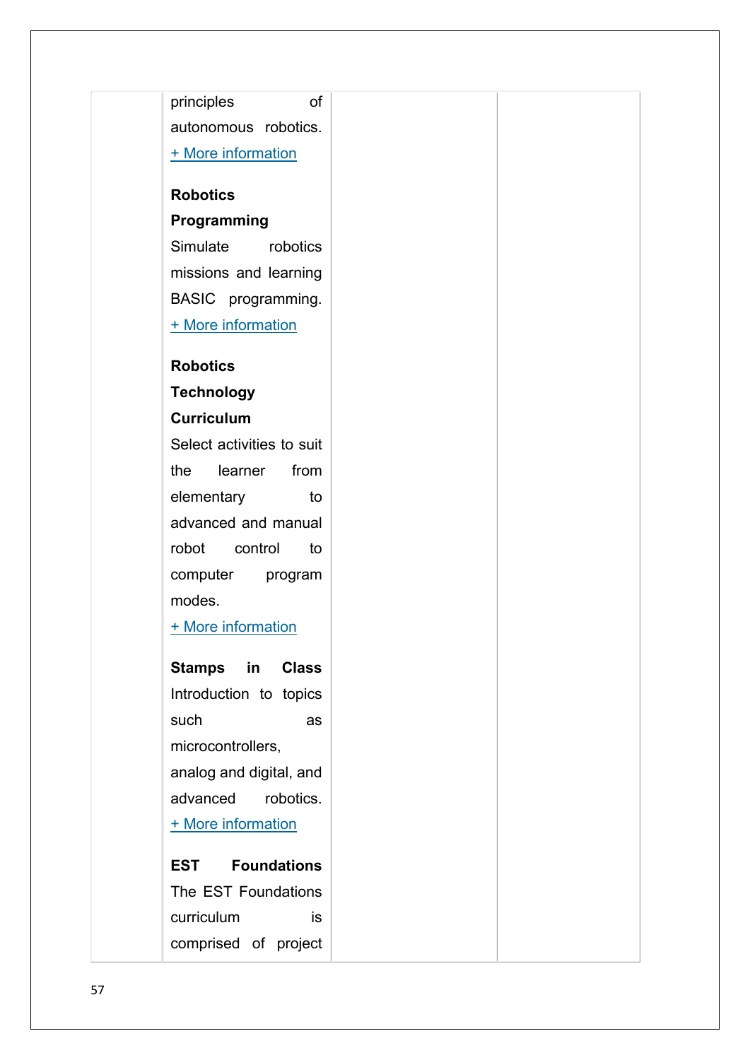| | | | |
|---|---|---|---|
| | principles of autonomous robotics. + More information<br><br>**Robotics Programming** Simulate robotics missions and learning BASIC programming. + More information<br><br>**Robotics Technology Curriculum** Select activities to suit the learner from elementary to advanced and manual robot control to computer program modes. + More information<br><br>**Stamps in Class** Introduction to topics such as microcontrollers, analog and digital, and advanced robotics. + More information<br><br>**EST Foundations** The EST Foundations curriculum is comprised of project | | |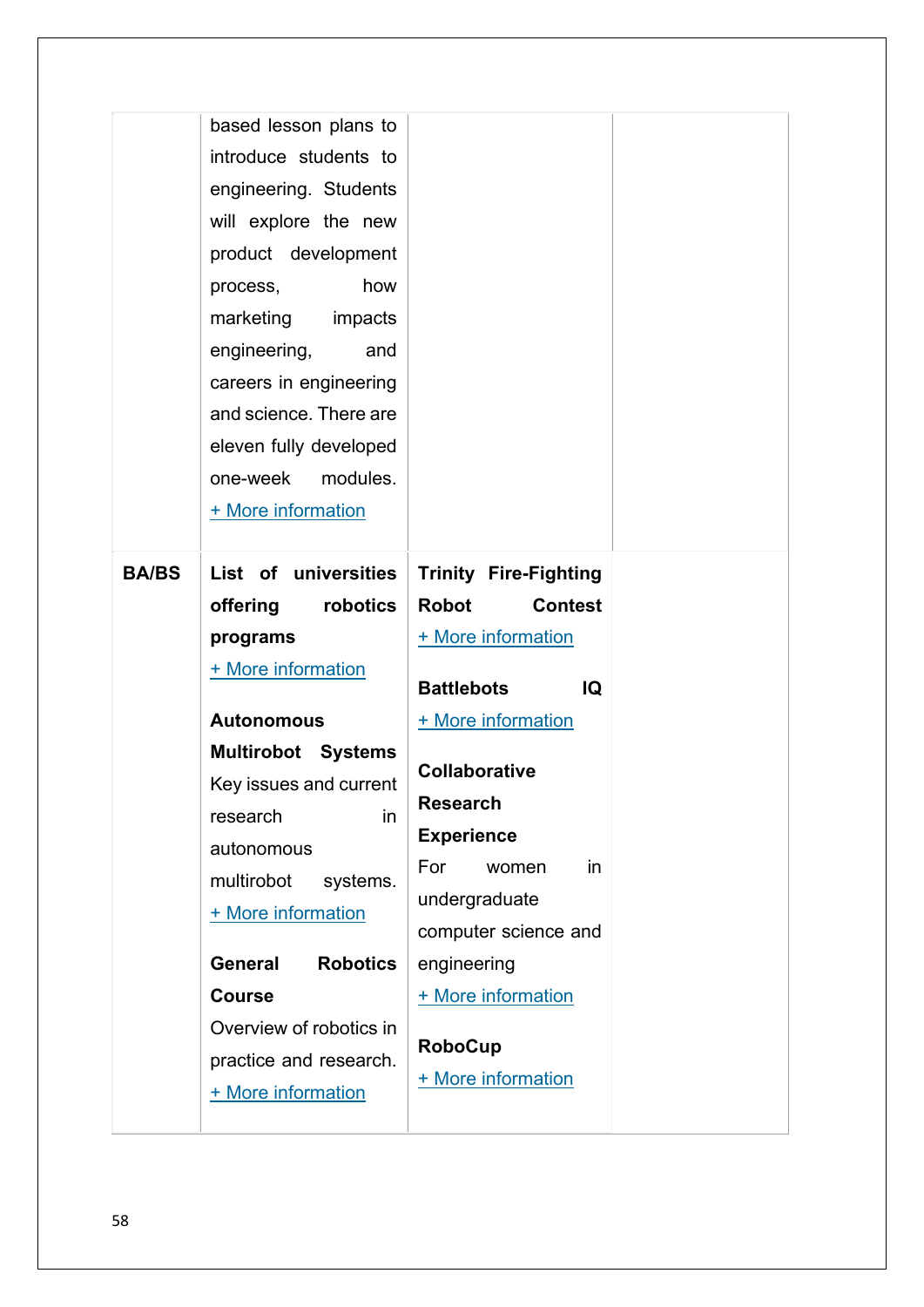| | | | |
|---|---|---|---|
| | based lesson plans to introduce students to engineering. Students will explore the new product development process, how marketing impacts engineering, and careers in engineering and science. There are eleven fully developed one-week modules. + More information | | |
| **BA/BS** | **List of universities offering robotics programs** + More information<br><br>**Autonomous Multirobot Systems** Key issues and current research in autonomous multirobot systems. + More information<br><br>**General Robotics Course** Overview of robotics in practice and research. + More information | **Trinity Fire-Fighting Robot Contest** + More information<br><br>**Battlebots IQ** + More information<br><br>**Collaborative Research Experience** For women in undergraduate computer science and engineering + More information<br><br>**RoboCup** + More information | |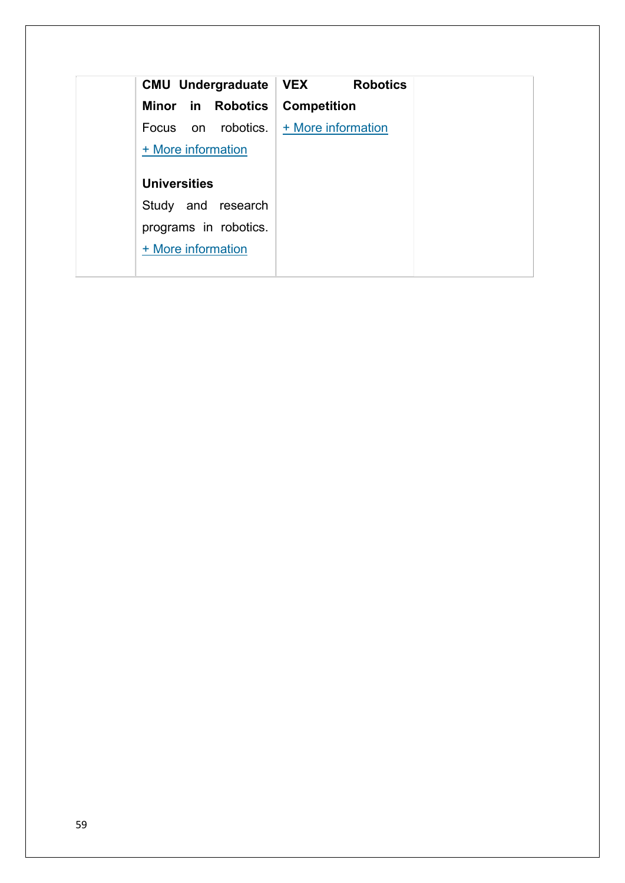| | | | |
|---|---|---|---|
| | **CMU Undergraduate Minor in Robotics**<br>Focus on robotics.<br>+ More information<br><br>**Universities**<br>Study and research programs in robotics.<br>+ More information | **VEX Robotics Competition**<br>+ More information | |